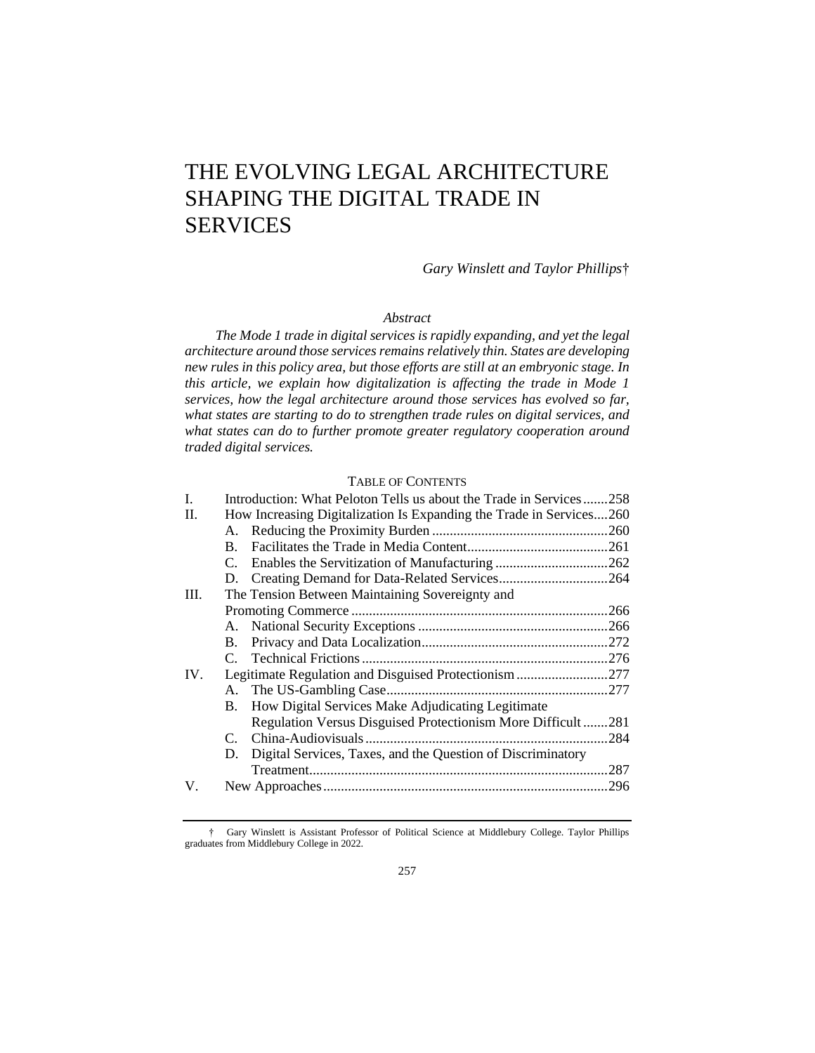# THE EVOLVING LEGAL ARCHITECTURE SHAPING THE DIGITAL TRADE IN SERVICES

*Gary Winslett and Taylor Phillips†*

*Abstract*

*The Mode 1 trade in digital services is rapidly expanding, and yet the legal architecture around those services remains relatively thin. States are developing new rules in this policy area, but those efforts are still at an embryonic stage. In this article, we explain how digitalization is affecting the trade in Mode 1 services, how the legal architecture around those services has evolved so far, what states are starting to do to strengthen trade rules on digital services, and what states can do to further promote greater regulatory cooperation around traded digital services.*

TABLE OF CONTENTS

| | | |
|---|---|---|
| I. | Introduction: What Peloton Tells us about the Trade in Services | 258 |
| II. | How Increasing Digitalization Is Expanding the Trade in Services | 260 |
| | A. Reducing the Proximity Burden | 260 |
| | B. Facilitates the Trade in Media Content | 261 |
| | C. Enables the Servitization of Manufacturing | 262 |
| | D. Creating Demand for Data-Related Services | 264 |
| III. | The Tension Between Maintaining Sovereignty and Promoting Commerce | 266 |
| | A. National Security Exceptions | 266 |
| | B. Privacy and Data Localization | 272 |
| | C. Technical Frictions | 276 |
| IV. | Legitimate Regulation and Disguised Protectionism | 277 |
| | A. The US-Gambling Case | 277 |
| | B. How Digital Services Make Adjudicating Legitimate Regulation Versus Disguised Protectionism More Difficult | 281 |
| | C. China-Audiovisuals | 284 |
| | D. Digital Services, Taxes, and the Question of Discriminatory Treatment | 287 |
| V. | New Approaches | 296 |

† Gary Winslett is Assistant Professor of Political Science at Middlebury College. Taylor Phillips graduates from Middlebury College in 2022.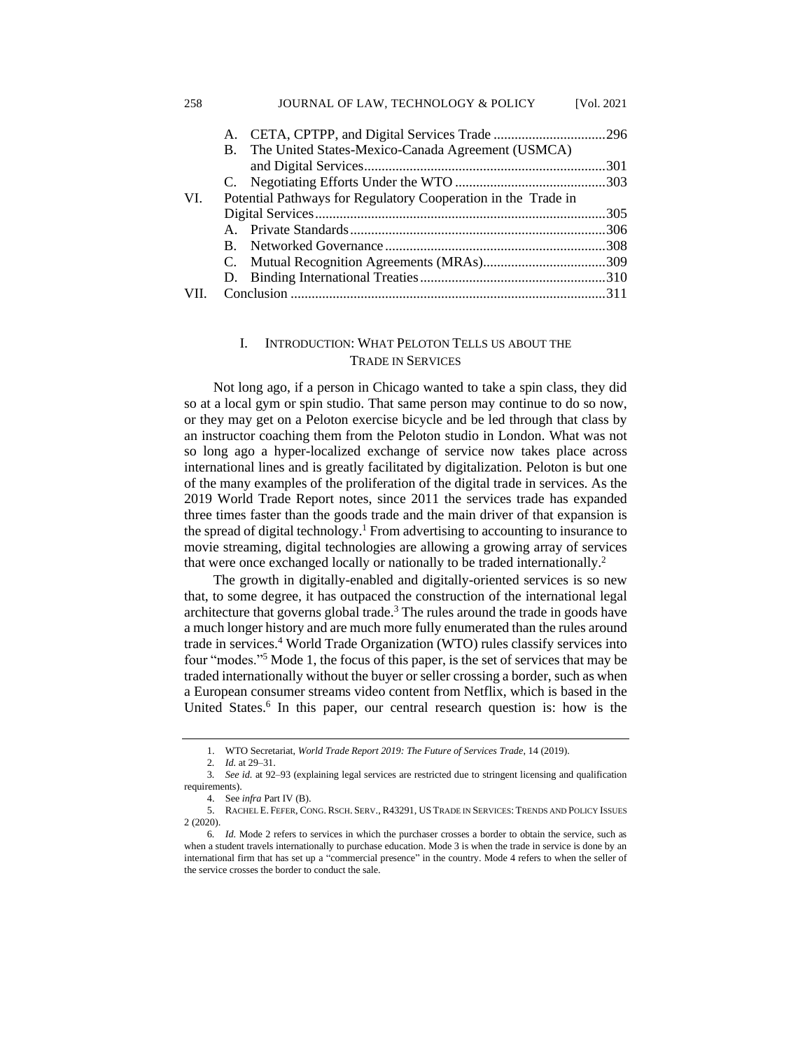A. CETA, CPTPP, and Digital Services Trade ................................296
B. The United States-Mexico-Canada Agreement (USMCA) and Digital Services.....................................................................301
C. Negotiating Efforts Under the WTO ...........................................303

VI. Potential Pathways for Regulatory Cooperation in the Trade in Digital Services...................................................................................305
A. Private Standards.........................................................................306
B. Networked Governance...............................................................308
C. Mutual Recognition Agreements (MRAs)...................................309
D. Binding International Treaties.....................................................310

VII. Conclusion .........................................................................................311

## I. Introduction: What Peloton Tells us about the Trade in Services

Not long ago, if a person in Chicago wanted to take a spin class, they did so at a local gym or spin studio. That same person may continue to do so now, or they may get on a Peloton exercise bicycle and be led through that class by an instructor coaching them from the Peloton studio in London. What was not so long ago a hyper-localized exchange of service now takes place across international lines and is greatly facilitated by digitalization. Peloton is but one of the many examples of the proliferation of the digital trade in services. As the 2019 World Trade Report notes, since 2011 the services trade has expanded three times faster than the goods trade and the main driver of that expansion is the spread of digital technology.[1] From advertising to accounting to insurance to movie streaming, digital technologies are allowing a growing array of services that were once exchanged locally or nationally to be traded internationally.[2]

The growth in digitally-enabled and digitally-oriented services is so new that, to some degree, it has outpaced the construction of the international legal architecture that governs global trade.[3] The rules around the trade in goods have a much longer history and are much more fully enumerated than the rules around trade in services.[4] World Trade Organization (WTO) rules classify services into four "modes."[5] Mode 1, the focus of this paper, is the set of services that may be traded internationally without the buyer or seller crossing a border, such as when a European consumer streams video content from Netflix, which is based in the United States.[6] In this paper, our central research question is: how is the

---

1. WTO Secretariat, *World Trade Report 2019: The Future of Services Trade*, 14 (2019).
2. *Id.* at 29–31.
3. *See id.* at 92–93 (explaining legal services are restricted due to stringent licensing and qualification requirements).
4. See *infra* Part IV (B).
5. Rachel E. Fefer, Cong. Rsch. Serv., R43291, US Trade in Services: Trends and Policy Issues 2 (2020).
6. *Id.* Mode 2 refers to services in which the purchaser crosses a border to obtain the service, such as when a student travels internationally to purchase education. Mode 3 is when the trade in service is done by an international firm that has set up a "commercial presence" in the country. Mode 4 refers to when the seller of the service crosses the border to conduct the sale.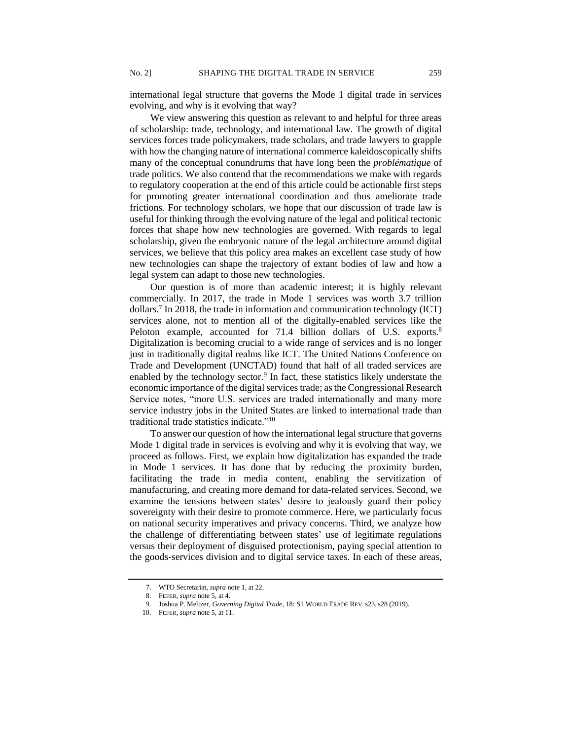international legal structure that governs the Mode 1 digital trade in services evolving, and why is it evolving that way?

We view answering this question as relevant to and helpful for three areas of scholarship: trade, technology, and international law. The growth of digital services forces trade policymakers, trade scholars, and trade lawyers to grapple with how the changing nature of international commerce kaleidoscopically shifts many of the conceptual conundrums that have long been the *problématique* of trade politics. We also contend that the recommendations we make with regards to regulatory cooperation at the end of this article could be actionable first steps for promoting greater international coordination and thus ameliorate trade frictions. For technology scholars, we hope that our discussion of trade law is useful for thinking through the evolving nature of the legal and political tectonic forces that shape how new technologies are governed. With regards to legal scholarship, given the embryonic nature of the legal architecture around digital services, we believe that this policy area makes an excellent case study of how new technologies can shape the trajectory of extant bodies of law and how a legal system can adapt to those new technologies.

Our question is of more than academic interest; it is highly relevant commercially. In 2017, the trade in Mode 1 services was worth 3.7 trillion dollars.[7] In 2018, the trade in information and communication technology (ICT) services alone, not to mention all of the digitally-enabled services like the Peloton example, accounted for 71.4 billion dollars of U.S. exports.[8] Digitalization is becoming crucial to a wide range of services and is no longer just in traditionally digital realms like ICT. The United Nations Conference on Trade and Development (UNCTAD) found that half of all traded services are enabled by the technology sector.[9] In fact, these statistics likely understate the economic importance of the digital services trade; as the Congressional Research Service notes, "more U.S. services are traded internationally and many more service industry jobs in the United States are linked to international trade than traditional trade statistics indicate."[10]

To answer our question of how the international legal structure that governs Mode 1 digital trade in services is evolving and why it is evolving that way, we proceed as follows. First, we explain how digitalization has expanded the trade in Mode 1 services. It has done that by reducing the proximity burden, facilitating the trade in media content, enabling the servitization of manufacturing, and creating more demand for data-related services. Second, we examine the tensions between states' desire to jealously guard their policy sovereignty with their desire to promote commerce. Here, we particularly focus on national security imperatives and privacy concerns. Third, we analyze how the challenge of differentiating between states' use of legitimate regulations versus their deployment of disguised protectionism, paying special attention to the goods-services division and to digital service taxes. In each of these areas,

---

7. WTO Secretariat, *supra* note 1, at 22.

8. FEFER, *supra* note 5, at 4.

9. Joshua P. Meltzer, *Governing Digital Trade*, 18: S1 WORLD TRADE REV. s23, s28 (2019).

10. FEFER, *supra* note 5, at 11.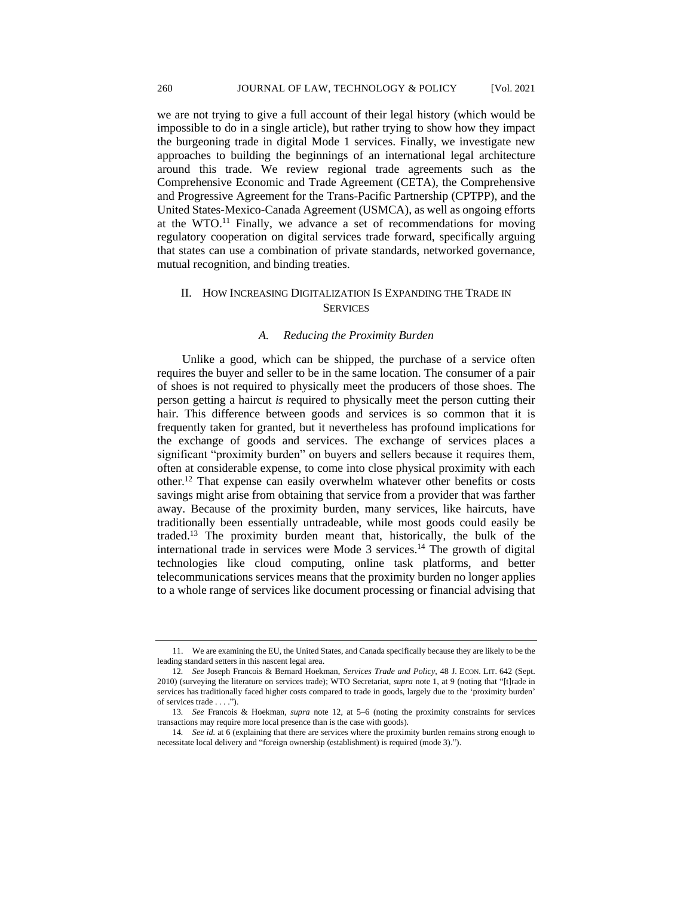we are not trying to give a full account of their legal history (which would be impossible to do in a single article), but rather trying to show how they impact the burgeoning trade in digital Mode 1 services. Finally, we investigate new approaches to building the beginnings of an international legal architecture around this trade. We review regional trade agreements such as the Comprehensive Economic and Trade Agreement (CETA), the Comprehensive and Progressive Agreement for the Trans-Pacific Partnership (CPTPP), and the United States-Mexico-Canada Agreement (USMCA), as well as ongoing efforts at the WTO.[11] Finally, we advance a set of recommendations for moving regulatory cooperation on digital services trade forward, specifically arguing that states can use a combination of private standards, networked governance, mutual recognition, and binding treaties.

## II. How Increasing Digitalization Is Expanding the Trade in Services

### *A. Reducing the Proximity Burden*

Unlike a good, which can be shipped, the purchase of a service often requires the buyer and seller to be in the same location. The consumer of a pair of shoes is not required to physically meet the producers of those shoes. The person getting a haircut *is* required to physically meet the person cutting their hair. This difference between goods and services is so common that it is frequently taken for granted, but it nevertheless has profound implications for the exchange of goods and services. The exchange of services places a significant "proximity burden" on buyers and sellers because it requires them, often at considerable expense, to come into close physical proximity with each other.[12] That expense can easily overwhelm whatever other benefits or costs savings might arise from obtaining that service from a provider that was farther away. Because of the proximity burden, many services, like haircuts, have traditionally been essentially untradeable, while most goods could easily be traded.[13] The proximity burden meant that, historically, the bulk of the international trade in services were Mode 3 services.[14] The growth of digital technologies like cloud computing, online task platforms, and better telecommunications services means that the proximity burden no longer applies to a whole range of services like document processing or financial advising that

---

11. We are examining the EU, the United States, and Canada specifically because they are likely to be the leading standard setters in this nascent legal area.

12. *See* Joseph Francois & Bernard Hoekman, *Services Trade and Policy*, 48 J. ECON. LIT. 642 (Sept. 2010) (surveying the literature on services trade); WTO Secretariat, *supra* note 1, at 9 (noting that "[t]rade in services has traditionally faced higher costs compared to trade in goods, largely due to the 'proximity burden' of services trade . . . .").

13. *See* Francois & Hoekman, *supra* note 12, at 5–6 (noting the proximity constraints for services transactions may require more local presence than is the case with goods).

14. *See id.* at 6 (explaining that there are services where the proximity burden remains strong enough to necessitate local delivery and "foreign ownership (establishment) is required (mode 3).").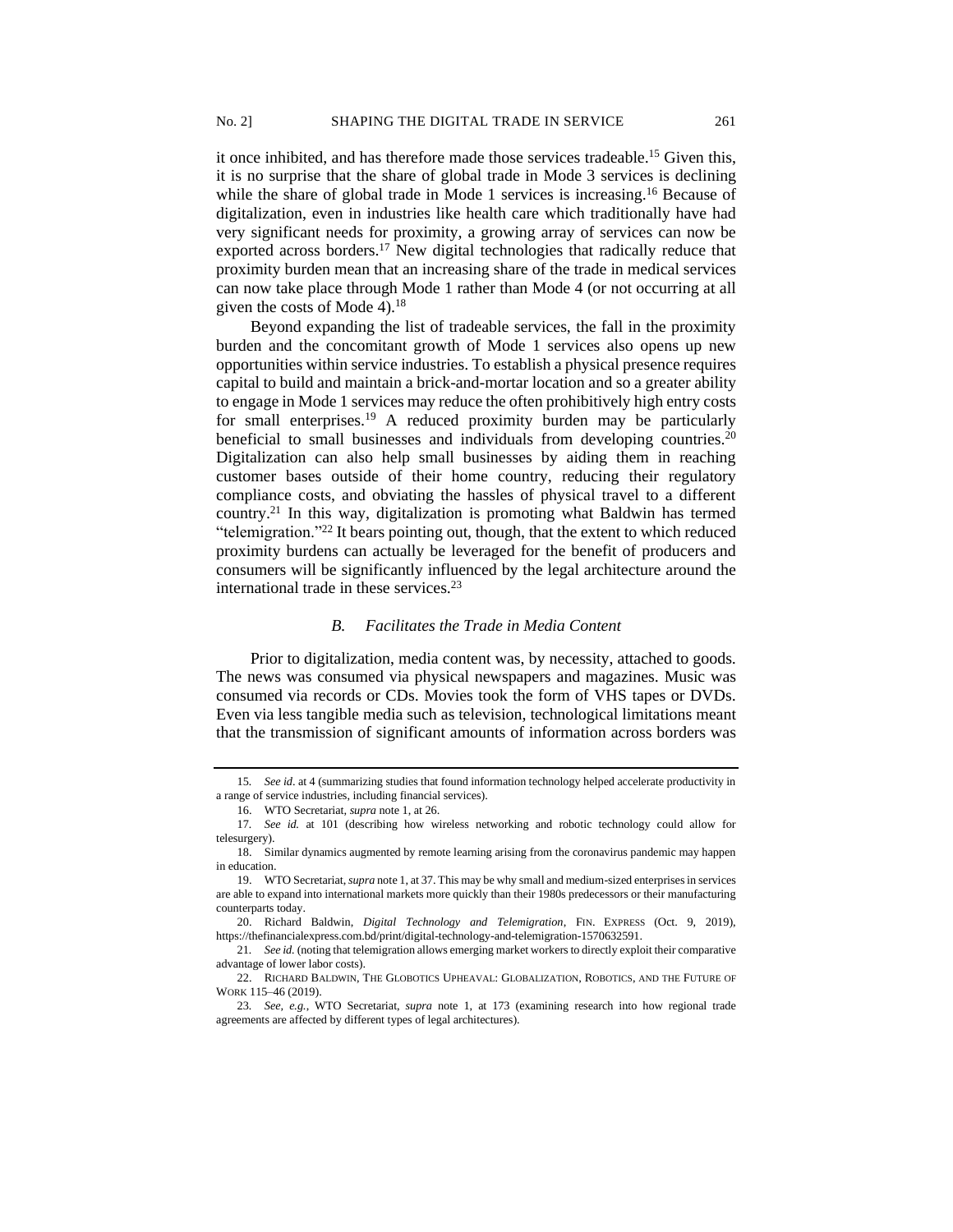it once inhibited, and has therefore made those services tradeable.[15] Given this, it is no surprise that the share of global trade in Mode 3 services is declining while the share of global trade in Mode 1 services is increasing.[16] Because of digitalization, even in industries like health care which traditionally have had very significant needs for proximity, a growing array of services can now be exported across borders.[17] New digital technologies that radically reduce that proximity burden mean that an increasing share of the trade in medical services can now take place through Mode 1 rather than Mode 4 (or not occurring at all given the costs of Mode 4).[18]

Beyond expanding the list of tradeable services, the fall in the proximity burden and the concomitant growth of Mode 1 services also opens up new opportunities within service industries. To establish a physical presence requires capital to build and maintain a brick-and-mortar location and so a greater ability to engage in Mode 1 services may reduce the often prohibitively high entry costs for small enterprises.[19] A reduced proximity burden may be particularly beneficial to small businesses and individuals from developing countries.[20] Digitalization can also help small businesses by aiding them in reaching customer bases outside of their home country, reducing their regulatory compliance costs, and obviating the hassles of physical travel to a different country.[21] In this way, digitalization is promoting what Baldwin has termed "telemigration."[22] It bears pointing out, though, that the extent to which reduced proximity burdens can actually be leveraged for the benefit of producers and consumers will be significantly influenced by the legal architecture around the international trade in these services.[23]

### *B. Facilitates the Trade in Media Content*

Prior to digitalization, media content was, by necessity, attached to goods. The news was consumed via physical newspapers and magazines. Music was consumed via records or CDs. Movies took the form of VHS tapes or DVDs. Even via less tangible media such as television, technological limitations meant that the transmission of significant amounts of information across borders was

---

15. *See id*. at 4 (summarizing studies that found information technology helped accelerate productivity in a range of service industries, including financial services).

16. WTO Secretariat, *supra* note 1, at 26.

17. *See id.* at 101 (describing how wireless networking and robotic technology could allow for telesurgery).

18. Similar dynamics augmented by remote learning arising from the coronavirus pandemic may happen in education.

19. WTO Secretariat, *supra* note 1, at 37. This may be why small and medium-sized enterprises in services are able to expand into international markets more quickly than their 1980s predecessors or their manufacturing counterparts today.

20. Richard Baldwin, *Digital Technology and Telemigration*, FIN. EXPRESS (Oct. 9, 2019), https://thefinancialexpress.com.bd/print/digital-technology-and-telemigration-1570632591.

21. *See id.* (noting that telemigration allows emerging market workers to directly exploit their comparative advantage of lower labor costs).

22. RICHARD BALDWIN, THE GLOBOTICS UPHEAVAL: GLOBALIZATION, ROBOTICS, AND THE FUTURE OF WORK 115–46 (2019).

23. *See, e.g.*, WTO Secretariat, *supra* note 1, at 173 (examining research into how regional trade agreements are affected by different types of legal architectures).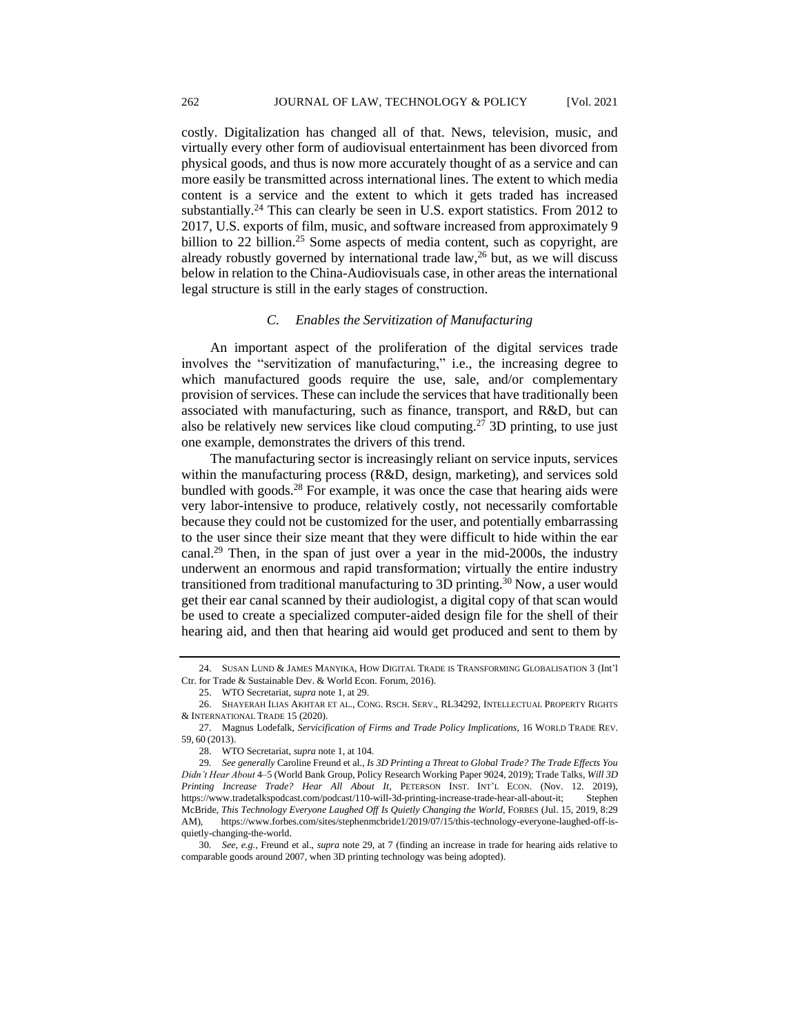costly. Digitalization has changed all of that. News, television, music, and virtually every other form of audiovisual entertainment has been divorced from physical goods, and thus is now more accurately thought of as a service and can more easily be transmitted across international lines. The extent to which media content is a service and the extent to which it gets traded has increased substantially.[24] This can clearly be seen in U.S. export statistics. From 2012 to 2017, U.S. exports of film, music, and software increased from approximately 9 billion to 22 billion.[25] Some aspects of media content, such as copyright, are already robustly governed by international trade law,[26] but, as we will discuss below in relation to the China-Audiovisuals case, in other areas the international legal structure is still in the early stages of construction.

### *C. Enables the Servitization of Manufacturing*

An important aspect of the proliferation of the digital services trade involves the "servitization of manufacturing," i.e., the increasing degree to which manufactured goods require the use, sale, and/or complementary provision of services. These can include the services that have traditionally been associated with manufacturing, such as finance, transport, and R&D, but can also be relatively new services like cloud computing.[27] 3D printing, to use just one example, demonstrates the drivers of this trend.

The manufacturing sector is increasingly reliant on service inputs, services within the manufacturing process (R&D, design, marketing), and services sold bundled with goods.[28] For example, it was once the case that hearing aids were very labor-intensive to produce, relatively costly, not necessarily comfortable because they could not be customized for the user, and potentially embarrassing to the user since their size meant that they were difficult to hide within the ear canal.[29] Then, in the span of just over a year in the mid-2000s, the industry underwent an enormous and rapid transformation; virtually the entire industry transitioned from traditional manufacturing to 3D printing.[30] Now, a user would get their ear canal scanned by their audiologist, a digital copy of that scan would be used to create a specialized computer-aided design file for the shell of their hearing aid, and then that hearing aid would get produced and sent to them by

---

24. SUSAN LUND & JAMES MANYIKA, HOW DIGITAL TRADE IS TRANSFORMING GLOBALISATION 3 (Int'l Ctr. for Trade & Sustainable Dev. & World Econ. Forum, 2016).

25. WTO Secretariat, *supra* note 1, at 29.

26. SHAYERAH ILIAS AKHTAR ET AL., CONG. RSCH. SERV., RL34292, INTELLECTUAL PROPERTY RIGHTS & INTERNATIONAL TRADE 15 (2020).

27. Magnus Lodefalk, *Servicification of Firms and Trade Policy Implications*, 16 WORLD TRADE REV. 59, 60 (2013).

28. WTO Secretariat, *supra* note 1, at 104.

29. *See generally* Caroline Freund et al., *Is 3D Printing a Threat to Global Trade? The Trade Effects You Didn't Hear About* 4–5 (World Bank Group, Policy Research Working Paper 9024, 2019); Trade Talks, *Will 3D Printing Increase Trade? Hear All About It*, PETERSON INST. INT'L ECON. (Nov. 12. 2019), https://www.tradetalkspodcast.com/podcast/110-will-3d-printing-increase-trade-hear-all-about-it; Stephen McBride, *This Technology Everyone Laughed Off Is Quietly Changing the World*, FORBES (Jul. 15, 2019, 8:29 AM), https://www.forbes.com/sites/stephenmcbride1/2019/07/15/this-technology-everyone-laughed-off-is-quietly-changing-the-world.

30. *See, e.g.*, Freund et al., *supra* note 29, at 7 (finding an increase in trade for hearing aids relative to comparable goods around 2007, when 3D printing technology was being adopted).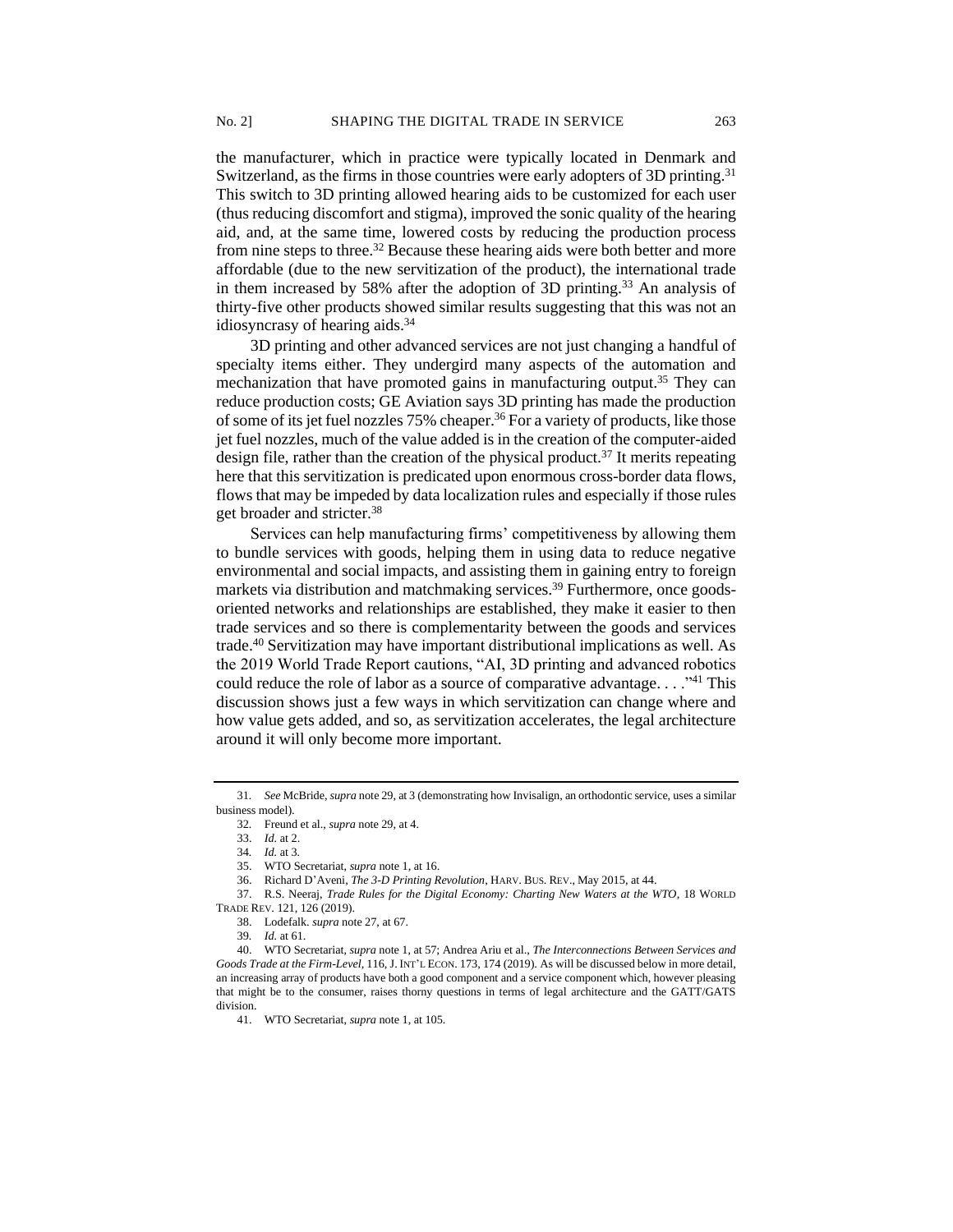the manufacturer, which in practice were typically located in Denmark and Switzerland, as the firms in those countries were early adopters of 3D printing.[31] This switch to 3D printing allowed hearing aids to be customized for each user (thus reducing discomfort and stigma), improved the sonic quality of the hearing aid, and, at the same time, lowered costs by reducing the production process from nine steps to three.[32] Because these hearing aids were both better and more affordable (due to the new servitization of the product), the international trade in them increased by 58% after the adoption of 3D printing.[33] An analysis of thirty-five other products showed similar results suggesting that this was not an idiosyncrasy of hearing aids.[34]

3D printing and other advanced services are not just changing a handful of specialty items either. They undergird many aspects of the automation and mechanization that have promoted gains in manufacturing output.[35] They can reduce production costs; GE Aviation says 3D printing has made the production of some of its jet fuel nozzles 75% cheaper.[36] For a variety of products, like those jet fuel nozzles, much of the value added is in the creation of the computer-aided design file, rather than the creation of the physical product.[37] It merits repeating here that this servitization is predicated upon enormous cross-border data flows, flows that may be impeded by data localization rules and especially if those rules get broader and stricter.[38]

Services can help manufacturing firms' competitiveness by allowing them to bundle services with goods, helping them in using data to reduce negative environmental and social impacts, and assisting them in gaining entry to foreign markets via distribution and matchmaking services.[39] Furthermore, once goods-oriented networks and relationships are established, they make it easier to then trade services and so there is complementarity between the goods and services trade.[40] Servitization may have important distributional implications as well. As the 2019 World Trade Report cautions, "AI, 3D printing and advanced robotics could reduce the role of labor as a source of comparative advantage. . . ."[41] This discussion shows just a few ways in which servitization can change where and how value gets added, and so, as servitization accelerates, the legal architecture around it will only become more important.

---

31. *See* McBride, *supra* note 29, at 3 (demonstrating how Invisalign, an orthodontic service, uses a similar business model).

32. Freund et al., *supra* note 29, at 4.

33. *Id.* at 2.

34. *Id.* at 3.

35. WTO Secretariat, *supra* note 1, at 16.

36. Richard D'Aveni, *The 3-D Printing Revolution*, HARV. BUS. REV., May 2015, at 44.

37. R.S. Neeraj, *Trade Rules for the Digital Economy: Charting New Waters at the WTO*, 18 WORLD TRADE REV. 121, 126 (2019).

38. Lodefalk. *supra* note 27, at 67.

39. *Id.* at 61.

40. WTO Secretariat, *supra* note 1, at 57; Andrea Ariu et al., *The Interconnections Between Services and Goods Trade at the Firm-Level*, 116, J. INT'L ECON. 173, 174 (2019). As will be discussed below in more detail, an increasing array of products have both a good component and a service component which, however pleasing that might be to the consumer, raises thorny questions in terms of legal architecture and the GATT/GATS division.

41. WTO Secretariat, *supra* note 1, at 105.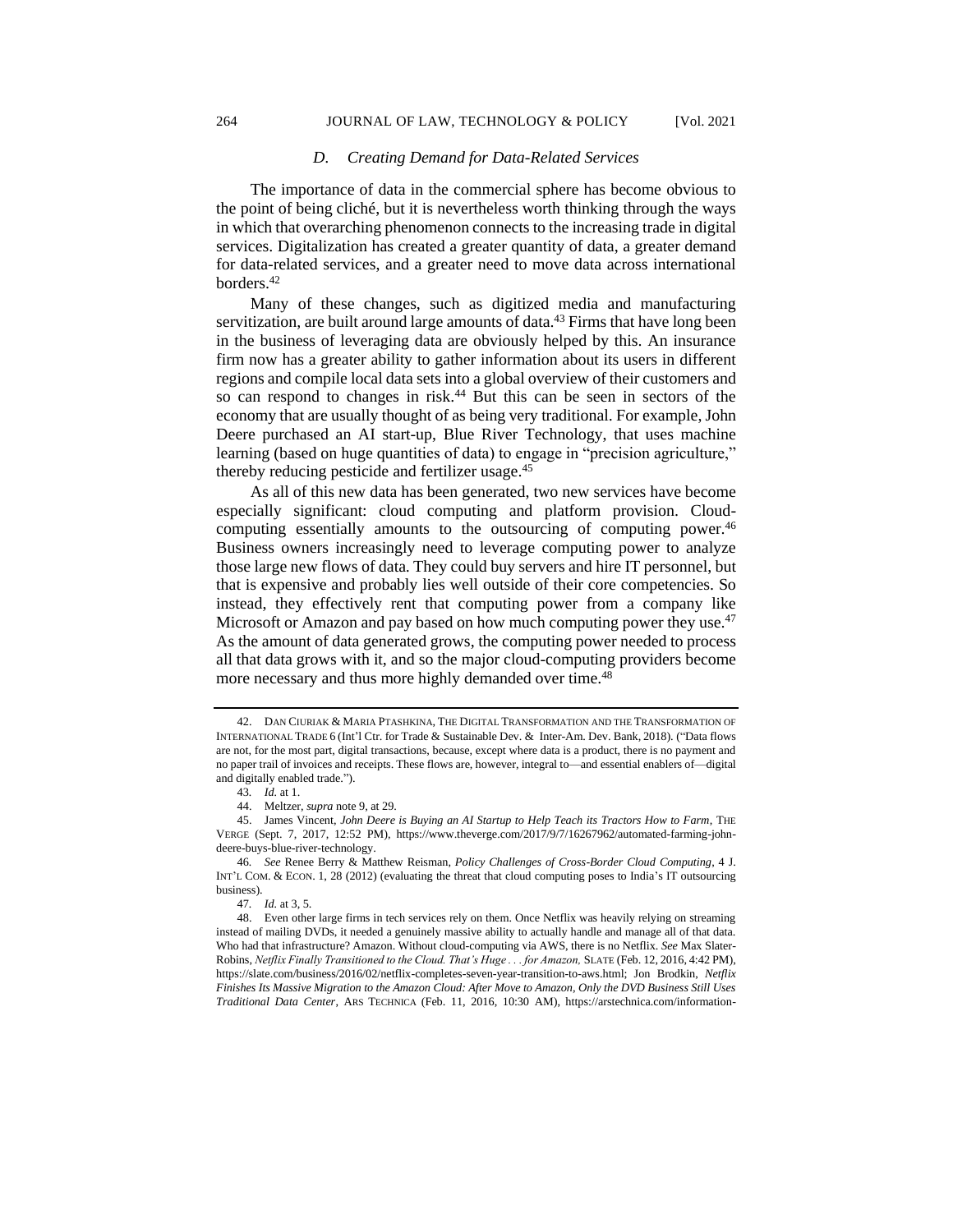### *D. Creating Demand for Data-Related Services*

The importance of data in the commercial sphere has become obvious to the point of being cliché, but it is nevertheless worth thinking through the ways in which that overarching phenomenon connects to the increasing trade in digital services. Digitalization has created a greater quantity of data, a greater demand for data-related services, and a greater need to move data across international borders.[42]

Many of these changes, such as digitized media and manufacturing servitization, are built around large amounts of data.[43] Firms that have long been in the business of leveraging data are obviously helped by this. An insurance firm now has a greater ability to gather information about its users in different regions and compile local data sets into a global overview of their customers and so can respond to changes in risk.[44] But this can be seen in sectors of the economy that are usually thought of as being very traditional. For example, John Deere purchased an AI start-up, Blue River Technology, that uses machine learning (based on huge quantities of data) to engage in "precision agriculture," thereby reducing pesticide and fertilizer usage.[45]

As all of this new data has been generated, two new services have become especially significant: cloud computing and platform provision. Cloud-computing essentially amounts to the outsourcing of computing power.[46] Business owners increasingly need to leverage computing power to analyze those large new flows of data. They could buy servers and hire IT personnel, but that is expensive and probably lies well outside of their core competencies. So instead, they effectively rent that computing power from a company like Microsoft or Amazon and pay based on how much computing power they use.[47] As the amount of data generated grows, the computing power needed to process all that data grows with it, and so the major cloud-computing providers become more necessary and thus more highly demanded over time.[48]

---

42. DAN CIURIAK & MARIA PTASHKINA, THE DIGITAL TRANSFORMATION AND THE TRANSFORMATION OF INTERNATIONAL TRADE 6 (Int'l Ctr. for Trade & Sustainable Dev. & Inter-Am. Dev. Bank, 2018). ("Data flows are not, for the most part, digital transactions, because, except where data is a product, there is no payment and no paper trail of invoices and receipts. These flows are, however, integral to—and essential enablers of—digital and digitally enabled trade.").

43. *Id.* at 1.

44. Meltzer, *supra* note 9, at 29.

45. James Vincent, *John Deere is Buying an AI Startup to Help Teach its Tractors How to Farm*, THE VERGE (Sept. 7, 2017, 12:52 PM), https://www.theverge.com/2017/9/7/16267962/automated-farming-john-deere-buys-blue-river-technology.

46. *See* Renee Berry & Matthew Reisman, *Policy Challenges of Cross-Border Cloud Computing*, 4 J. INT'L COM. & ECON. 1, 28 (2012) (evaluating the threat that cloud computing poses to India's IT outsourcing business).

47. *Id.* at 3, 5.

48. Even other large firms in tech services rely on them. Once Netflix was heavily relying on streaming instead of mailing DVDs, it needed a genuinely massive ability to actually handle and manage all of that data. Who had that infrastructure? Amazon. Without cloud-computing via AWS, there is no Netflix. *See* Max Slater-Robins, *Netflix Finally Transitioned to the Cloud. That's Huge . . . for Amazon,* SLATE (Feb. 12, 2016, 4:42 PM), https://slate.com/business/2016/02/netflix-completes-seven-year-transition-to-aws.html; Jon Brodkin, *Netflix Finishes Its Massive Migration to the Amazon Cloud: After Move to Amazon, Only the DVD Business Still Uses Traditional Data Center*, ARS TECHNICA (Feb. 11, 2016, 10:30 AM), https://arstechnica.com/information-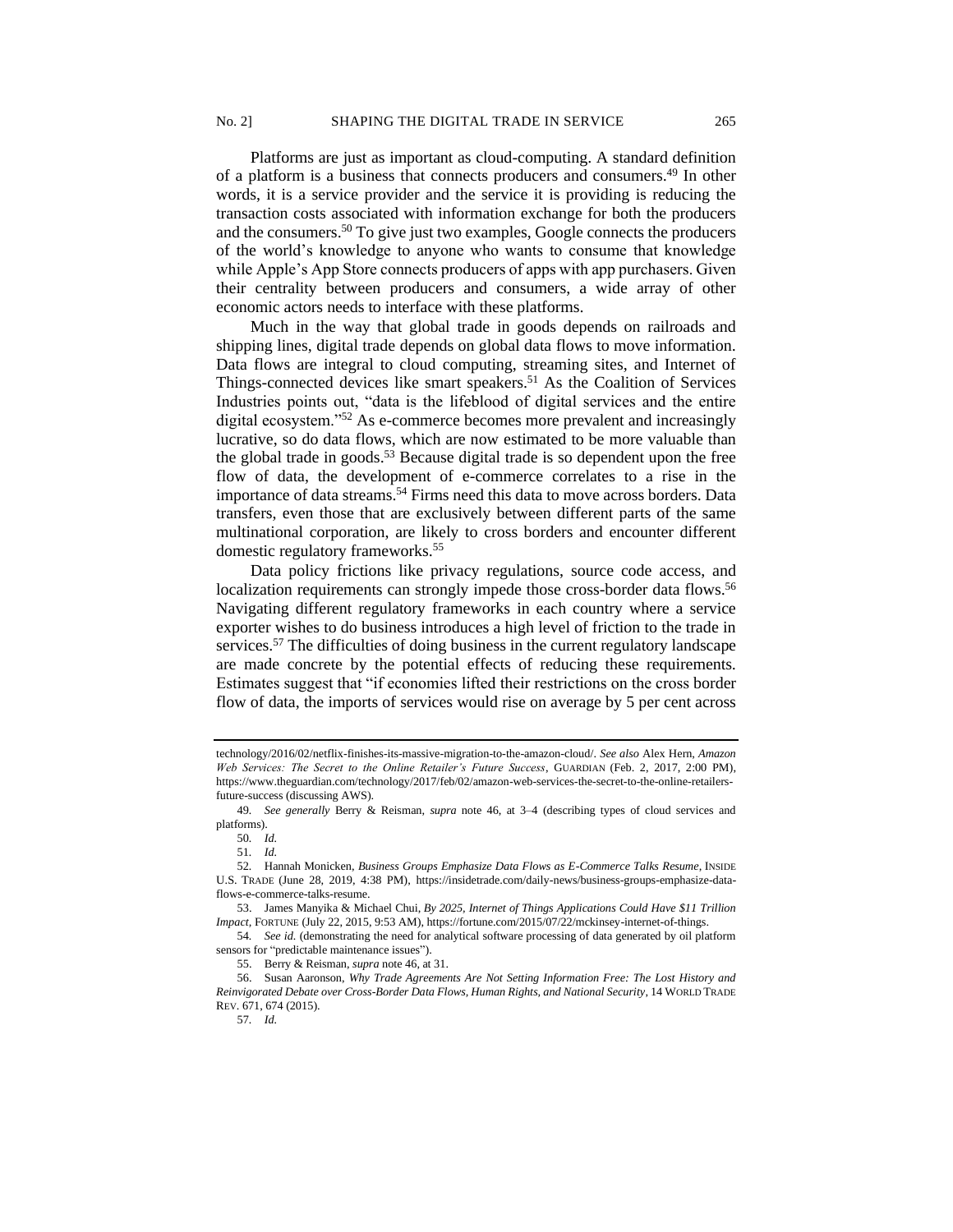Platforms are just as important as cloud-computing. A standard definition of a platform is a business that connects producers and consumers.[49] In other words, it is a service provider and the service it is providing is reducing the transaction costs associated with information exchange for both the producers and the consumers.[50] To give just two examples, Google connects the producers of the world's knowledge to anyone who wants to consume that knowledge while Apple's App Store connects producers of apps with app purchasers. Given their centrality between producers and consumers, a wide array of other economic actors needs to interface with these platforms.

Much in the way that global trade in goods depends on railroads and shipping lines, digital trade depends on global data flows to move information. Data flows are integral to cloud computing, streaming sites, and Internet of Things-connected devices like smart speakers.[51] As the Coalition of Services Industries points out, "data is the lifeblood of digital services and the entire digital ecosystem."[52] As e-commerce becomes more prevalent and increasingly lucrative, so do data flows, which are now estimated to be more valuable than the global trade in goods.[53] Because digital trade is so dependent upon the free flow of data, the development of e-commerce correlates to a rise in the importance of data streams.[54] Firms need this data to move across borders. Data transfers, even those that are exclusively between different parts of the same multinational corporation, are likely to cross borders and encounter different domestic regulatory frameworks.[55]

Data policy frictions like privacy regulations, source code access, and localization requirements can strongly impede those cross-border data flows.[56] Navigating different regulatory frameworks in each country where a service exporter wishes to do business introduces a high level of friction to the trade in services.[57] The difficulties of doing business in the current regulatory landscape are made concrete by the potential effects of reducing these requirements. Estimates suggest that "if economies lifted their restrictions on the cross border flow of data, the imports of services would rise on average by 5 per cent across

---

technology/2016/02/netflix-finishes-its-massive-migration-to-the-amazon-cloud/. *See also* Alex Hern, *Amazon Web Services: The Secret to the Online Retailer's Future Success*, GUARDIAN (Feb. 2, 2017, 2:00 PM), https://www.theguardian.com/technology/2017/feb/02/amazon-web-services-the-secret-to-the-online-retailers-future-success (discussing AWS).

49. *See generally* Berry & Reisman, *supra* note 46, at 3–4 (describing types of cloud services and platforms).

50. *Id.*

51. *Id.*

52. Hannah Monicken, *Business Groups Emphasize Data Flows as E-Commerce Talks Resume*, INSIDE U.S. TRADE (June 28, 2019, 4:38 PM), https://insidetrade.com/daily-news/business-groups-emphasize-data-flows-e-commerce-talks-resume.

53. James Manyika & Michael Chui, *By 2025, Internet of Things Applications Could Have $11 Trillion Impact*, FORTUNE (July 22, 2015, 9:53 AM), https://fortune.com/2015/07/22/mckinsey-internet-of-things.

54. *See id.* (demonstrating the need for analytical software processing of data generated by oil platform sensors for "predictable maintenance issues").

55. Berry & Reisman, *supra* note 46, at 31.

56. Susan Aaronson, *Why Trade Agreements Are Not Setting Information Free: The Lost History and Reinvigorated Debate over Cross-Border Data Flows, Human Rights, and National Security*, 14 WORLD TRADE REV. 671, 674 (2015).

57. *Id.*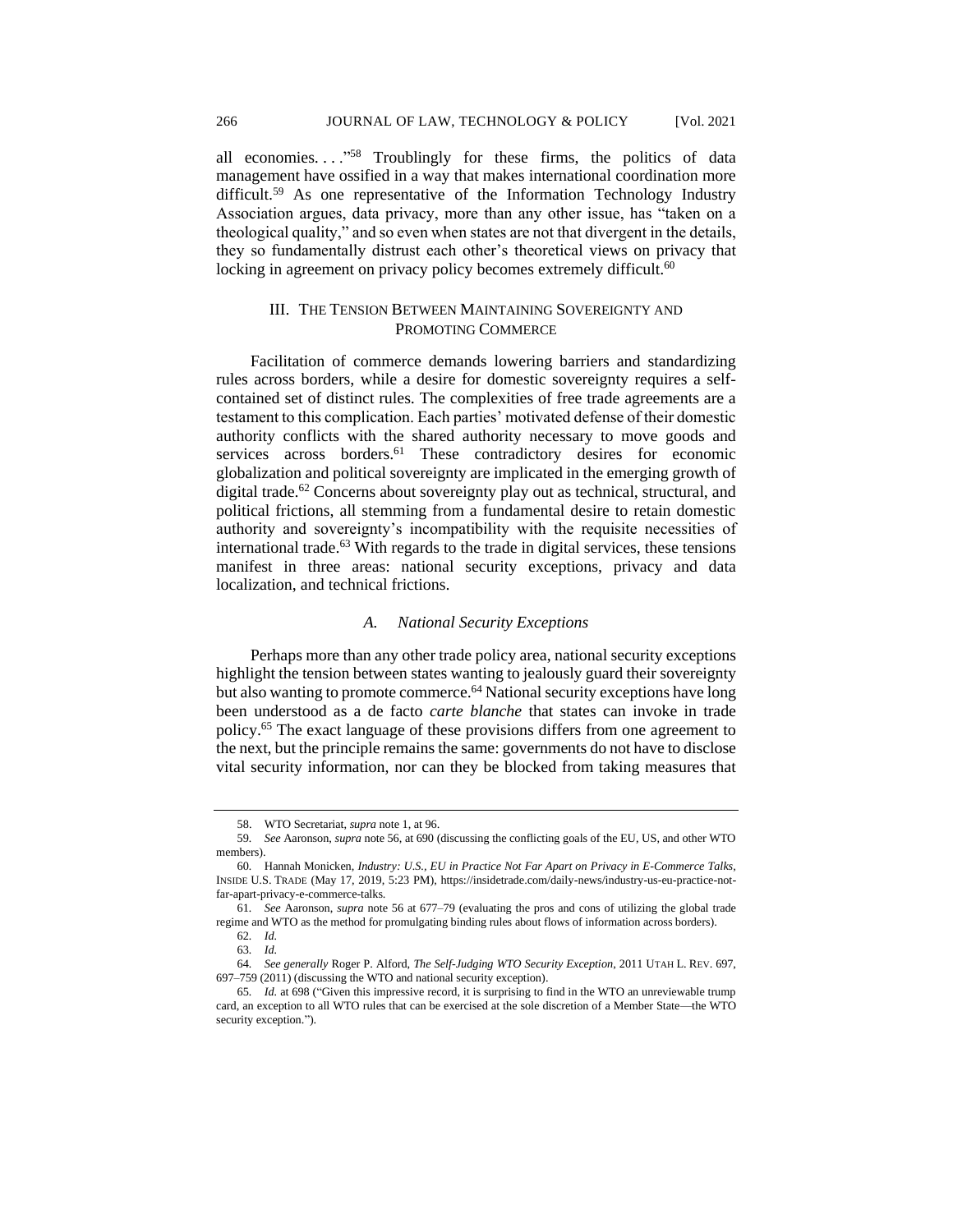all economies. . . ."[58] Troublingly for these firms, the politics of data management have ossified in a way that makes international coordination more difficult.[59] As one representative of the Information Technology Industry Association argues, data privacy, more than any other issue, has "taken on a theological quality," and so even when states are not that divergent in the details, they so fundamentally distrust each other's theoretical views on privacy that locking in agreement on privacy policy becomes extremely difficult.[60]

## III. THE TENSION BETWEEN MAINTAINING SOVEREIGNTY AND PROMOTING COMMERCE

Facilitation of commerce demands lowering barriers and standardizing rules across borders, while a desire for domestic sovereignty requires a self-contained set of distinct rules. The complexities of free trade agreements are a testament to this complication. Each parties' motivated defense of their domestic authority conflicts with the shared authority necessary to move goods and services across borders.[61] These contradictory desires for economic globalization and political sovereignty are implicated in the emerging growth of digital trade.[62] Concerns about sovereignty play out as technical, structural, and political frictions, all stemming from a fundamental desire to retain domestic authority and sovereignty's incompatibility with the requisite necessities of international trade.[63] With regards to the trade in digital services, these tensions manifest in three areas: national security exceptions, privacy and data localization, and technical frictions.

### *A. National Security Exceptions*

Perhaps more than any other trade policy area, national security exceptions highlight the tension between states wanting to jealously guard their sovereignty but also wanting to promote commerce.[64] National security exceptions have long been understood as a de facto *carte blanche* that states can invoke in trade policy.[65] The exact language of these provisions differs from one agreement to the next, but the principle remains the same: governments do not have to disclose vital security information, nor can they be blocked from taking measures that

---

58. WTO Secretariat, *supra* note 1, at 96.

59. *See* Aaronson, *supra* note 56, at 690 (discussing the conflicting goals of the EU, US, and other WTO members).

60. Hannah Monicken, *Industry: U.S., EU in Practice Not Far Apart on Privacy in E-Commerce Talks*, INSIDE U.S. TRADE (May 17, 2019, 5:23 PM), https://insidetrade.com/daily-news/industry-us-eu-practice-not-far-apart-privacy-e-commerce-talks.

61. *See* Aaronson, *supra* note 56 at 677–79 (evaluating the pros and cons of utilizing the global trade regime and WTO as the method for promulgating binding rules about flows of information across borders).

62. *Id.*

63. *Id.*

64. *See generally* Roger P. Alford, *The Self-Judging WTO Security Exception*, 2011 UTAH L. REV. 697, 697–759 (2011) (discussing the WTO and national security exception).

65. *Id.* at 698 ("Given this impressive record, it is surprising to find in the WTO an unreviewable trump card, an exception to all WTO rules that can be exercised at the sole discretion of a Member State—the WTO security exception.").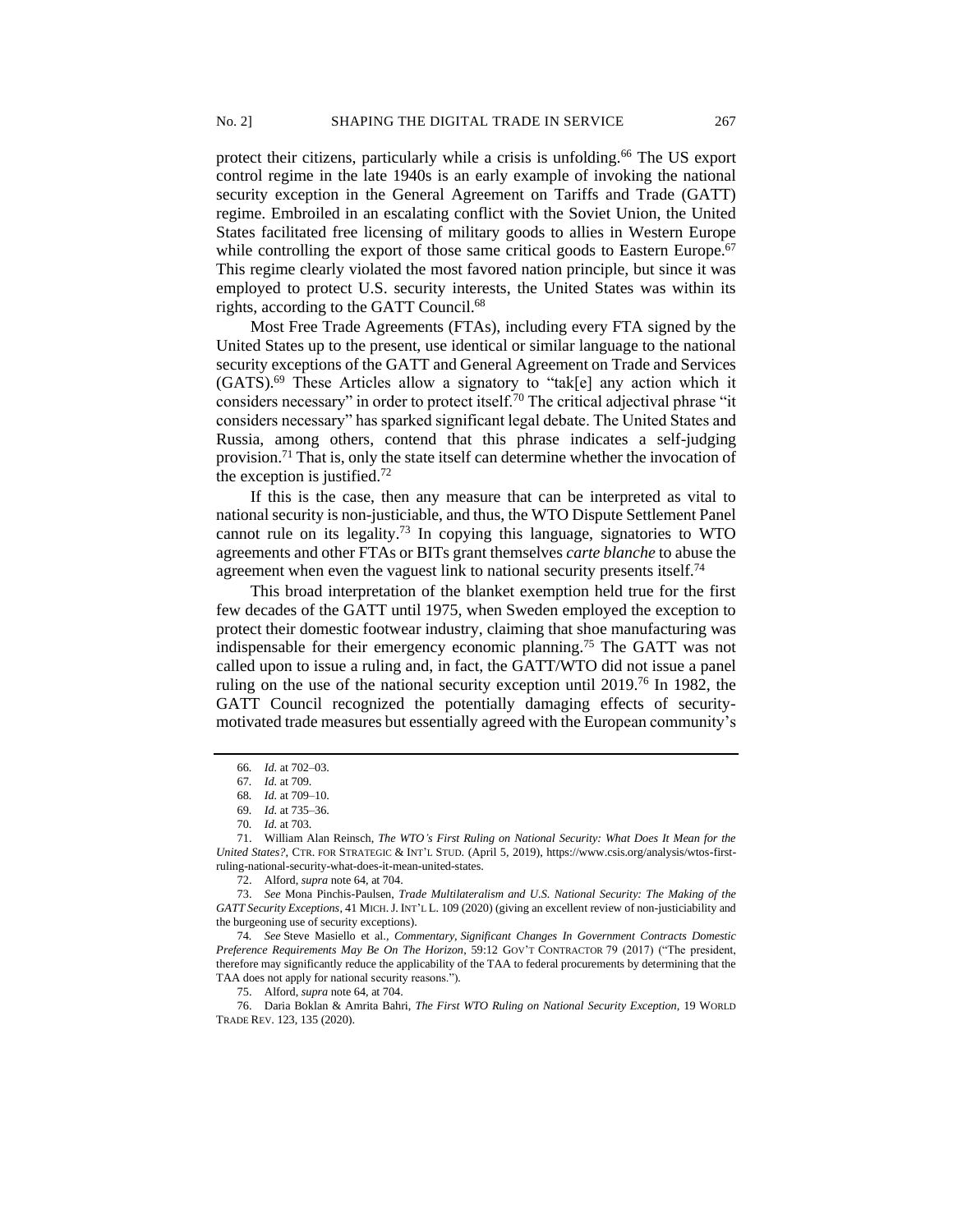protect their citizens, particularly while a crisis is unfolding.[66] The US export control regime in the late 1940s is an early example of invoking the national security exception in the General Agreement on Tariffs and Trade (GATT) regime. Embroiled in an escalating conflict with the Soviet Union, the United States facilitated free licensing of military goods to allies in Western Europe while controlling the export of those same critical goods to Eastern Europe.[67] This regime clearly violated the most favored nation principle, but since it was employed to protect U.S. security interests, the United States was within its rights, according to the GATT Council.[68]

Most Free Trade Agreements (FTAs), including every FTA signed by the United States up to the present, use identical or similar language to the national security exceptions of the GATT and General Agreement on Trade and Services (GATS).[69] These Articles allow a signatory to "tak[e] any action which it considers necessary" in order to protect itself.[70] The critical adjectival phrase "it considers necessary" has sparked significant legal debate. The United States and Russia, among others, contend that this phrase indicates a self-judging provision.[71] That is, only the state itself can determine whether the invocation of the exception is justified.[72]

If this is the case, then any measure that can be interpreted as vital to national security is non-justiciable, and thus, the WTO Dispute Settlement Panel cannot rule on its legality.[73] In copying this language, signatories to WTO agreements and other FTAs or BITs grant themselves *carte blanche* to abuse the agreement when even the vaguest link to national security presents itself.[74]

This broad interpretation of the blanket exemption held true for the first few decades of the GATT until 1975, when Sweden employed the exception to protect their domestic footwear industry, claiming that shoe manufacturing was indispensable for their emergency economic planning.[75] The GATT was not called upon to issue a ruling and, in fact, the GATT/WTO did not issue a panel ruling on the use of the national security exception until 2019.[76] In 1982, the GATT Council recognized the potentially damaging effects of security-motivated trade measures but essentially agreed with the European community's

---

66. *Id.* at 702–03.

67. *Id.* at 709.

68. *Id.* at 709–10.

69. *Id.* at 735–36.

70. *Id.* at 703.

71. William Alan Reinsch, *The WTO's First Ruling on National Security: What Does It Mean for the United States?*, CTR. FOR STRATEGIC & INT'L STUD. (April 5, 2019), https://www.csis.org/analysis/wtos-first-ruling-national-security-what-does-it-mean-united-states.

72. Alford, *supra* note 64, at 704.

73. *See* Mona Pinchis-Paulsen, *Trade Multilateralism and U.S. National Security: The Making of the GATT Security Exceptions*, 41 MICH. J. INT'L L. 109 (2020) (giving an excellent review of non-justiciability and the burgeoning use of security exceptions).

74. *See* Steve Masiello et al., *Commentary, Significant Changes In Government Contracts Domestic Preference Requirements May Be On The Horizon*, 59:12 GOV'T CONTRACTOR 79 (2017) ("The president, therefore may significantly reduce the applicability of the TAA to federal procurements by determining that the TAA does not apply for national security reasons.").

75. Alford, *supra* note 64, at 704.

76. Daria Boklan & Amrita Bahri, *The First WTO Ruling on National Security Exception*, 19 WORLD TRADE REV. 123, 135 (2020).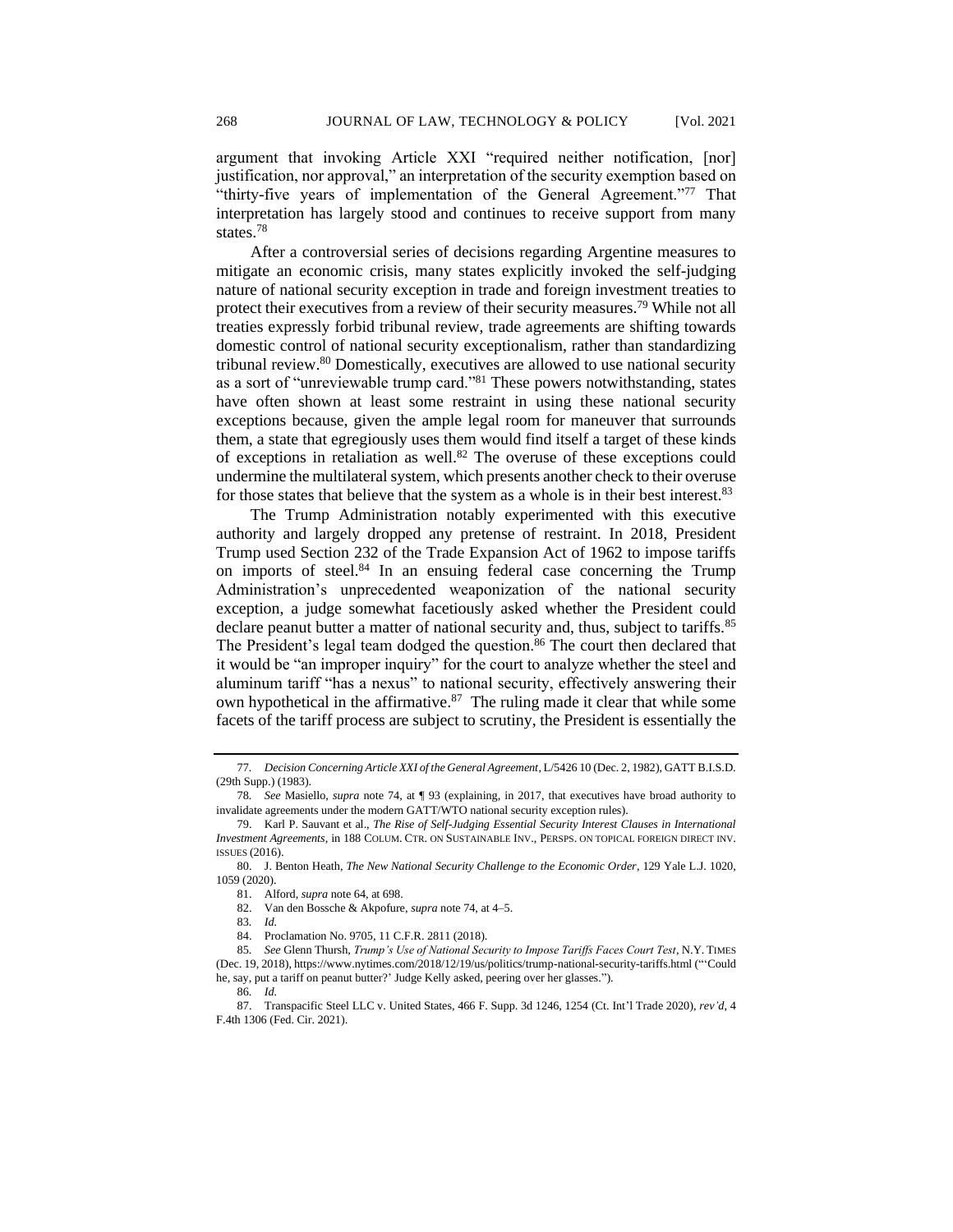argument that invoking Article XXI "required neither notification, [nor] justification, nor approval," an interpretation of the security exemption based on "thirty-five years of implementation of the General Agreement."[77] That interpretation has largely stood and continues to receive support from many states.[78]

After a controversial series of decisions regarding Argentine measures to mitigate an economic crisis, many states explicitly invoked the self-judging nature of national security exception in trade and foreign investment treaties to protect their executives from a review of their security measures.[79] While not all treaties expressly forbid tribunal review, trade agreements are shifting towards domestic control of national security exceptionalism, rather than standardizing tribunal review.[80] Domestically, executives are allowed to use national security as a sort of "unreviewable trump card."[81] These powers notwithstanding, states have often shown at least some restraint in using these national security exceptions because, given the ample legal room for maneuver that surrounds them, a state that egregiously uses them would find itself a target of these kinds of exceptions in retaliation as well.[82] The overuse of these exceptions could undermine the multilateral system, which presents another check to their overuse for those states that believe that the system as a whole is in their best interest.[83]

The Trump Administration notably experimented with this executive authority and largely dropped any pretense of restraint. In 2018, President Trump used Section 232 of the Trade Expansion Act of 1962 to impose tariffs on imports of steel.[84] In an ensuing federal case concerning the Trump Administration's unprecedented weaponization of the national security exception, a judge somewhat facetiously asked whether the President could declare peanut butter a matter of national security and, thus, subject to tariffs.[85] The President's legal team dodged the question.[86] The court then declared that it would be "an improper inquiry" for the court to analyze whether the steel and aluminum tariff "has a nexus" to national security, effectively answering their own hypothetical in the affirmative.[87] The ruling made it clear that while some facets of the tariff process are subject to scrutiny, the President is essentially the

---

77. *Decision Concerning Article XXI of the General Agreement*, L/5426 10 (Dec. 2, 1982), GATT B.I.S.D. (29th Supp.) (1983).

78. *See* Masiello, *supra* note 74, at ¶ 93 (explaining, in 2017, that executives have broad authority to invalidate agreements under the modern GATT/WTO national security exception rules).

79. Karl P. Sauvant et al., *The Rise of Self-Judging Essential Security Interest Clauses in International Investment Agreements*, in 188 COLUM. CTR. ON SUSTAINABLE INV., PERSPS. ON TOPICAL FOREIGN DIRECT INV. ISSUES (2016).

80. J. Benton Heath, *The New National Security Challenge to the Economic Order*, 129 Yale L.J. 1020, 1059 (2020).

81. Alford, *supra* note 64, at 698.

82. Van den Bossche & Akpofure, *supra* note 74, at 4–5.

83. *Id.*

84. Proclamation No. 9705, 11 C.F.R. 2811 (2018).

85. *See* Glenn Thursh, *Trump's Use of National Security to Impose Tariffs Faces Court Test*, N.Y. TIMES (Dec. 19, 2018), https://www.nytimes.com/2018/12/19/us/politics/trump-national-security-tariffs.html ("'Could he, say, put a tariff on peanut butter?' Judge Kelly asked, peering over her glasses.").

86. *Id.*

87. Transpacific Steel LLC v. United States, 466 F. Supp. 3d 1246, 1254 (Ct. Int'l Trade 2020), *rev'd*, 4 F.4th 1306 (Fed. Cir. 2021).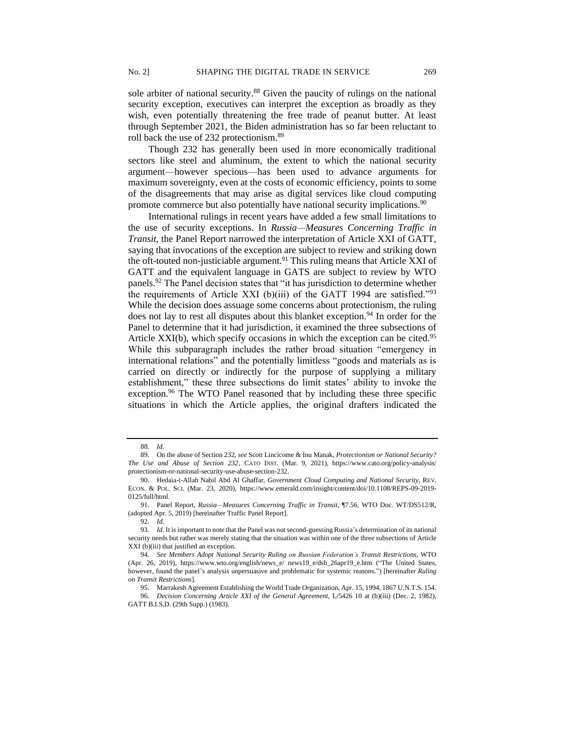sole arbiter of national security.[88] Given the paucity of rulings on the national security exception, executives can interpret the exception as broadly as they wish, even potentially threatening the free trade of peanut butter. At least through September 2021, the Biden administration has so far been reluctant to roll back the use of 232 protectionism.[89]

Though 232 has generally been used in more economically traditional sectors like steel and aluminum, the extent to which the national security argument—however specious—has been used to advance arguments for maximum sovereignty, even at the costs of economic efficiency, points to some of the disagreements that may arise as digital services like cloud computing promote commerce but also potentially have national security implications.[90]

International rulings in recent years have added a few small limitations to the use of security exceptions. In *Russia—Measures Concerning Traffic in Transit*, the Panel Report narrowed the interpretation of Article XXI of GATT, saying that invocations of the exception are subject to review and striking down the oft-touted non-justiciable argument.[91] This ruling means that Article XXI of GATT and the equivalent language in GATS are subject to review by WTO panels.[92] The Panel decision states that "it has jurisdiction to determine whether the requirements of Article XXI (b)(iii) of the GATT 1994 are satisfied."[93] While the decision does assuage some concerns about protectionism, the ruling does not lay to rest all disputes about this blanket exception.[94] In order for the Panel to determine that it had jurisdiction, it examined the three subsections of Article XXI(b), which specify occasions in which the exception can be cited.[95] While this subparagraph includes the rather broad situation "emergency in international relations" and the potentially limitless "goods and materials as is carried on directly or indirectly for the purpose of supplying a military establishment," these three subsections do limit states' ability to invoke the exception.[96] The WTO Panel reasoned that by including these three specific situations in which the Article applies, the original drafters indicated the

---

88. *Id.*

89. On the abuse of Section 232, *see* Scott Lincicome & Inu Manak, *Protectionism or National Security? The Use and Abuse of Section 232*, CATO INST. (Mar. 9, 2021), https://www.cato.org/policy-analysis/protectionism-or-national-security-use-abuse-section-232.

90. Hedaia-t-Allah Nabil Abd Al Ghaffar, *Government Cloud Computing and National Security*, REV. ECON. & POL. SCI. (Mar. 23, 2020), https://www.emerald.com/insight/content/doi/10.1108/REPS-09-2019-0125/full/html.

91. Panel Report, *Russia—Measures Concerning Traffic in Transit*, ¶7.56, WTO Doc. WT/DS512/R, (adopted Apr. 5, 2019) [hereinafter Traffic Panel Report].

92. *Id.*

93. *Id*. It is important to note that the Panel was not second-guessing Russia's determination of its national security needs but rather was merely stating that the situation was within one of the three subsections of Article XXI (b)(iii) that justified an exception.

94. *See Members Adopt National Security Ruling on Russian Federation's Transit Restrictions*, WTO (Apr. 26, 2019), https://www.wto.org/english/news_e/ news19_e/dsb_26apr19_e.htm ("The United States, however, found the panel's analysis unpersuasive and problematic for systemic reasons.") [hereinafter *Ruling on Transit Restrictions*].

95. Marrakesh Agreement Establishing the World Trade Organization, Apr. 15, 1994, 1867 U.N.T.S. 154.

96. *Decision Concerning Article XXI of the General Agreement*, L/5426 10 at (b)(iii) (Dec. 2, 1982), GATT B.I.S.D. (29th Supp.) (1983).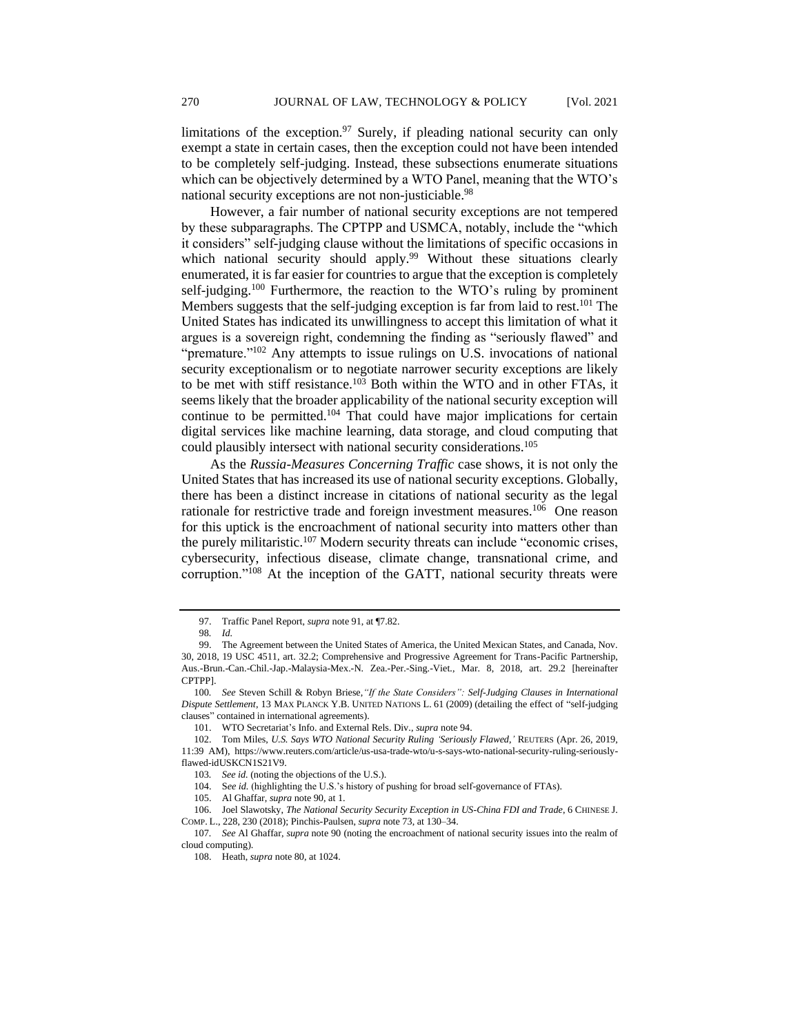limitations of the exception.[97] Surely, if pleading national security can only exempt a state in certain cases, then the exception could not have been intended to be completely self-judging. Instead, these subsections enumerate situations which can be objectively determined by a WTO Panel, meaning that the WTO's national security exceptions are not non-justiciable.[98]

However, a fair number of national security exceptions are not tempered by these subparagraphs. The CPTPP and USMCA, notably, include the "which it considers" self-judging clause without the limitations of specific occasions in which national security should apply.[99] Without these situations clearly enumerated, it is far easier for countries to argue that the exception is completely self-judging.[100] Furthermore, the reaction to the WTO's ruling by prominent Members suggests that the self-judging exception is far from laid to rest.[101] The United States has indicated its unwillingness to accept this limitation of what it argues is a sovereign right, condemning the finding as "seriously flawed" and "premature."[102] Any attempts to issue rulings on U.S. invocations of national security exceptionalism or to negotiate narrower security exceptions are likely to be met with stiff resistance.[103] Both within the WTO and in other FTAs, it seems likely that the broader applicability of the national security exception will continue to be permitted.[104] That could have major implications for certain digital services like machine learning, data storage, and cloud computing that could plausibly intersect with national security considerations.[105]

As the *Russia-Measures Concerning Traffic* case shows, it is not only the United States that has increased its use of national security exceptions. Globally, there has been a distinct increase in citations of national security as the legal rationale for restrictive trade and foreign investment measures.[106] One reason for this uptick is the encroachment of national security into matters other than the purely militaristic.[107] Modern security threats can include "economic crises, cybersecurity, infectious disease, climate change, transnational crime, and corruption."[108] At the inception of the GATT, national security threats were

---

97. Traffic Panel Report, *supra* note 91, at ¶7.82.

98. *Id.*

99. The Agreement between the United States of America, the United Mexican States, and Canada, Nov. 30, 2018, 19 USC 4511, art. 32.2; Comprehensive and Progressive Agreement for Trans-Pacific Partnership, Aus.-Brun.-Can.-Chil.-Jap.-Malaysia-Mex.-N. Zea.-Per.-Sing.-Viet., Mar. 8, 2018, art. 29.2 [hereinafter CPTPP].

100. *See* Steven Schill & Robyn Briese, *"If the State Considers": Self-Judging Clauses in International Dispute Settlement*, 13 MAX PLANCK Y.B. UNITED NATIONS L. 61 (2009) (detailing the effect of "self-judging clauses" contained in international agreements).

101. WTO Secretariat's Info. and External Rels. Div., *supra* note 94.

102. Tom Miles, *U.S. Says WTO National Security Ruling 'Seriously Flawed,'* REUTERS (Apr. 26, 2019, 11:39 AM), https://www.reuters.com/article/us-usa-trade-wto/u-s-says-wto-national-security-ruling-seriously-flawed-idUSKCN1S21V9.

103. *See id.* (noting the objections of the U.S.).

104. S*ee id.* (highlighting the U.S.'s history of pushing for broad self-governance of FTAs).

105. Al Ghaffar, *supra* note 90, at 1.

106. Joel Slawotsky, *The National Security Security Exception in US-China FDI and Trade*, 6 CHINESE J. COMP. L., 228, 230 (2018); Pinchis-Paulsen, *supra* note 73, at 130–34.

107. *See* Al Ghaffar, *supra* note 90 (noting the encroachment of national security issues into the realm of cloud computing).

108. Heath, *supra* note 80, at 1024.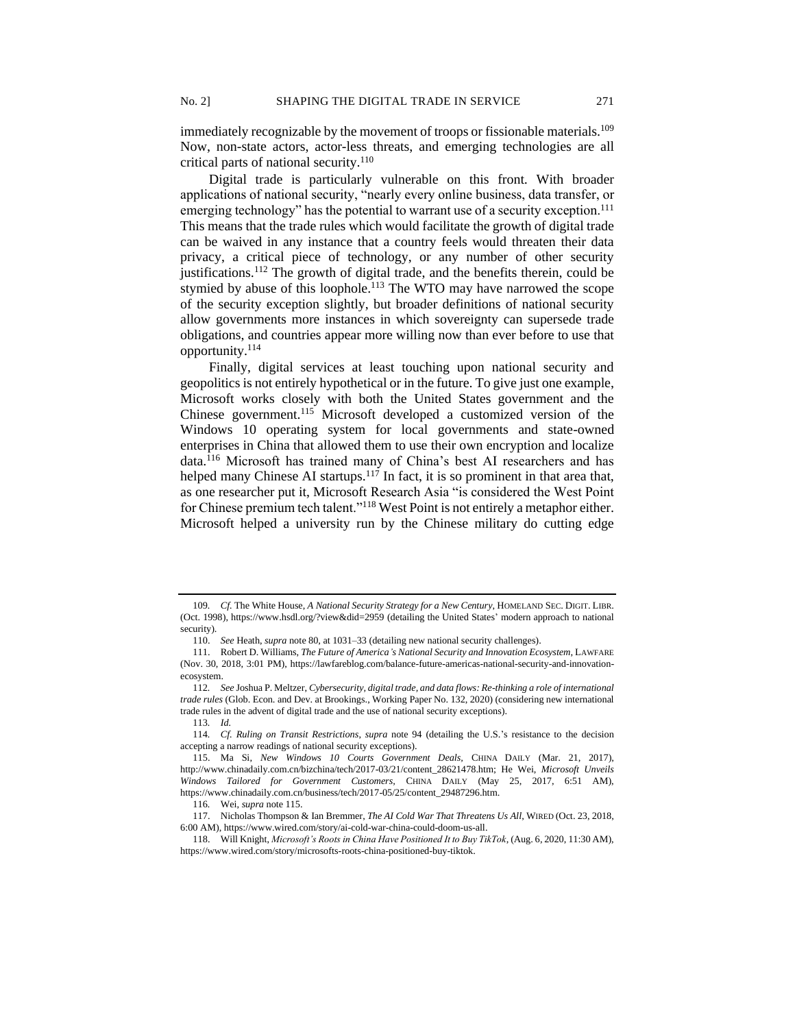immediately recognizable by the movement of troops or fissionable materials.[109] Now, non-state actors, actor-less threats, and emerging technologies are all critical parts of national security.[110]

Digital trade is particularly vulnerable on this front. With broader applications of national security, "nearly every online business, data transfer, or emerging technology" has the potential to warrant use of a security exception.[111] This means that the trade rules which would facilitate the growth of digital trade can be waived in any instance that a country feels would threaten their data privacy, a critical piece of technology, or any number of other security justifications.[112] The growth of digital trade, and the benefits therein, could be stymied by abuse of this loophole.[113] The WTO may have narrowed the scope of the security exception slightly, but broader definitions of national security allow governments more instances in which sovereignty can supersede trade obligations, and countries appear more willing now than ever before to use that opportunity.[114]

Finally, digital services at least touching upon national security and geopolitics is not entirely hypothetical or in the future. To give just one example, Microsoft works closely with both the United States government and the Chinese government.[115] Microsoft developed a customized version of the Windows 10 operating system for local governments and state-owned enterprises in China that allowed them to use their own encryption and localize data.[116] Microsoft has trained many of China's best AI researchers and has helped many Chinese AI startups.[117] In fact, it is so prominent in that area that, as one researcher put it, Microsoft Research Asia "is considered the West Point for Chinese premium tech talent."[118] West Point is not entirely a metaphor either. Microsoft helped a university run by the Chinese military do cutting edge

---

109. *Cf.* The White House, *A National Security Strategy for a New Century*, HOMELAND SEC. DIGIT. LIBR. (Oct. 1998), https://www.hsdl.org/?view&did=2959 (detailing the United States' modern approach to national security).

110. *See* Heath, *supra* note 80, at 1031–33 (detailing new national security challenges).

111. Robert D. Williams, *The Future of America's National Security and Innovation Ecosystem*, LAWFARE (Nov. 30, 2018, 3:01 PM), https://lawfareblog.com/balance-future-americas-national-security-and-innovation-ecosystem.

112. *See* Joshua P. Meltzer, *Cybersecurity, digital trade, and data flows: Re-thinking a role of international trade rules* (Glob. Econ. and Dev. at Brookings., Working Paper No. 132, 2020) (considering new international trade rules in the advent of digital trade and the use of national security exceptions).

113. *Id.*

114. *Cf. Ruling on Transit Restrictions*, *supra* note 94 (detailing the U.S.'s resistance to the decision accepting a narrow readings of national security exceptions).

115. Ma Si, *New Windows 10 Courts Government Deals*, CHINA DAILY (Mar. 21, 2017), http://www.chinadaily.com.cn/bizchina/tech/2017-03/21/content_28621478.htm; He Wei, *Microsoft Unveils Windows Tailored for Government Customers*, CHINA DAILY (May 25, 2017, 6:51 AM), https://www.chinadaily.com.cn/business/tech/2017-05/25/content_29487296.htm.

116. Wei, *supra* note 115.

117. Nicholas Thompson & Ian Bremmer, *The AI Cold War That Threatens Us All*, WIRED (Oct. 23, 2018, 6:00 AM), https://www.wired.com/story/ai-cold-war-china-could-doom-us-all.

118. Will Knight, *Microsoft's Roots in China Have Positioned It to Buy TikTok*, (Aug. 6, 2020, 11:30 AM), https://www.wired.com/story/microsofts-roots-china-positioned-buy-tiktok.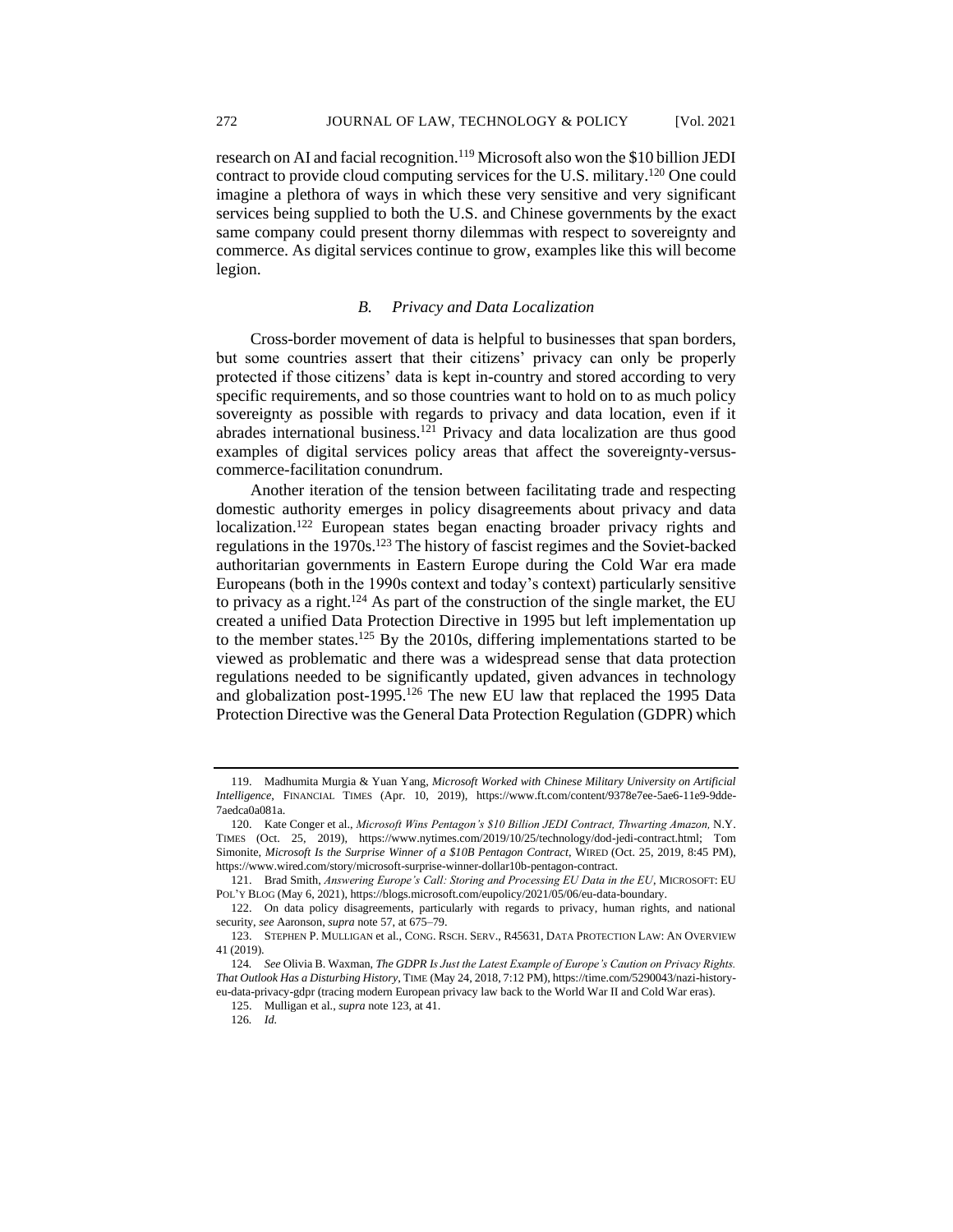research on AI and facial recognition.[119] Microsoft also won the $10 billion JEDI contract to provide cloud computing services for the U.S. military.[120] One could imagine a plethora of ways in which these very sensitive and very significant services being supplied to both the U.S. and Chinese governments by the exact same company could present thorny dilemmas with respect to sovereignty and commerce. As digital services continue to grow, examples like this will become legion.

### *B. Privacy and Data Localization*

Cross-border movement of data is helpful to businesses that span borders, but some countries assert that their citizens' privacy can only be properly protected if those citizens' data is kept in-country and stored according to very specific requirements, and so those countries want to hold on to as much policy sovereignty as possible with regards to privacy and data location, even if it abrades international business.[121] Privacy and data localization are thus good examples of digital services policy areas that affect the sovereignty-versus-commerce-facilitation conundrum.

Another iteration of the tension between facilitating trade and respecting domestic authority emerges in policy disagreements about privacy and data localization.[122] European states began enacting broader privacy rights and regulations in the 1970s.[123] The history of fascist regimes and the Soviet-backed authoritarian governments in Eastern Europe during the Cold War era made Europeans (both in the 1990s context and today's context) particularly sensitive to privacy as a right.[124] As part of the construction of the single market, the EU created a unified Data Protection Directive in 1995 but left implementation up to the member states.[125] By the 2010s, differing implementations started to be viewed as problematic and there was a widespread sense that data protection regulations needed to be significantly updated, given advances in technology and globalization post-1995.[126] The new EU law that replaced the 1995 Data Protection Directive was the General Data Protection Regulation (GDPR) which

---

119. Madhumita Murgia & Yuan Yang, *Microsoft Worked with Chinese Military University on Artificial Intelligence*, FINANCIAL TIMES (Apr. 10, 2019), https://www.ft.com/content/9378e7ee-5ae6-11e9-9dde-7aedca0a081a.

120. Kate Conger et al., *Microsoft Wins Pentagon's $10 Billion JEDI Contract, Thwarting Amazon,* N.Y. TIMES (Oct. 25, 2019), https://www.nytimes.com/2019/10/25/technology/dod-jedi-contract.html; Tom Simonite, *Microsoft Is the Surprise Winner of a $10B Pentagon Contract*, WIRED (Oct. 25, 2019, 8:45 PM), https://www.wired.com/story/microsoft-surprise-winner-dollar10b-pentagon-contract.

121. Brad Smith, *Answering Europe's Call: Storing and Processing EU Data in the EU*, MICROSOFT: EU POL'Y BLOG (May 6, 2021), https://blogs.microsoft.com/eupolicy/2021/05/06/eu-data-boundary.

122. On data policy disagreements, particularly with regards to privacy, human rights, and national security, *see* Aaronson, *supra* note 57, at 675–79.

123. STEPHEN P. MULLIGAN et al., CONG. RSCH. SERV., R45631, DATA PROTECTION LAW: AN OVERVIEW 41 (2019).

124. *See* Olivia B. Waxman, *The GDPR Is Just the Latest Example of Europe's Caution on Privacy Rights. That Outlook Has a Disturbing History*, TIME (May 24, 2018, 7:12 PM), https://time.com/5290043/nazi-history-eu-data-privacy-gdpr (tracing modern European privacy law back to the World War II and Cold War eras).

125. Mulligan et al., *supra* note 123, at 41.

126. *Id.*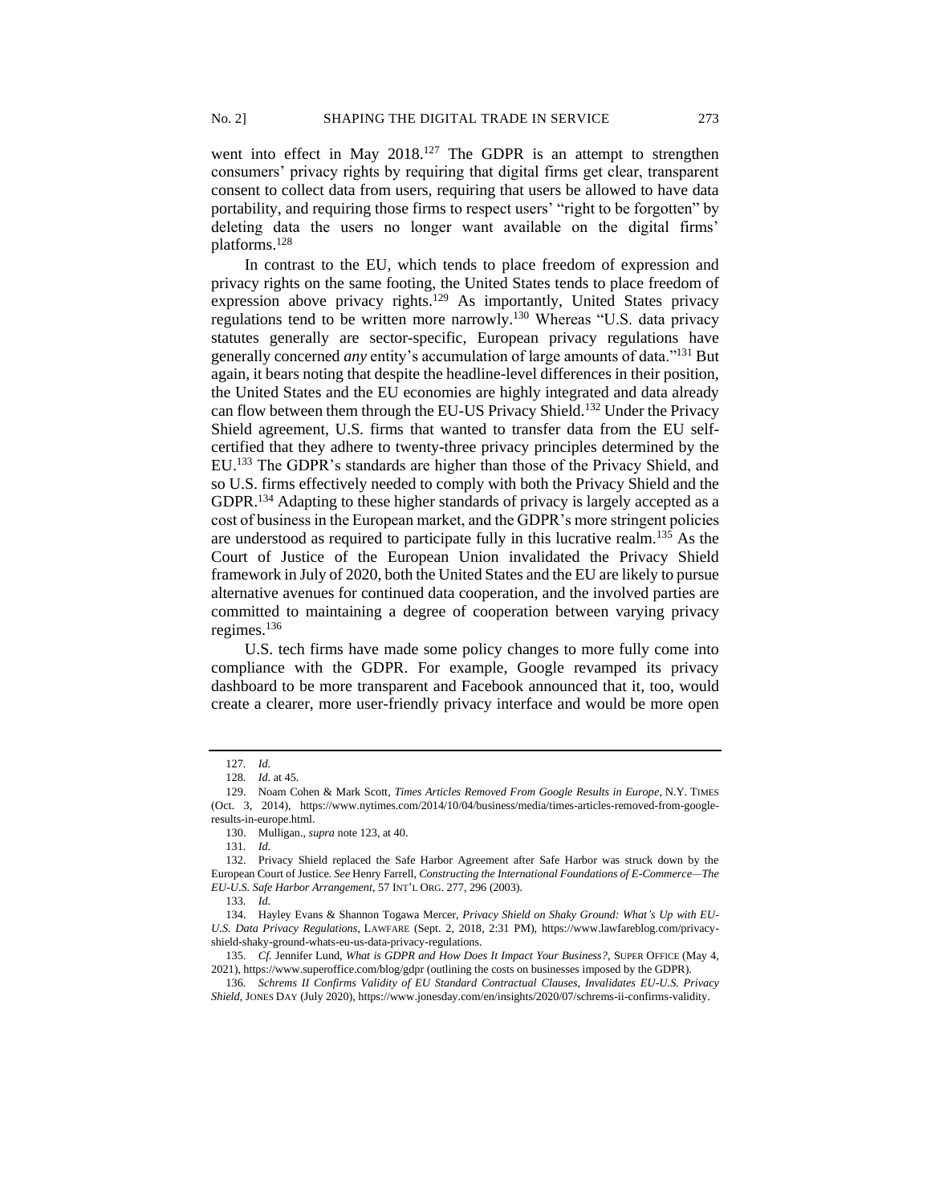went into effect in May 2018.[127] The GDPR is an attempt to strengthen consumers' privacy rights by requiring that digital firms get clear, transparent consent to collect data from users, requiring that users be allowed to have data portability, and requiring those firms to respect users' "right to be forgotten" by deleting data the users no longer want available on the digital firms' platforms.[128]

In contrast to the EU, which tends to place freedom of expression and privacy rights on the same footing, the United States tends to place freedom of expression above privacy rights.[129] As importantly, United States privacy regulations tend to be written more narrowly.[130] Whereas "U.S. data privacy statutes generally are sector-specific, European privacy regulations have generally concerned *any* entity's accumulation of large amounts of data."[131] But again, it bears noting that despite the headline-level differences in their position, the United States and the EU economies are highly integrated and data already can flow between them through the EU-US Privacy Shield.[132] Under the Privacy Shield agreement, U.S. firms that wanted to transfer data from the EU self-certified that they adhere to twenty-three privacy principles determined by the EU.[133] The GDPR's standards are higher than those of the Privacy Shield, and so U.S. firms effectively needed to comply with both the Privacy Shield and the GDPR.[134] Adapting to these higher standards of privacy is largely accepted as a cost of business in the European market, and the GDPR's more stringent policies are understood as required to participate fully in this lucrative realm.[135] As the Court of Justice of the European Union invalidated the Privacy Shield framework in July of 2020, both the United States and the EU are likely to pursue alternative avenues for continued data cooperation, and the involved parties are committed to maintaining a degree of cooperation between varying privacy regimes.[136]

U.S. tech firms have made some policy changes to more fully come into compliance with the GDPR. For example, Google revamped its privacy dashboard to be more transparent and Facebook announced that it, too, would create a clearer, more user-friendly privacy interface and would be more open

---

127. *Id.*

128. *Id.* at 45.

129. Noam Cohen & Mark Scott, *Times Articles Removed From Google Results in Europe*, N.Y. TIMES (Oct. 3, 2014), https://www.nytimes.com/2014/10/04/business/media/times-articles-removed-from-google-results-in-europe.html.

130. Mulligan., *supra* note 123, at 40.

131. *Id.*

132. Privacy Shield replaced the Safe Harbor Agreement after Safe Harbor was struck down by the European Court of Justice. *See* Henry Farrell, *Constructing the International Foundations of E-Commerce—The EU-U.S. Safe Harbor Arrangement*, 57 INT'L ORG. 277, 296 (2003).

133. *Id.*

134. Hayley Evans & Shannon Togawa Mercer, *Privacy Shield on Shaky Ground: What's Up with EU-U.S. Data Privacy Regulations*, LAWFARE (Sept. 2, 2018, 2:31 PM), https://www.lawfareblog.com/privacy-shield-shaky-ground-whats-eu-us-data-privacy-regulations.

135. *Cf.* Jennifer Lund, *What is GDPR and How Does It Impact Your Business?*, SUPER OFFICE (May 4, 2021), https://www.superoffice.com/blog/gdpr (outlining the costs on businesses imposed by the GDPR).

136. *Schrems II Confirms Validity of EU Standard Contractual Clauses, Invalidates EU-U.S. Privacy Shield*, JONES DAY (July 2020), https://www.jonesday.com/en/insights/2020/07/schrems-ii-confirms-validity.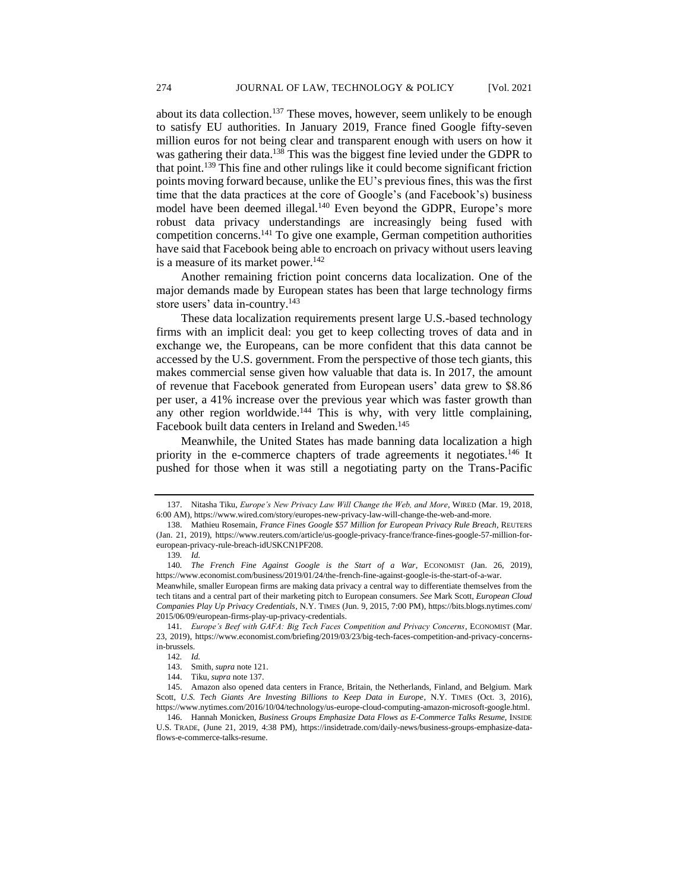about its data collection.[137] These moves, however, seem unlikely to be enough to satisfy EU authorities. In January 2019, France fined Google fifty-seven million euros for not being clear and transparent enough with users on how it was gathering their data.[138] This was the biggest fine levied under the GDPR to that point.[139] This fine and other rulings like it could become significant friction points moving forward because, unlike the EU's previous fines, this was the first time that the data practices at the core of Google's (and Facebook's) business model have been deemed illegal.[140] Even beyond the GDPR, Europe's more robust data privacy understandings are increasingly being fused with competition concerns.[141] To give one example, German competition authorities have said that Facebook being able to encroach on privacy without users leaving is a measure of its market power.[142]

Another remaining friction point concerns data localization. One of the major demands made by European states has been that large technology firms store users' data in-country.[143]

These data localization requirements present large U.S.-based technology firms with an implicit deal: you get to keep collecting troves of data and in exchange we, the Europeans, can be more confident that this data cannot be accessed by the U.S. government. From the perspective of those tech giants, this makes commercial sense given how valuable that data is. In 2017, the amount of revenue that Facebook generated from European users' data grew to \$8.86 per user, a 41% increase over the previous year which was faster growth than any other region worldwide.[144] This is why, with very little complaining, Facebook built data centers in Ireland and Sweden.[145]

Meanwhile, the United States has made banning data localization a high priority in the e-commerce chapters of trade agreements it negotiates.[146] It pushed for those when it was still a negotiating party on the Trans-Pacific

---

137. Nitasha Tiku, *Europe's New Privacy Law Will Change the Web, and More*, WIRED (Mar. 19, 2018, 6:00 AM), https://www.wired.com/story/europes-new-privacy-law-will-change-the-web-and-more.

138. Mathieu Rosemain, *France Fines Google \$57 Million for European Privacy Rule Breach*, REUTERS (Jan. 21, 2019), https://www.reuters.com/article/us-google-privacy-france/france-fines-google-57-million-for-european-privacy-rule-breach-idUSKCN1PF208.

139. *Id.*

140. *The French Fine Against Google is the Start of a War*, ECONOMIST (Jan. 26, 2019), https://www.economist.com/business/2019/01/24/the-french-fine-against-google-is-the-start-of-a-war. Meanwhile, smaller European firms are making data privacy a central way to differentiate themselves from the tech titans and a central part of their marketing pitch to European consumers. *See* Mark Scott, *European Cloud Companies Play Up Privacy Credentials*, N.Y. TIMES (Jun. 9, 2015, 7:00 PM), https://bits.blogs.nytimes.com/2015/06/09/european-firms-play-up-privacy-credentials.

141. *Europe's Beef with GAFA: Big Tech Faces Competition and Privacy Concerns*, ECONOMIST (Mar. 23, 2019), https://www.economist.com/briefing/2019/03/23/big-tech-faces-competition-and-privacy-concerns-in-brussels.

142. *Id.*

143. Smith, *supra* note 121.

144. Tiku, *supra* note 137.

145. Amazon also opened data centers in France, Britain, the Netherlands, Finland, and Belgium. Mark Scott, *U.S. Tech Giants Are Investing Billions to Keep Data in Europe*, N.Y. TIMES (Oct. 3, 2016), https://www.nytimes.com/2016/10/04/technology/us-europe-cloud-computing-amazon-microsoft-google.html.

146. Hannah Monicken, *Business Groups Emphasize Data Flows as E-Commerce Talks Resume*, INSIDE U.S. TRADE, (June 21, 2019, 4:38 PM), https://insidetrade.com/daily-news/business-groups-emphasize-data-flows-e-commerce-talks-resume.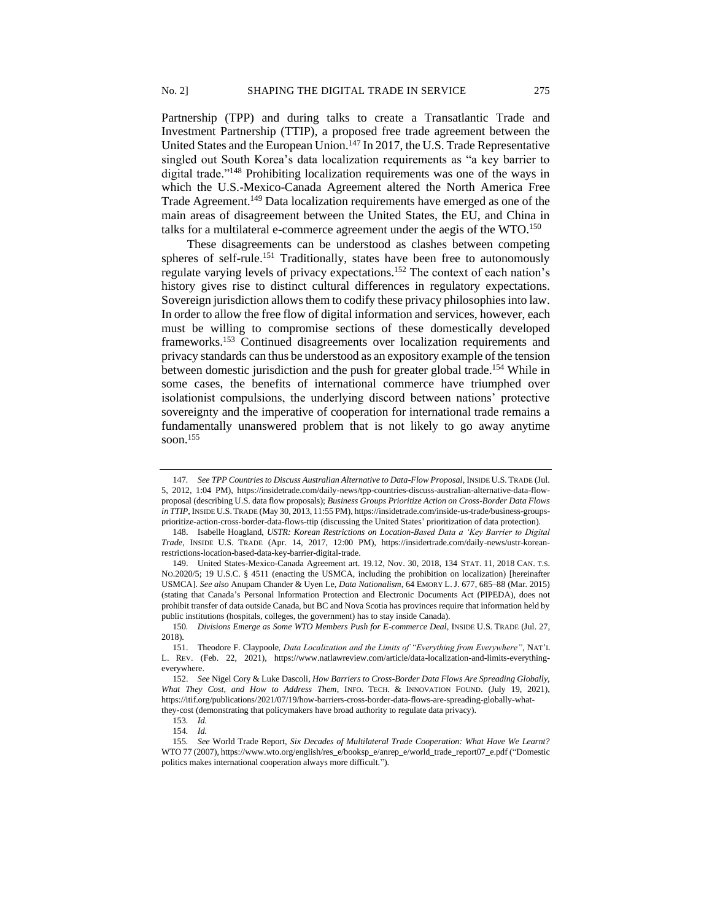Partnership (TPP) and during talks to create a Transatlantic Trade and Investment Partnership (TTIP), a proposed free trade agreement between the United States and the European Union.[147] In 2017, the U.S. Trade Representative singled out South Korea's data localization requirements as "a key barrier to digital trade."[148] Prohibiting localization requirements was one of the ways in which the U.S.-Mexico-Canada Agreement altered the North America Free Trade Agreement.[149] Data localization requirements have emerged as one of the main areas of disagreement between the United States, the EU, and China in talks for a multilateral e-commerce agreement under the aegis of the WTO.[150]

These disagreements can be understood as clashes between competing spheres of self-rule.[151] Traditionally, states have been free to autonomously regulate varying levels of privacy expectations.[152] The context of each nation's history gives rise to distinct cultural differences in regulatory expectations. Sovereign jurisdiction allows them to codify these privacy philosophies into law. In order to allow the free flow of digital information and services, however, each must be willing to compromise sections of these domestically developed frameworks.[153] Continued disagreements over localization requirements and privacy standards can thus be understood as an expository example of the tension between domestic jurisdiction and the push for greater global trade.[154] While in some cases, the benefits of international commerce have triumphed over isolationist compulsions, the underlying discord between nations' protective sovereignty and the imperative of cooperation for international trade remains a fundamentally unanswered problem that is not likely to go away anytime soon.[155]

---

147. *See TPP Countries to Discuss Australian Alternative to Data-Flow Proposal*, INSIDE U.S. TRADE (Jul. 5, 2012, 1:04 PM), https://insidetrade.com/daily-news/tpp-countries-discuss-australian-alternative-data-flow-proposal (describing U.S. data flow proposals); *Business Groups Prioritize Action on Cross-Border Data Flows in TTIP*, INSIDE U.S. TRADE (May 30, 2013, 11:55 PM), https://insidetrade.com/inside-us-trade/business-groups-prioritize-action-cross-border-data-flows-ttip (discussing the United States' prioritization of data protection).

148. Isabelle Hoagland, *USTR: Korean Restrictions on Location-Based Data a 'Key Barrier to Digital Trade*, INSIDE U.S. TRADE (Apr. 14, 2017, 12:00 PM), https://insidertrade.com/daily-news/ustr-korean-restrictions-location-based-data-key-barrier-digital-trade.

149. United States-Mexico-Canada Agreement art. 19.12, Nov. 30, 2018, 134 STAT. 11, 2018 CAN. T.S. NO.2020/5; 19 U.S.C. § 4511 (enacting the USMCA, including the prohibition on localization) [hereinafter USMCA]. *See also* Anupam Chander & Uyen Le, *Data Nationalism*, 64 EMORY L. J. 677, 685–88 (Mar. 2015) (stating that Canada's Personal Information Protection and Electronic Documents Act (PIPEDA), does not prohibit transfer of data outside Canada, but BC and Nova Scotia has provinces require that information held by public institutions (hospitals, colleges, the government) has to stay inside Canada).

150. *Divisions Emerge as Some WTO Members Push for E-commerce Deal*, INSIDE U.S. TRADE (Jul. 27, 2018).

151. Theodore F. Claypoole*, Data Localization and the Limits of "Everything from Everywhere"*, NAT'L L. REV. (Feb. 22, 2021), https://www.natlawreview.com/article/data-localization-and-limits-everything-everywhere.

152. *See* Nigel Cory & Luke Dascoli, *How Barriers to Cross-Border Data Flows Are Spreading Globally, What They Cost, and How to Address Them*, INFO. TECH. & INNOVATION FOUND. (July 19, 2021), https://itif.org/publications/2021/07/19/how-barriers-cross-border-data-flows-are-spreading-globally-what-they-cost (demonstrating that policymakers have broad authority to regulate data privacy).

153. *Id.*

154. *Id.*

155. *See* World Trade Report, *Six Decades of Multilateral Trade Cooperation: What Have We Learnt?* WTO 77 (2007), https://www.wto.org/english/res_e/booksp_e/anrep_e/world_trade_report07_e.pdf ("Domestic politics makes international cooperation always more difficult.").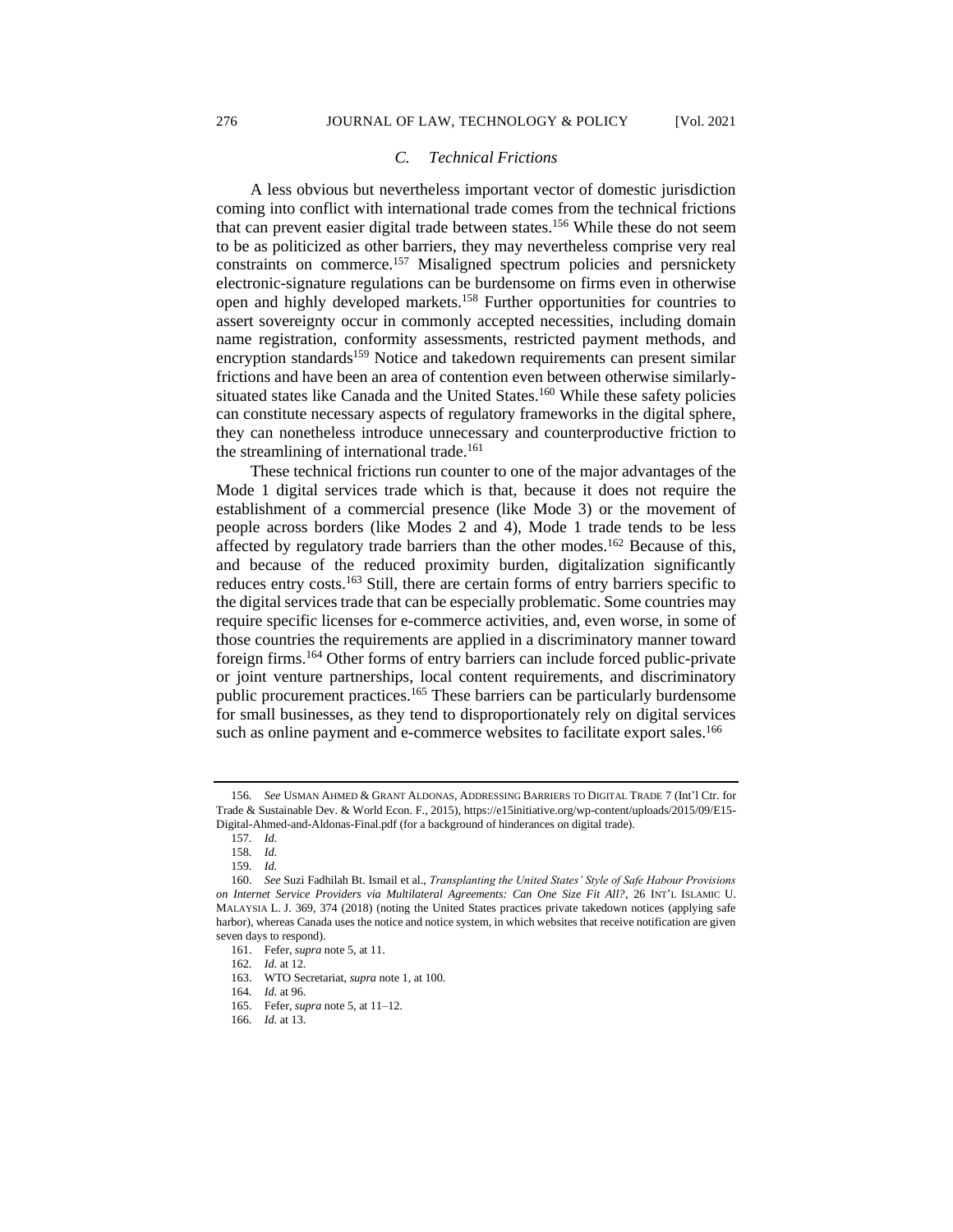### C. Technical Frictions

A less obvious but nevertheless important vector of domestic jurisdiction coming into conflict with international trade comes from the technical frictions that can prevent easier digital trade between states.[156] While these do not seem to be as politicized as other barriers, they may nevertheless comprise very real constraints on commerce.[157] Misaligned spectrum policies and persnickety electronic-signature regulations can be burdensome on firms even in otherwise open and highly developed markets.[158] Further opportunities for countries to assert sovereignty occur in commonly accepted necessities, including domain name registration, conformity assessments, restricted payment methods, and encryption standards[159] Notice and takedown requirements can present similar frictions and have been an area of contention even between otherwise similarly-situated states like Canada and the United States.[160] While these safety policies can constitute necessary aspects of regulatory frameworks in the digital sphere, they can nonetheless introduce unnecessary and counterproductive friction to the streamlining of international trade.[161]

These technical frictions run counter to one of the major advantages of the Mode 1 digital services trade which is that, because it does not require the establishment of a commercial presence (like Mode 3) or the movement of people across borders (like Modes 2 and 4), Mode 1 trade tends to be less affected by regulatory trade barriers than the other modes.[162] Because of this, and because of the reduced proximity burden, digitalization significantly reduces entry costs.[163] Still, there are certain forms of entry barriers specific to the digital services trade that can be especially problematic. Some countries may require specific licenses for e-commerce activities, and, even worse, in some of those countries the requirements are applied in a discriminatory manner toward foreign firms.[164] Other forms of entry barriers can include forced public-private or joint venture partnerships, local content requirements, and discriminatory public procurement practices.[165] These barriers can be particularly burdensome for small businesses, as they tend to disproportionately rely on digital services such as online payment and e-commerce websites to facilitate export sales.[166]

---

156. *See* USMAN AHMED & GRANT ALDONAS, ADDRESSING BARRIERS TO DIGITAL TRADE 7 (Int'l Ctr. for Trade & Sustainable Dev. & World Econ. F., 2015), https://e15initiative.org/wp-content/uploads/2015/09/E15-Digital-Ahmed-and-Aldonas-Final.pdf (for a background of hinderances on digital trade).

157. *Id.*

158. *Id.*

159. *Id.*

160. *See* Suzi Fadhilah Bt. Ismail et al., *Transplanting the United States' Style of Safe Habour Provisions on Internet Service Providers via Multilateral Agreements: Can One Size Fit All?*, 26 INT'L ISLAMIC U. MALAYSIA L. J. 369, 374 (2018) (noting the United States practices private takedown notices (applying safe harbor), whereas Canada uses the notice and notice system, in which websites that receive notification are given seven days to respond).

161. Fefer, *supra* note 5, at 11.

162. *Id.* at 12.

163. WTO Secretariat, *supra* note 1, at 100.

164. *Id.* at 96.

165. Fefer, *supra* note 5, at 11–12.

166. *Id.* at 13.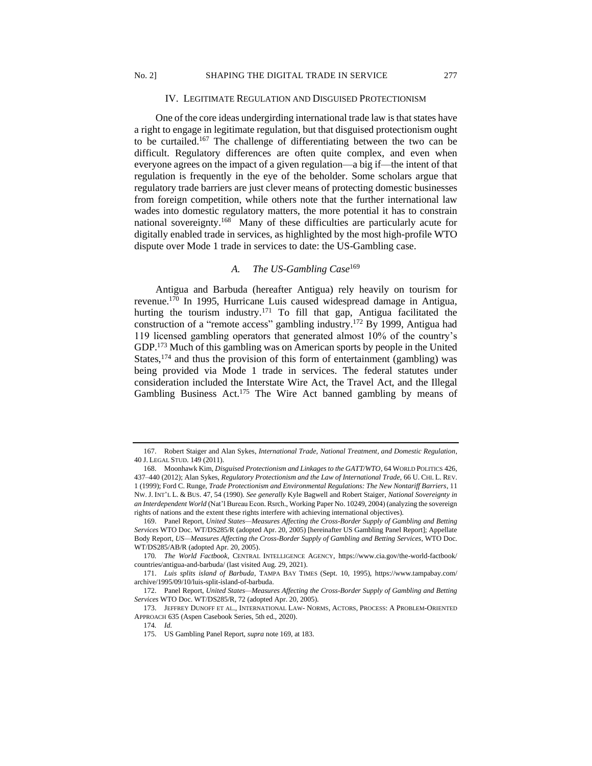## IV. Legitimate Regulation and Disguised Protectionism

One of the core ideas undergirding international trade law is that states have a right to engage in legitimate regulation, but that disguised protectionism ought to be curtailed.[167] The challenge of differentiating between the two can be difficult. Regulatory differences are often quite complex, and even when everyone agrees on the impact of a given regulation—a big if—the intent of that regulation is frequently in the eye of the beholder. Some scholars argue that regulatory trade barriers are just clever means of protecting domestic businesses from foreign competition, while others note that the further international law wades into domestic regulatory matters, the more potential it has to constrain national sovereignty.[168] Many of these difficulties are particularly acute for digitally enabled trade in services, as highlighted by the most high-profile WTO dispute over Mode 1 trade in services to date: the US-Gambling case.

### A. *The US-Gambling Case*[169]

Antigua and Barbuda (hereafter Antigua) rely heavily on tourism for revenue.[170] In 1995, Hurricane Luis caused widespread damage in Antigua, hurting the tourism industry.[171] To fill that gap, Antigua facilitated the construction of a "remote access" gambling industry.[172] By 1999, Antigua had 119 licensed gambling operators that generated almost 10% of the country's GDP.[173] Much of this gambling was on American sports by people in the United States,[174] and thus the provision of this form of entertainment (gambling) was being provided via Mode 1 trade in services. The federal statutes under consideration included the Interstate Wire Act, the Travel Act, and the Illegal Gambling Business Act.[175] The Wire Act banned gambling by means of

---

167. Robert Staiger and Alan Sykes, *International Trade, National Treatment, and Domestic Regulation*, 40 J. LEGAL STUD. 149 (2011).

168. Moonhawk Kim, *Disguised Protectionism and Linkages to the GATT/WTO*, 64 WORLD POLITICS 426, 437–440 (2012); Alan Sykes, *Regulatory Protectionism and the Law of International Trade*, 66 U. CHI. L. REV. 1 (1999); Ford C. Runge, *Trade Protectionism and Environmental Regulations: The New Nontariff Barriers*, 11 NW. J. INT'L L. & BUS. 47, 54 (1990). *See generally* Kyle Bagwell and Robert Staiger, *National Sovereignty in an Interdependent World* (Nat'l Bureau Econ. Rsrch., Working Paper No. 10249, 2004) (analyzing the sovereign rights of nations and the extent these rights interfere with achieving international objectives).

169. Panel Report, *United States—Measures Affecting the Cross-Border Supply of Gambling and Betting Services* WTO Doc. WT/DS285/R (adopted Apr. 20, 2005) [hereinafter US Gambling Panel Report]; Appellate Body Report, *US—Measures Affecting the Cross-Border Supply of Gambling and Betting Services*, WTO Doc. WT/DS285/AB/R (adopted Apr. 20, 2005).

170. *The World Factbook*, CENTRAL INTELLIGENCE AGENCY, https://www.cia.gov/the-world-factbook/countries/antigua-and-barbuda/ (last visited Aug. 29, 2021).

171. *Luis splits island of Barbuda*, TAMPA BAY TIMES (Sept. 10, 1995), https://www.tampabay.com/archive/1995/09/10/luis-split-island-of-barbuda.

172. Panel Report, *United States—Measures Affecting the Cross-Border Supply of Gambling and Betting Services* WTO Doc. WT/DS285/R, 72 (adopted Apr. 20, 2005).

173. JEFFREY DUNOFF ET AL., INTERNATIONAL LAW- NORMS, ACTORS, PROCESS: A PROBLEM-ORIENTED APPROACH 635 (Aspen Casebook Series, 5th ed., 2020).

174. *Id.*

175. US Gambling Panel Report, *supra* note 169, at 183.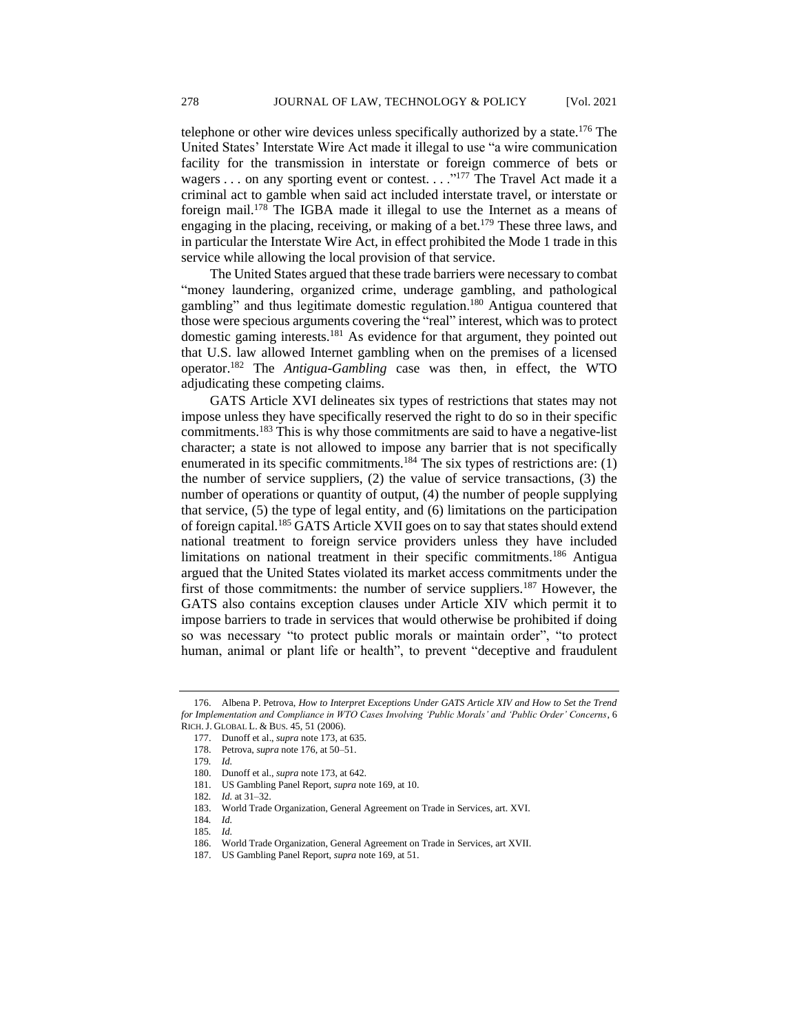telephone or other wire devices unless specifically authorized by a state.[176] The United States' Interstate Wire Act made it illegal to use "a wire communication facility for the transmission in interstate or foreign commerce of bets or wagers . . . on any sporting event or contest. . . ."[177] The Travel Act made it a criminal act to gamble when said act included interstate travel, or interstate or foreign mail.[178] The IGBA made it illegal to use the Internet as a means of engaging in the placing, receiving, or making of a bet.[179] These three laws, and in particular the Interstate Wire Act, in effect prohibited the Mode 1 trade in this service while allowing the local provision of that service.

The United States argued that these trade barriers were necessary to combat "money laundering, organized crime, underage gambling, and pathological gambling" and thus legitimate domestic regulation.[180] Antigua countered that those were specious arguments covering the "real" interest, which was to protect domestic gaming interests.[181] As evidence for that argument, they pointed out that U.S. law allowed Internet gambling when on the premises of a licensed operator.[182] The *Antigua-Gambling* case was then, in effect, the WTO adjudicating these competing claims.

GATS Article XVI delineates six types of restrictions that states may not impose unless they have specifically reserved the right to do so in their specific commitments.[183] This is why those commitments are said to have a negative-list character; a state is not allowed to impose any barrier that is not specifically enumerated in its specific commitments.[184] The six types of restrictions are: (1) the number of service suppliers, (2) the value of service transactions, (3) the number of operations or quantity of output, (4) the number of people supplying that service, (5) the type of legal entity, and (6) limitations on the participation of foreign capital.[185] GATS Article XVII goes on to say that states should extend national treatment to foreign service providers unless they have included limitations on national treatment in their specific commitments.[186] Antigua argued that the United States violated its market access commitments under the first of those commitments: the number of service suppliers.[187] However, the GATS also contains exception clauses under Article XIV which permit it to impose barriers to trade in services that would otherwise be prohibited if doing so was necessary "to protect public morals or maintain order", "to protect human, animal or plant life or health", to prevent "deceptive and fraudulent

---

176. Albena P. Petrova, *How to Interpret Exceptions Under GATS Article XIV and How to Set the Trend for Implementation and Compliance in WTO Cases Involving 'Public Morals' and 'Public Order' Concerns*, 6 RICH. J. GLOBAL L. & BUS. 45, 51 (2006).

177. Dunoff et al., *supra* note 173, at 635.

178. Petrova, *supra* note 176, at 50–51.

179. *Id.*

180. Dunoff et al., *supra* note 173, at 642.

181. US Gambling Panel Report, *supra* note 169, at 10.

182. *Id.* at 31–32.

183. World Trade Organization, General Agreement on Trade in Services, art. XVI.

184. *Id.*

185. *Id.*

186. World Trade Organization, General Agreement on Trade in Services, art XVII.

187. US Gambling Panel Report, *supra* note 169, at 51.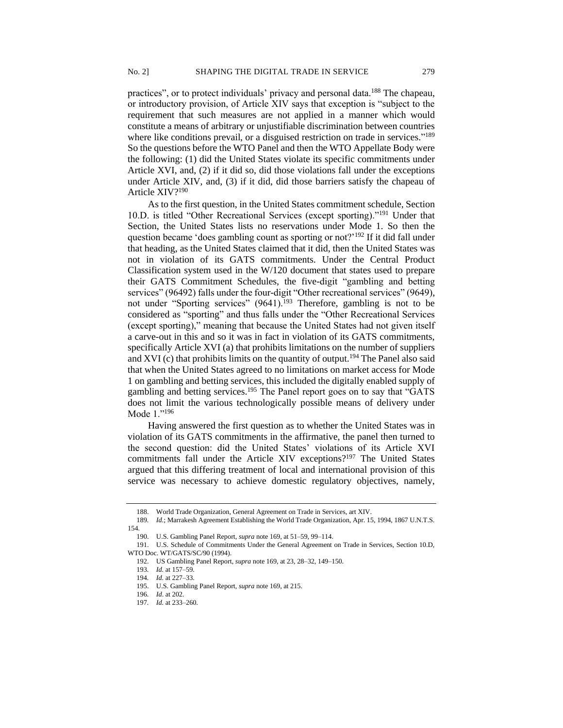practices", or to protect individuals' privacy and personal data.[188] The chapeau, or introductory provision, of Article XIV says that exception is "subject to the requirement that such measures are not applied in a manner which would constitute a means of arbitrary or unjustifiable discrimination between countries where like conditions prevail, or a disguised restriction on trade in services."[189] So the questions before the WTO Panel and then the WTO Appellate Body were the following: (1) did the United States violate its specific commitments under Article XVI, and, (2) if it did so, did those violations fall under the exceptions under Article XIV, and, (3) if it did, did those barriers satisfy the chapeau of Article XIV?[190]

As to the first question, in the United States commitment schedule, Section 10.D. is titled "Other Recreational Services (except sporting)."[191] Under that Section, the United States lists no reservations under Mode 1. So then the question became 'does gambling count as sporting or not?'[192] If it did fall under that heading, as the United States claimed that it did, then the United States was not in violation of its GATS commitments. Under the Central Product Classification system used in the W/120 document that states used to prepare their GATS Commitment Schedules, the five-digit "gambling and betting services" (96492) falls under the four-digit "Other recreational services" (9649), not under "Sporting services" (9641).[193] Therefore, gambling is not to be considered as "sporting" and thus falls under the "Other Recreational Services (except sporting)," meaning that because the United States had not given itself a carve-out in this and so it was in fact in violation of its GATS commitments, specifically Article XVI (a) that prohibits limitations on the number of suppliers and XVI (c) that prohibits limits on the quantity of output.[194] The Panel also said that when the United States agreed to no limitations on market access for Mode 1 on gambling and betting services, this included the digitally enabled supply of gambling and betting services.[195] The Panel report goes on to say that "GATS does not limit the various technologically possible means of delivery under Mode 1."[196]

Having answered the first question as to whether the United States was in violation of its GATS commitments in the affirmative, the panel then turned to the second question: did the United States' violations of its Article XVI commitments fall under the Article XIV exceptions?[197] The United States argued that this differing treatment of local and international provision of this service was necessary to achieve domestic regulatory objectives, namely,

---

188. World Trade Organization, General Agreement on Trade in Services, art XIV.

189. *Id.*; Marrakesh Agreement Establishing the World Trade Organization, Apr. 15, 1994, 1867 U.N.T.S. 154.

190. U.S. Gambling Panel Report, *supra* note 169, at 51–59, 99–114.

191. U.S. Schedule of Commitments Under the General Agreement on Trade in Services, Section 10.D, WTO Doc. WT/GATS/SC/90 (1994).

192. US Gambling Panel Report, *supra* note 169, at 23, 28–32, 149–150.

193. *Id.* at 157–59.

194. *Id.* at 227–33.

195. U.S. Gambling Panel Report, *supra* note 169, at 215.

196. *Id*. at 202.

197. *Id.* at 233–260.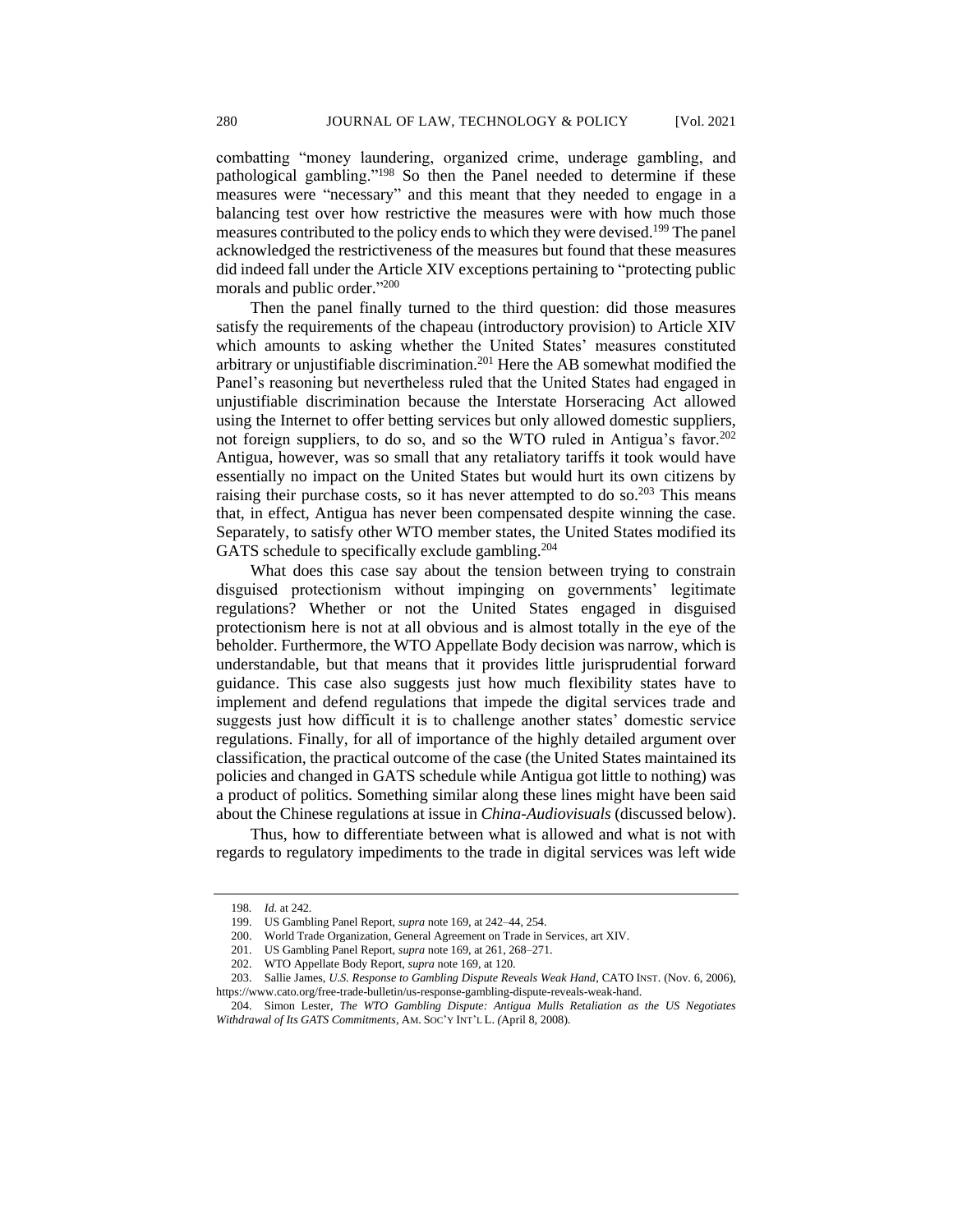combatting "money laundering, organized crime, underage gambling, and pathological gambling."[198] So then the Panel needed to determine if these measures were "necessary" and this meant that they needed to engage in a balancing test over how restrictive the measures were with how much those measures contributed to the policy ends to which they were devised.[199] The panel acknowledged the restrictiveness of the measures but found that these measures did indeed fall under the Article XIV exceptions pertaining to "protecting public morals and public order."[200]

Then the panel finally turned to the third question: did those measures satisfy the requirements of the chapeau (introductory provision) to Article XIV which amounts to asking whether the United States' measures constituted arbitrary or unjustifiable discrimination.[201] Here the AB somewhat modified the Panel's reasoning but nevertheless ruled that the United States had engaged in unjustifiable discrimination because the Interstate Horseracing Act allowed using the Internet to offer betting services but only allowed domestic suppliers, not foreign suppliers, to do so, and so the WTO ruled in Antigua's favor.[202] Antigua, however, was so small that any retaliatory tariffs it took would have essentially no impact on the United States but would hurt its own citizens by raising their purchase costs, so it has never attempted to do so.[203] This means that, in effect, Antigua has never been compensated despite winning the case. Separately, to satisfy other WTO member states, the United States modified its GATS schedule to specifically exclude gambling.[204]

What does this case say about the tension between trying to constrain disguised protectionism without impinging on governments' legitimate regulations? Whether or not the United States engaged in disguised protectionism here is not at all obvious and is almost totally in the eye of the beholder. Furthermore, the WTO Appellate Body decision was narrow, which is understandable, but that means that it provides little jurisprudential forward guidance. This case also suggests just how much flexibility states have to implement and defend regulations that impede the digital services trade and suggests just how difficult it is to challenge another states' domestic service regulations. Finally, for all of importance of the highly detailed argument over classification, the practical outcome of the case (the United States maintained its policies and changed in GATS schedule while Antigua got little to nothing) was a product of politics. Something similar along these lines might have been said about the Chinese regulations at issue in *China-Audiovisuals* (discussed below).

Thus, how to differentiate between what is allowed and what is not with regards to regulatory impediments to the trade in digital services was left wide

---

198. *Id.* at 242.

199. US Gambling Panel Report, *supra* note 169, at 242–44, 254.

200. World Trade Organization, General Agreement on Trade in Services, art XIV.

201. US Gambling Panel Report, *supra* note 169, at 261, 268–271.

202. WTO Appellate Body Report, *supra* note 169, at 120.

203. Sallie James, *U.S. Response to Gambling Dispute Reveals Weak Hand*, CATO INST. (Nov. 6, 2006), https://www.cato.org/free-trade-bulletin/us-response-gambling-dispute-reveals-weak-hand.

204. Simon Lester, *The WTO Gambling Dispute: Antigua Mulls Retaliation as the US Negotiates Withdrawal of Its GATS Commitments*, AM. SOC'Y INT'L L. (April 8, 2008).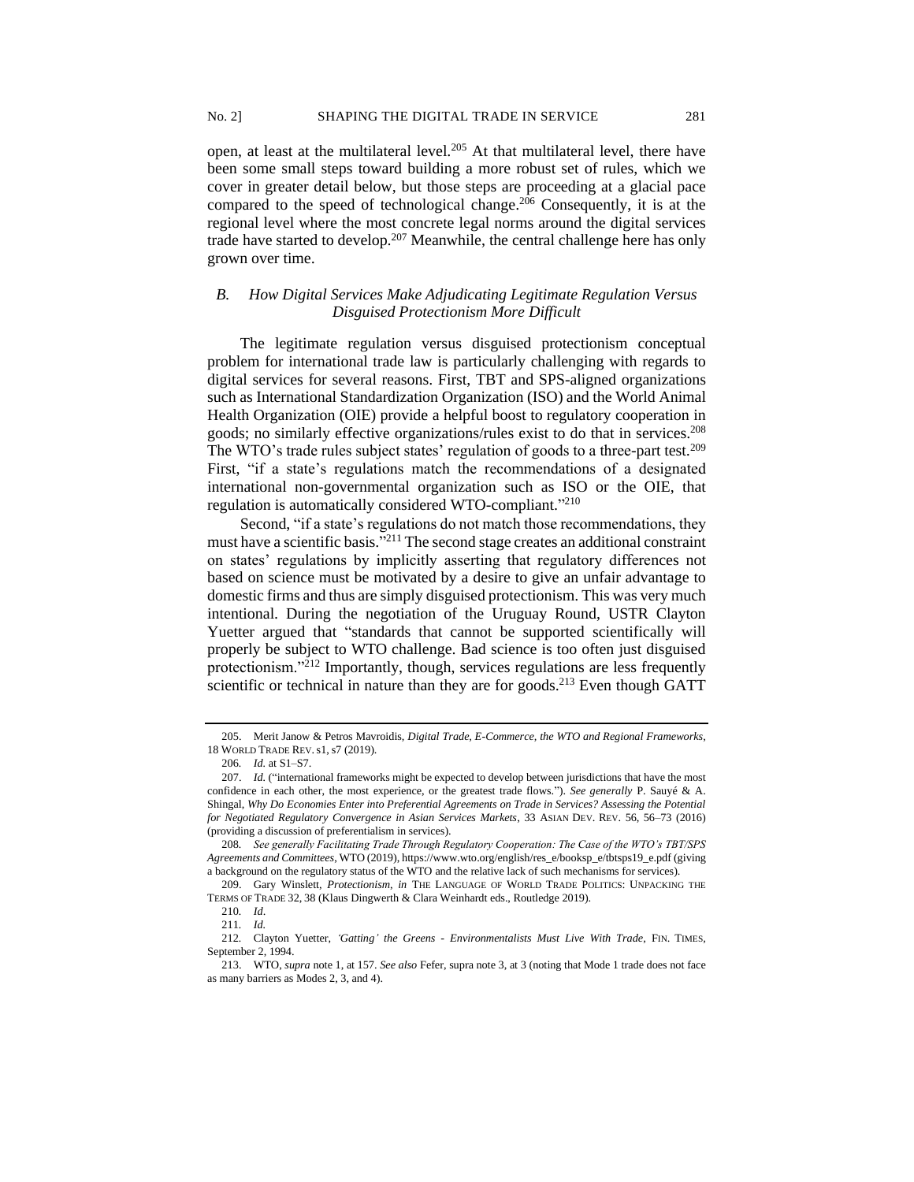open, at least at the multilateral level.[205] At that multilateral level, there have been some small steps toward building a more robust set of rules, which we cover in greater detail below, but those steps are proceeding at a glacial pace compared to the speed of technological change.[206] Consequently, it is at the regional level where the most concrete legal norms around the digital services trade have started to develop.[207] Meanwhile, the central challenge here has only grown over time.

### *B. How Digital Services Make Adjudicating Legitimate Regulation Versus Disguised Protectionism More Difficult*

The legitimate regulation versus disguised protectionism conceptual problem for international trade law is particularly challenging with regards to digital services for several reasons. First, TBT and SPS-aligned organizations such as International Standardization Organization (ISO) and the World Animal Health Organization (OIE) provide a helpful boost to regulatory cooperation in goods; no similarly effective organizations/rules exist to do that in services.[208] The WTO's trade rules subject states' regulation of goods to a three-part test.[209] First, "if a state's regulations match the recommendations of a designated international non-governmental organization such as ISO or the OIE, that regulation is automatically considered WTO-compliant."[210]

Second, "if a state's regulations do not match those recommendations, they must have a scientific basis."[211] The second stage creates an additional constraint on states' regulations by implicitly asserting that regulatory differences not based on science must be motivated by a desire to give an unfair advantage to domestic firms and thus are simply disguised protectionism. This was very much intentional. During the negotiation of the Uruguay Round, USTR Clayton Yuetter argued that "standards that cannot be supported scientifically will properly be subject to WTO challenge. Bad science is too often just disguised protectionism."[212] Importantly, though, services regulations are less frequently scientific or technical in nature than they are for goods.[213] Even though GATT

---

205. Merit Janow & Petros Mavroidis, *Digital Trade, E-Commerce, the WTO and Regional Frameworks*, 18 WORLD TRADE REV. s1, s7 (2019).

206. *Id.* at S1–S7.

207. *Id.* ("international frameworks might be expected to develop between jurisdictions that have the most confidence in each other, the most experience, or the greatest trade flows."). *See generally* P. Sauyé & A. Shingal, *Why Do Economies Enter into Preferential Agreements on Trade in Services? Assessing the Potential for Negotiated Regulatory Convergence in Asian Services Markets*, 33 ASIAN DEV. REV. 56, 56–73 (2016) (providing a discussion of preferentialism in services).

208. *See generally Facilitating Trade Through Regulatory Cooperation: The Case of the WTO's TBT/SPS Agreements and Committees*, WTO (2019), https://www.wto.org/english/res_e/booksp_e/tbtsps19_e.pdf (giving a background on the regulatory status of the WTO and the relative lack of such mechanisms for services).

209. Gary Winslett, *Protectionism*, *in* THE LANGUAGE OF WORLD TRADE POLITICS: UNPACKING THE TERMS OF TRADE 32, 38 (Klaus Dingwerth & Clara Weinhardt eds., Routledge 2019).

210. *Id*.

211. *Id.*

212. Clayton Yuetter, *'Gatting' the Greens - Environmentalists Must Live With Trade*, FIN. TIMES, September 2, 1994.

213. WTO, *supra* note 1, at 157. *See also* Fefer, supra note 3, at 3 (noting that Mode 1 trade does not face as many barriers as Modes 2, 3, and 4).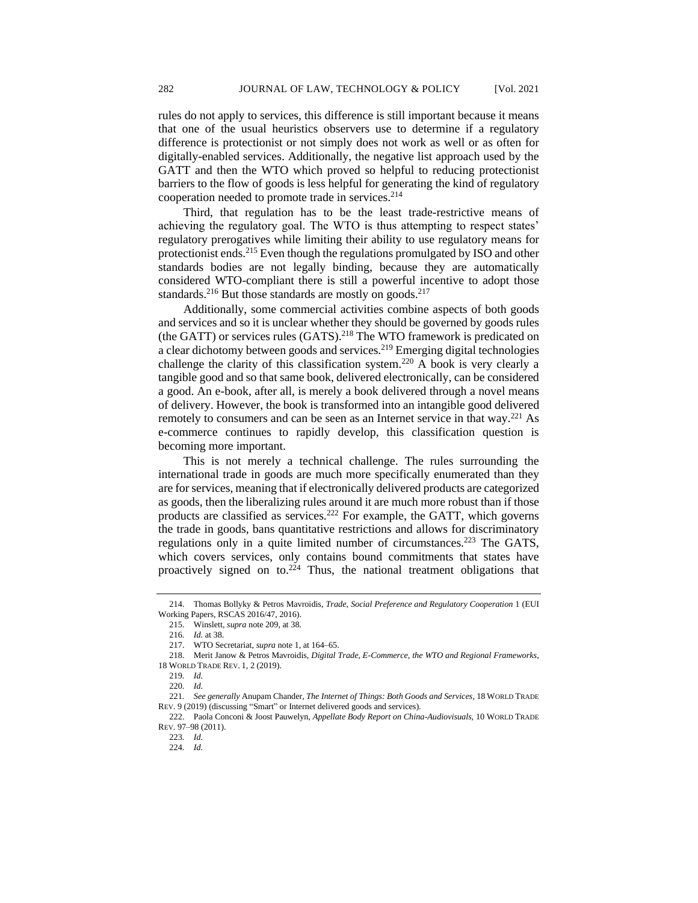rules do not apply to services, this difference is still important because it means that one of the usual heuristics observers use to determine if a regulatory difference is protectionist or not simply does not work as well or as often for digitally-enabled services. Additionally, the negative list approach used by the GATT and then the WTO which proved so helpful to reducing protectionist barriers to the flow of goods is less helpful for generating the kind of regulatory cooperation needed to promote trade in services.[214]

Third, that regulation has to be the least trade-restrictive means of achieving the regulatory goal. The WTO is thus attempting to respect states' regulatory prerogatives while limiting their ability to use regulatory means for protectionist ends.[215] Even though the regulations promulgated by ISO and other standards bodies are not legally binding, because they are automatically considered WTO-compliant there is still a powerful incentive to adopt those standards.[216] But those standards are mostly on goods.[217]

Additionally, some commercial activities combine aspects of both goods and services and so it is unclear whether they should be governed by goods rules (the GATT) or services rules (GATS).[218] The WTO framework is predicated on a clear dichotomy between goods and services.[219] Emerging digital technologies challenge the clarity of this classification system.[220] A book is very clearly a tangible good and so that same book, delivered electronically, can be considered a good. An e-book, after all, is merely a book delivered through a novel means of delivery. However, the book is transformed into an intangible good delivered remotely to consumers and can be seen as an Internet service in that way.[221] As e-commerce continues to rapidly develop, this classification question is becoming more important.

This is not merely a technical challenge. The rules surrounding the international trade in goods are much more specifically enumerated than they are for services, meaning that if electronically delivered products are categorized as goods, then the liberalizing rules around it are much more robust than if those products are classified as services.[222] For example, the GATT, which governs the trade in goods, bans quantitative restrictions and allows for discriminatory regulations only in a quite limited number of circumstances.[223] The GATS, which covers services, only contains bound commitments that states have proactively signed on to.[224] Thus, the national treatment obligations that

---

214. Thomas Bollyky & Petros Mavroidis, *Trade, Social Preference and Regulatory Cooperation* 1 (EUI Working Papers, RSCAS 2016/47, 2016).

215. Winslett, *supra* note 209, at 38.

216. *Id.* at 38.

217. WTO Secretariat, *supra* note 1, at 164–65.

218. Merit Janow & Petros Mavroidis, *Digital Trade, E-Commerce, the WTO and Regional Frameworks*, 18 WORLD TRADE REV. 1, 2 (2019).

219. *Id.*

220. *Id.*

221. *See generally* Anupam Chander, *The Internet of Things: Both Goods and Services*, 18 WORLD TRADE REV. 9 (2019) (discussing "Smart" or Internet delivered goods and services).

222. Paola Conconi & Joost Pauwelyn, *Appellate Body Report on China-Audiovisuals*, 10 WORLD TRADE REV. 97–98 (2011).

223. *Id.*

224. *Id.*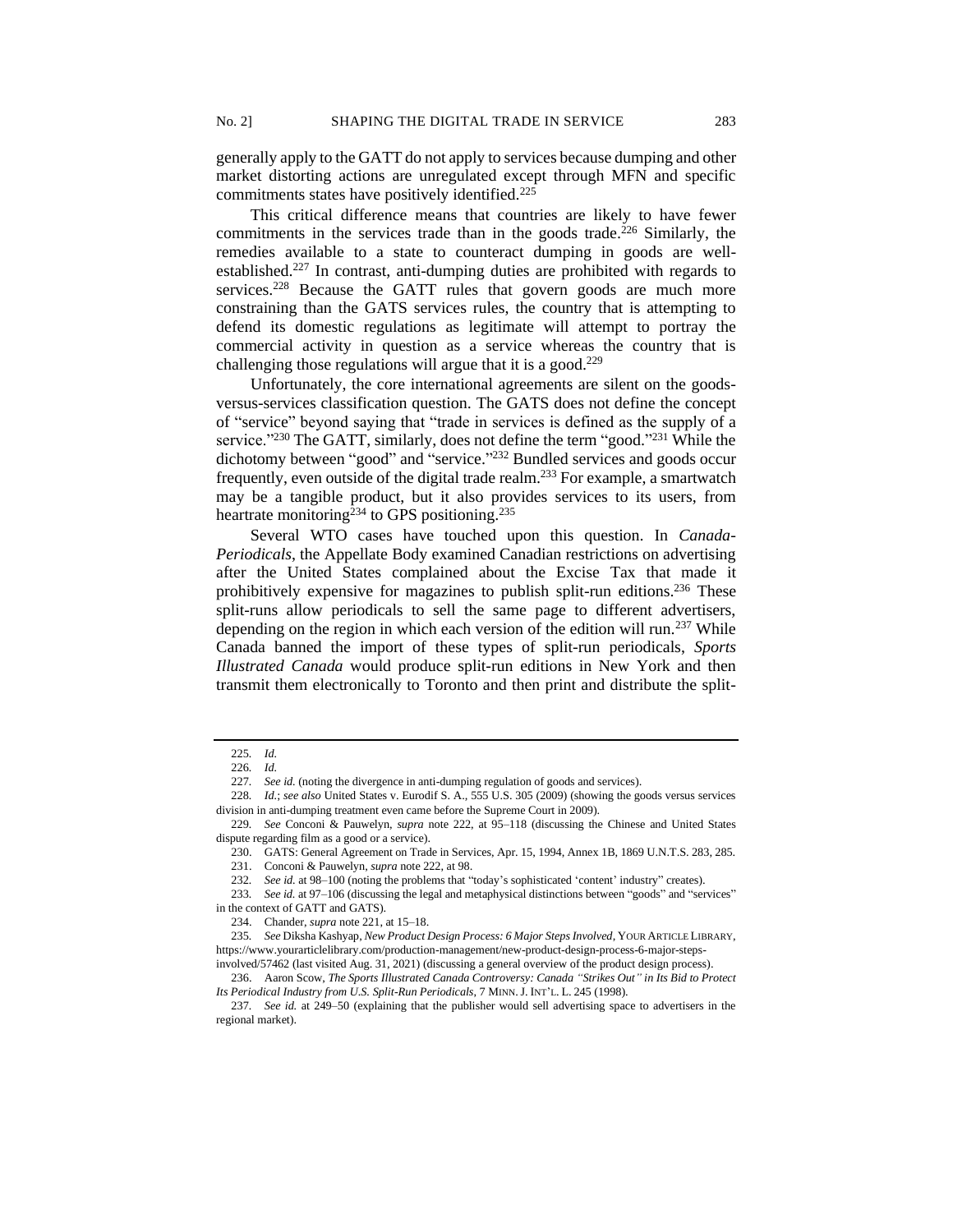generally apply to the GATT do not apply to services because dumping and other market distorting actions are unregulated except through MFN and specific commitments states have positively identified.[225]

This critical difference means that countries are likely to have fewer commitments in the services trade than in the goods trade.[226] Similarly, the remedies available to a state to counteract dumping in goods are well-established.[227] In contrast, anti-dumping duties are prohibited with regards to services.[228] Because the GATT rules that govern goods are much more constraining than the GATS services rules, the country that is attempting to defend its domestic regulations as legitimate will attempt to portray the commercial activity in question as a service whereas the country that is challenging those regulations will argue that it is a good.[229]

Unfortunately, the core international agreements are silent on the goods-versus-services classification question. The GATS does not define the concept of "service" beyond saying that "trade in services is defined as the supply of a service."[230] The GATT, similarly, does not define the term "good."[231] While the dichotomy between "good" and "service."[232] Bundled services and goods occur frequently, even outside of the digital trade realm.[233] For example, a smartwatch may be a tangible product, but it also provides services to its users, from heartrate monitoring[234] to GPS positioning.[235]

Several WTO cases have touched upon this question. In *Canada-Periodicals*, the Appellate Body examined Canadian restrictions on advertising after the United States complained about the Excise Tax that made it prohibitively expensive for magazines to publish split-run editions.[236] These split-runs allow periodicals to sell the same page to different advertisers, depending on the region in which each version of the edition will run.[237] While Canada banned the import of these types of split-run periodicals, *Sports Illustrated Canada* would produce split-run editions in New York and then transmit them electronically to Toronto and then print and distribute the split-

---

225. *Id.*

226. *Id.*

227. *See id.* (noting the divergence in anti-dumping regulation of goods and services).

228. *Id.*; *see also* United States v. Eurodif S. A., 555 U.S. 305 (2009) (showing the goods versus services division in anti-dumping treatment even came before the Supreme Court in 2009).

229. *See* Conconi & Pauwelyn, *supra* note 222, at 95–118 (discussing the Chinese and United States dispute regarding film as a good or a service).

230. GATS: General Agreement on Trade in Services, Apr. 15, 1994, Annex 1B, 1869 U.N.T.S. 283, 285.

231. Conconi & Pauwelyn, *supra* note 222, at 98.

232. *See id.* at 98–100 (noting the problems that "today's sophisticated 'content' industry" creates).

233. *See id.* at 97–106 (discussing the legal and metaphysical distinctions between "goods" and "services" in the context of GATT and GATS).

234. Chander, *supra* note 221, at 15–18.

235. *See* Diksha Kashyap, *New Product Design Process: 6 Major Steps Involved*, YOUR ARTICLE LIBRARY, https://www.yourarticlelibrary.com/production-management/new-product-design-process-6-major-steps-involved/57462 (last visited Aug. 31, 2021) (discussing a general overview of the product design process).

236. Aaron Scow, *The Sports Illustrated Canada Controversy: Canada "Strikes Out" in Its Bid to Protect Its Periodical Industry from U.S. Split-Run Periodicals*, 7 MINN. J. INT'L. L. 245 (1998).

237. *See id.* at 249–50 (explaining that the publisher would sell advertising space to advertisers in the regional market).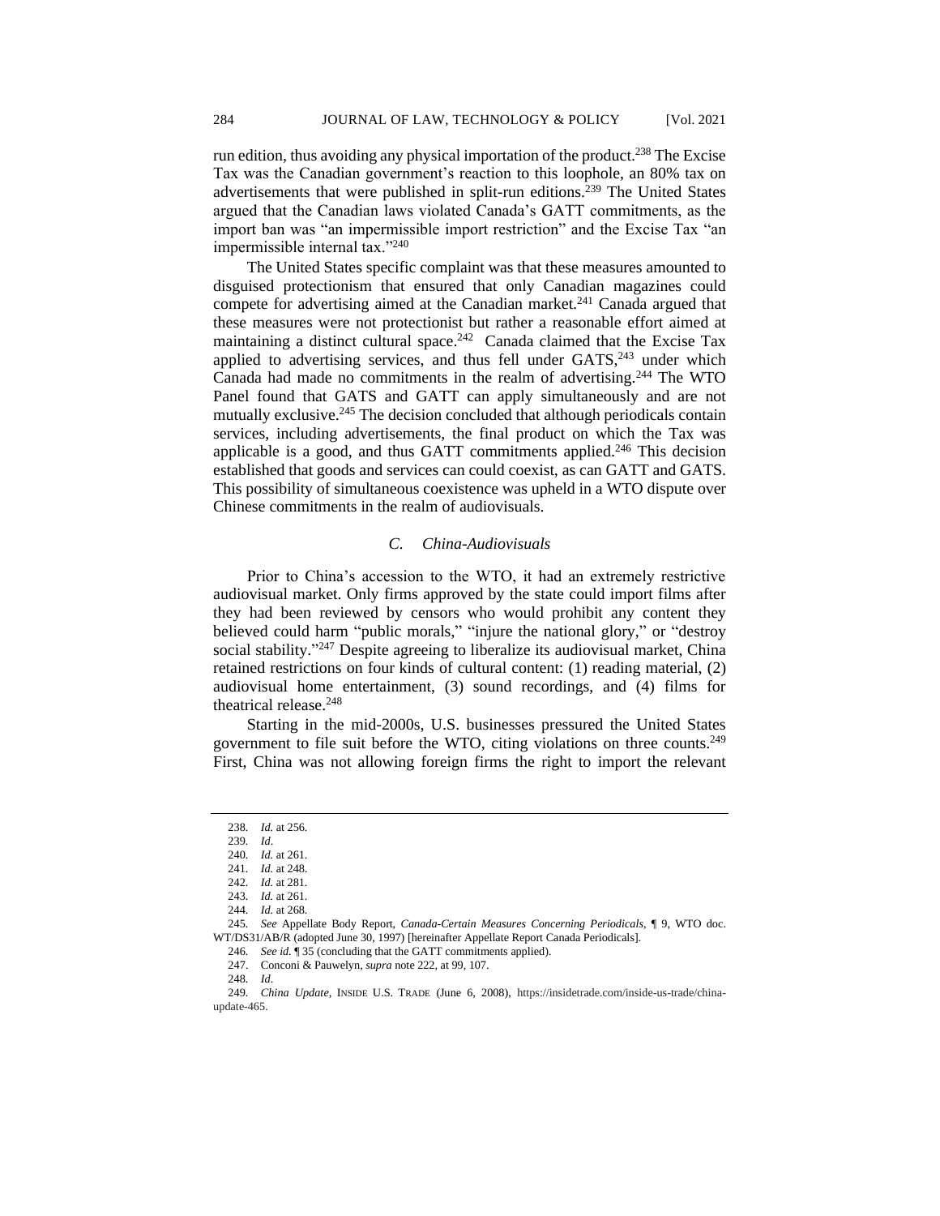run edition, thus avoiding any physical importation of the product.[238] The Excise Tax was the Canadian government's reaction to this loophole, an 80% tax on advertisements that were published in split-run editions.[239] The United States argued that the Canadian laws violated Canada's GATT commitments, as the import ban was "an impermissible import restriction" and the Excise Tax "an impermissible internal tax."[240]

The United States specific complaint was that these measures amounted to disguised protectionism that ensured that only Canadian magazines could compete for advertising aimed at the Canadian market.[241] Canada argued that these measures were not protectionist but rather a reasonable effort aimed at maintaining a distinct cultural space.[242] Canada claimed that the Excise Tax applied to advertising services, and thus fell under GATS,[243] under which Canada had made no commitments in the realm of advertising.[244] The WTO Panel found that GATS and GATT can apply simultaneously and are not mutually exclusive.[245] The decision concluded that although periodicals contain services, including advertisements, the final product on which the Tax was applicable is a good, and thus GATT commitments applied.[246] This decision established that goods and services can could coexist, as can GATT and GATS. This possibility of simultaneous coexistence was upheld in a WTO dispute over Chinese commitments in the realm of audiovisuals.

### *C. China-Audiovisuals*

Prior to China's accession to the WTO, it had an extremely restrictive audiovisual market. Only firms approved by the state could import films after they had been reviewed by censors who would prohibit any content they believed could harm "public morals," "injure the national glory," or "destroy social stability."[247] Despite agreeing to liberalize its audiovisual market, China retained restrictions on four kinds of cultural content: (1) reading material, (2) audiovisual home entertainment, (3) sound recordings, and (4) films for theatrical release.[248]

Starting in the mid-2000s, U.S. businesses pressured the United States government to file suit before the WTO, citing violations on three counts.[249] First, China was not allowing foreign firms the right to import the relevant

---

238. *Id.* at 256.
239. *Id*.
240. *Id.* at 261.
241. *Id.* at 248.
242. *Id.* at 281.
243. *Id.* at 261.
244. *Id.* at 268.
245. *See* Appellate Body Report, *Canada-Certain Measures Concerning Periodicals*, ¶ 9, WTO doc. WT/DS31/AB/R (adopted June 30, 1997) [hereinafter Appellate Report Canada Periodicals].
246. *See id.* ¶ 35 (concluding that the GATT commitments applied).
247. Conconi & Pauwelyn, *supra* note 222, at 99, 107.
248. *Id*.
249. *China Update*, INSIDE U.S. TRADE (June 6, 2008), https://insidetrade.com/inside-us-trade/china-update-465.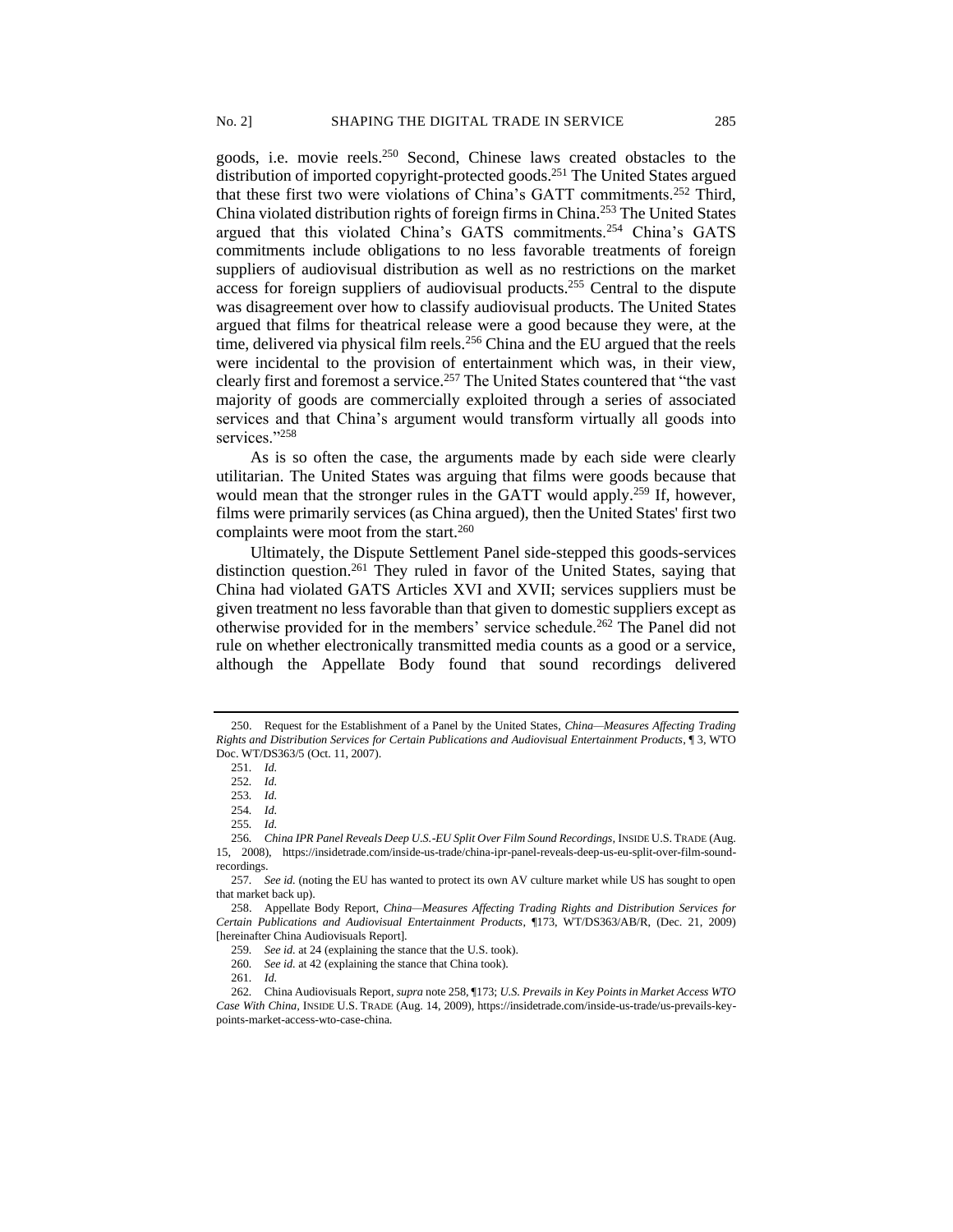goods, i.e. movie reels.[250] Second, Chinese laws created obstacles to the distribution of imported copyright-protected goods.[251] The United States argued that these first two were violations of China's GATT commitments.[252] Third, China violated distribution rights of foreign firms in China.[253] The United States argued that this violated China's GATS commitments.[254] China's GATS commitments include obligations to no less favorable treatments of foreign suppliers of audiovisual distribution as well as no restrictions on the market access for foreign suppliers of audiovisual products.[255] Central to the dispute was disagreement over how to classify audiovisual products. The United States argued that films for theatrical release were a good because they were, at the time, delivered via physical film reels.[256] China and the EU argued that the reels were incidental to the provision of entertainment which was, in their view, clearly first and foremost a service.[257] The United States countered that "the vast majority of goods are commercially exploited through a series of associated services and that China's argument would transform virtually all goods into services."[258]

As is so often the case, the arguments made by each side were clearly utilitarian. The United States was arguing that films were goods because that would mean that the stronger rules in the GATT would apply.[259] If, however, films were primarily services (as China argued), then the United States' first two complaints were moot from the start.[260]

Ultimately, the Dispute Settlement Panel side-stepped this goods-services distinction question.[261] They ruled in favor of the United States, saying that China had violated GATS Articles XVI and XVII; services suppliers must be given treatment no less favorable than that given to domestic suppliers except as otherwise provided for in the members' service schedule.[262] The Panel did not rule on whether electronically transmitted media counts as a good or a service, although the Appellate Body found that sound recordings delivered

---

250. Request for the Establishment of a Panel by the United States, *China—Measures Affecting Trading Rights and Distribution Services for Certain Publications and Audiovisual Entertainment Products*, ¶ 3, WTO Doc. WT/DS363/5 (Oct. 11, 2007).

251. *Id.*

252. *Id.*

253. *Id.*

254. *Id.*

255. *Id.*

256. *China IPR Panel Reveals Deep U.S.-EU Split Over Film Sound Recordings*, INSIDE U.S. TRADE (Aug. 15, 2008), https://insidetrade.com/inside-us-trade/china-ipr-panel-reveals-deep-us-eu-split-over-film-sound-recordings.

257. *See id.* (noting the EU has wanted to protect its own AV culture market while US has sought to open that market back up).

258. Appellate Body Report, *China—Measures Affecting Trading Rights and Distribution Services for Certain Publications and Audiovisual Entertainment Products*, ¶173, WT/DS363/AB/R, (Dec. 21, 2009) [hereinafter China Audiovisuals Report].

259. *See id.* at 24 (explaining the stance that the U.S. took).

260. *See id.* at 42 (explaining the stance that China took).

261. *Id.*

262. China Audiovisuals Report, *supra* note 258, ¶173; *U.S. Prevails in Key Points in Market Access WTO Case With China*, INSIDE U.S. TRADE (Aug. 14, 2009), https://insidetrade.com/inside-us-trade/us-prevails-key-points-market-access-wto-case-china.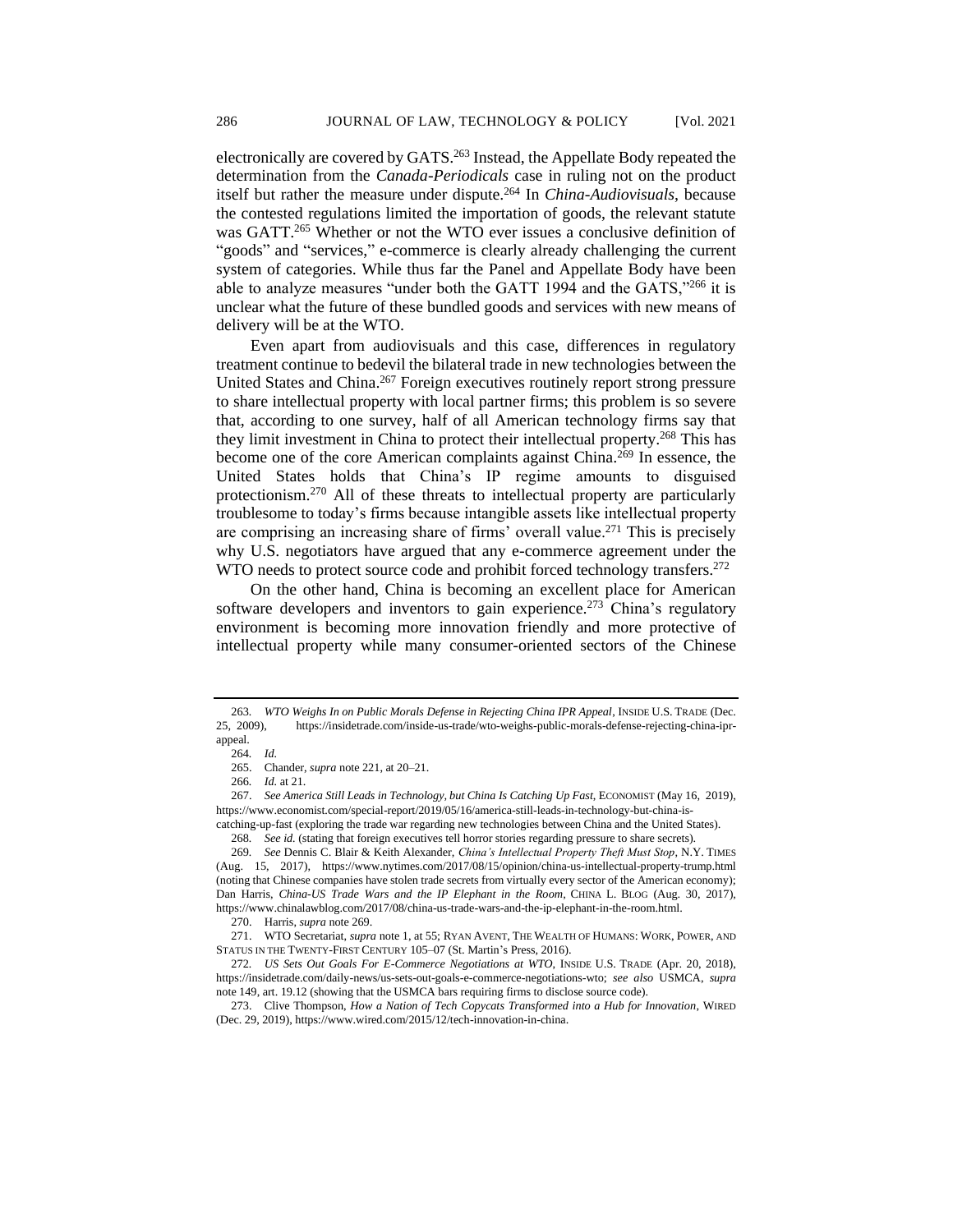electronically are covered by GATS.[263] Instead, the Appellate Body repeated the determination from the *Canada-Periodicals* case in ruling not on the product itself but rather the measure under dispute.[264] In *China-Audiovisuals*, because the contested regulations limited the importation of goods, the relevant statute was GATT.[265] Whether or not the WTO ever issues a conclusive definition of "goods" and "services," e-commerce is clearly already challenging the current system of categories. While thus far the Panel and Appellate Body have been able to analyze measures "under both the GATT 1994 and the GATS,"[266] it is unclear what the future of these bundled goods and services with new means of delivery will be at the WTO.

Even apart from audiovisuals and this case, differences in regulatory treatment continue to bedevil the bilateral trade in new technologies between the United States and China.[267] Foreign executives routinely report strong pressure to share intellectual property with local partner firms; this problem is so severe that, according to one survey, half of all American technology firms say that they limit investment in China to protect their intellectual property.[268] This has become one of the core American complaints against China.[269] In essence, the United States holds that China's IP regime amounts to disguised protectionism.[270] All of these threats to intellectual property are particularly troublesome to today's firms because intangible assets like intellectual property are comprising an increasing share of firms' overall value.[271] This is precisely why U.S. negotiators have argued that any e-commerce agreement under the WTO needs to protect source code and prohibit forced technology transfers.[272]

On the other hand, China is becoming an excellent place for American software developers and inventors to gain experience.[273] China's regulatory environment is becoming more innovation friendly and more protective of intellectual property while many consumer-oriented sectors of the Chinese

---

263. *WTO Weighs In on Public Morals Defense in Rejecting China IPR Appeal*, INSIDE U.S. TRADE (Dec. 25, 2009), https://insidetrade.com/inside-us-trade/wto-weighs-public-morals-defense-rejecting-china-ipr-appeal.

264. *Id.*

265. Chander, *supra* note 221, at 20–21.

266. *Id.* at 21.

267. *See America Still Leads in Technology, but China Is Catching Up Fast*, ECONOMIST (May 16, 2019), https://www.economist.com/special-report/2019/05/16/america-still-leads-in-technology-but-china-is-catching-up-fast (exploring the trade war regarding new technologies between China and the United States).

268. *See id.* (stating that foreign executives tell horror stories regarding pressure to share secrets).

269. *See* Dennis C. Blair & Keith Alexander, *China's Intellectual Property Theft Must Stop*, N.Y. TIMES (Aug. 15, 2017), https://www.nytimes.com/2017/08/15/opinion/china-us-intellectual-property-trump.html (noting that Chinese companies have stolen trade secrets from virtually every sector of the American economy); Dan Harris, *China-US Trade Wars and the IP Elephant in the Room*, CHINA L. BLOG (Aug. 30, 2017), https://www.chinalawblog.com/2017/08/china-us-trade-wars-and-the-ip-elephant-in-the-room.html.

270. Harris, *supra* note 269.

271. WTO Secretariat, *supra* note 1, at 55; RYAN AVENT, THE WEALTH OF HUMANS: WORK, POWER, AND STATUS IN THE TWENTY-FIRST CENTURY 105–07 (St. Martin's Press, 2016).

272. *US Sets Out Goals For E-Commerce Negotiations at WTO*, INSIDE U.S. TRADE (Apr. 20, 2018), https://insidetrade.com/daily-news/us-sets-out-goals-e-commerce-negotiations-wto; *see also* USMCA, *supra* note 149, art. 19.12 (showing that the USMCA bars requiring firms to disclose source code).

273. Clive Thompson, *How a Nation of Tech Copycats Transformed into a Hub for Innovation*, WIRED (Dec. 29, 2019), https://www.wired.com/2015/12/tech-innovation-in-china.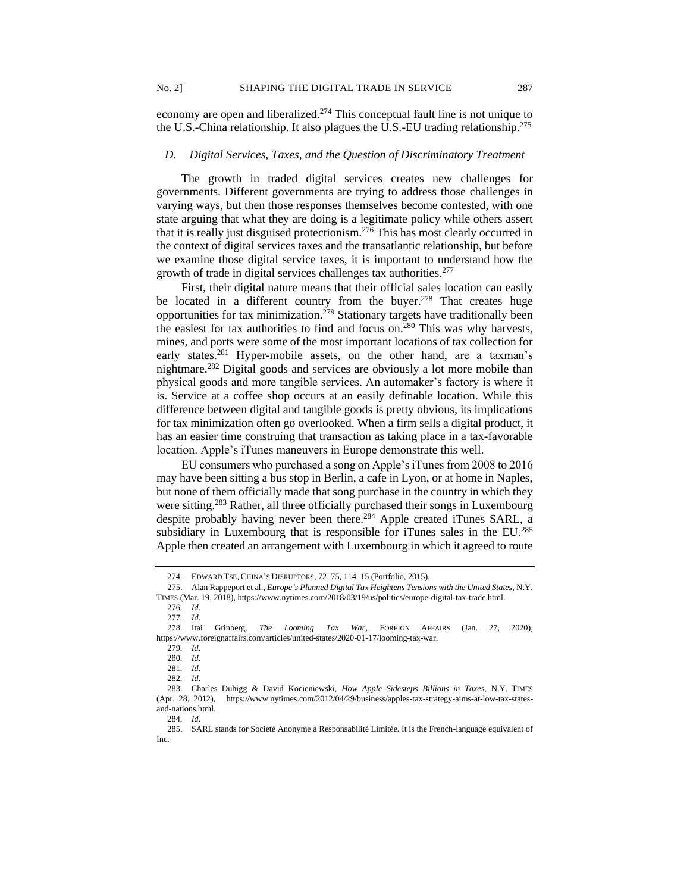economy are open and liberalized.[274] This conceptual fault line is not unique to the U.S.-China relationship. It also plagues the U.S.-EU trading relationship.[275]

### *D. Digital Services, Taxes, and the Question of Discriminatory Treatment*

The growth in traded digital services creates new challenges for governments. Different governments are trying to address those challenges in varying ways, but then those responses themselves become contested, with one state arguing that what they are doing is a legitimate policy while others assert that it is really just disguised protectionism.[276] This has most clearly occurred in the context of digital services taxes and the transatlantic relationship, but before we examine those digital service taxes, it is important to understand how the growth of trade in digital services challenges tax authorities.[277]

First, their digital nature means that their official sales location can easily be located in a different country from the buyer.[278] That creates huge opportunities for tax minimization.[279] Stationary targets have traditionally been the easiest for tax authorities to find and focus on.[280] This was why harvests, mines, and ports were some of the most important locations of tax collection for early states.[281] Hyper-mobile assets, on the other hand, are a taxman's nightmare.[282] Digital goods and services are obviously a lot more mobile than physical goods and more tangible services. An automaker's factory is where it is. Service at a coffee shop occurs at an easily definable location. While this difference between digital and tangible goods is pretty obvious, its implications for tax minimization often go overlooked. When a firm sells a digital product, it has an easier time construing that transaction as taking place in a tax-favorable location. Apple's iTunes maneuvers in Europe demonstrate this well.

EU consumers who purchased a song on Apple's iTunes from 2008 to 2016 may have been sitting a bus stop in Berlin, a cafe in Lyon, or at home in Naples, but none of them officially made that song purchase in the country in which they were sitting.[283] Rather, all three officially purchased their songs in Luxembourg despite probably having never been there.[284] Apple created iTunes SARL, a subsidiary in Luxembourg that is responsible for iTunes sales in the EU.[285] Apple then created an arrangement with Luxembourg in which it agreed to route

---

274. EDWARD TSE, CHINA'S DISRUPTORS, 72–75, 114–15 (Portfolio, 2015).

275. Alan Rappeport et al., *Europe's Planned Digital Tax Heightens Tensions with the United States*, N.Y. TIMES (Mar. 19, 2018), https://www.nytimes.com/2018/03/19/us/politics/europe-digital-tax-trade.html.

276. *Id.*

277. *Id.*

278. Itai Grinberg, *The Looming Tax War*, FOREIGN AFFAIRS (Jan. 27, 2020), https://www.foreignaffairs.com/articles/united-states/2020-01-17/looming-tax-war.

279. *Id.*

280. *Id.*

281. *Id.*

282. *Id.*

283. Charles Duhigg & David Kocieniewski, *How Apple Sidesteps Billions in Taxes*, N.Y. TIMES (Apr. 28, 2012), https://www.nytimes.com/2012/04/29/business/apples-tax-strategy-aims-at-low-tax-states-and-nations.html.

284. *Id.*

285. SARL stands for Société Anonyme à Responsabilité Limitée. It is the French-language equivalent of Inc.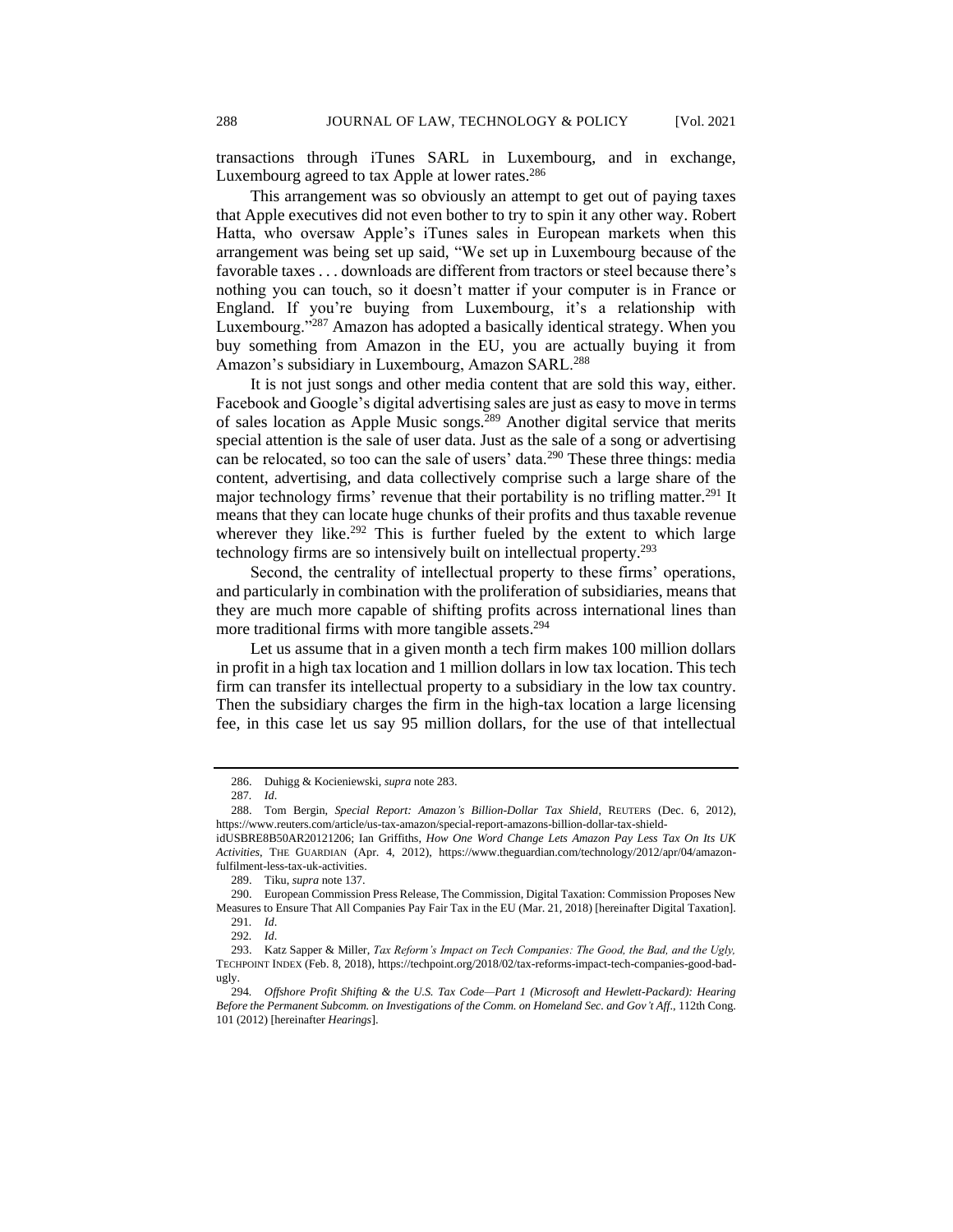transactions through iTunes SARL in Luxembourg, and in exchange, Luxembourg agreed to tax Apple at lower rates.[286]

This arrangement was so obviously an attempt to get out of paying taxes that Apple executives did not even bother to try to spin it any other way. Robert Hatta, who oversaw Apple's iTunes sales in European markets when this arrangement was being set up said, "We set up in Luxembourg because of the favorable taxes . . . downloads are different from tractors or steel because there's nothing you can touch, so it doesn't matter if your computer is in France or England. If you're buying from Luxembourg, it's a relationship with Luxembourg."[287] Amazon has adopted a basically identical strategy. When you buy something from Amazon in the EU, you are actually buying it from Amazon's subsidiary in Luxembourg, Amazon SARL.[288]

It is not just songs and other media content that are sold this way, either. Facebook and Google's digital advertising sales are just as easy to move in terms of sales location as Apple Music songs.[289] Another digital service that merits special attention is the sale of user data. Just as the sale of a song or advertising can be relocated, so too can the sale of users' data.[290] These three things: media content, advertising, and data collectively comprise such a large share of the major technology firms' revenue that their portability is no trifling matter.[291] It means that they can locate huge chunks of their profits and thus taxable revenue wherever they like.[292] This is further fueled by the extent to which large technology firms are so intensively built on intellectual property.[293]

Second, the centrality of intellectual property to these firms' operations, and particularly in combination with the proliferation of subsidiaries, means that they are much more capable of shifting profits across international lines than more traditional firms with more tangible assets.[294]

Let us assume that in a given month a tech firm makes 100 million dollars in profit in a high tax location and 1 million dollars in low tax location. This tech firm can transfer its intellectual property to a subsidiary in the low tax country. Then the subsidiary charges the firm in the high-tax location a large licensing fee, in this case let us say 95 million dollars, for the use of that intellectual

---

286. Duhigg & Kocieniewski, *supra* note 283.

287. *Id*.

288. Tom Bergin, *Special Report: Amazon's Billion-Dollar Tax Shield*, REUTERS (Dec. 6, 2012), https://www.reuters.com/article/us-tax-amazon/special-report-amazons-billion-dollar-tax-shield-idUSBRE8B50AR20121206; Ian Griffiths, *How One Word Change Lets Amazon Pay Less Tax On Its UK Activities*, THE GUARDIAN (Apr. 4, 2012), https://www.theguardian.com/technology/2012/apr/04/amazon-fulfilment-less-tax-uk-activities.

289. Tiku, *supra* note 137.

290. European Commission Press Release, The Commission, Digital Taxation: Commission Proposes New Measures to Ensure That All Companies Pay Fair Tax in the EU (Mar. 21, 2018) [hereinafter Digital Taxation].

291. *Id*.

292. *Id*.

293. Katz Sapper & Miller, *Tax Reform's Impact on Tech Companies: The Good, the Bad, and the Ugly,* TECHPOINT INDEX (Feb. 8, 2018), https://techpoint.org/2018/02/tax-reforms-impact-tech-companies-good-bad-ugly.

294. *Offshore Profit Shifting & the U.S. Tax Code—Part 1 (Microsoft and Hewlett-Packard): Hearing Before the Permanent Subcomm. on Investigations of the Comm. on Homeland Sec. and Gov't Aff.*, 112th Cong. 101 (2012) [hereinafter *Hearings*].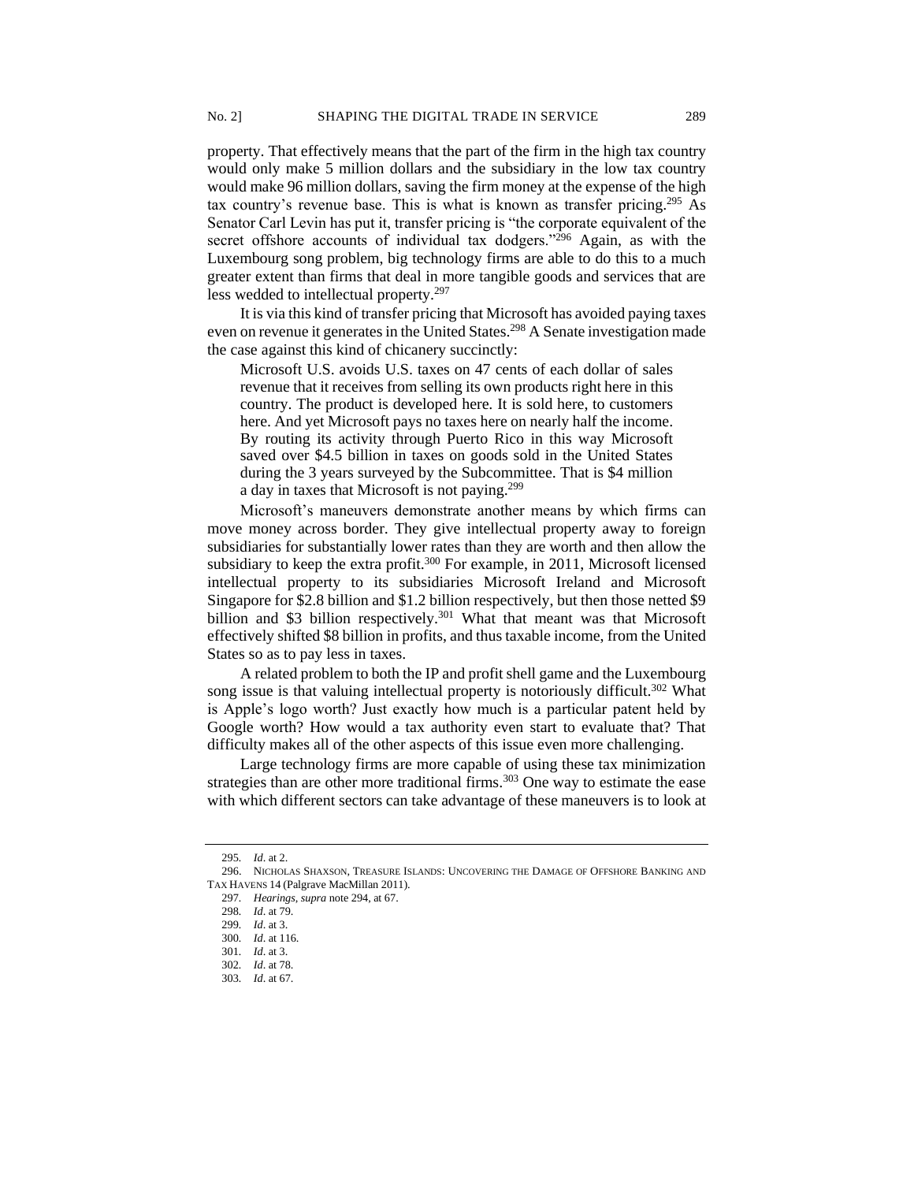property. That effectively means that the part of the firm in the high tax country would only make 5 million dollars and the subsidiary in the low tax country would make 96 million dollars, saving the firm money at the expense of the high tax country's revenue base. This is what is known as transfer pricing.[295] As Senator Carl Levin has put it, transfer pricing is "the corporate equivalent of the secret offshore accounts of individual tax dodgers."[296] Again, as with the Luxembourg song problem, big technology firms are able to do this to a much greater extent than firms that deal in more tangible goods and services that are less wedded to intellectual property.[297]

It is via this kind of transfer pricing that Microsoft has avoided paying taxes even on revenue it generates in the United States.[298] A Senate investigation made the case against this kind of chicanery succinctly:

> Microsoft U.S. avoids U.S. taxes on 47 cents of each dollar of sales revenue that it receives from selling its own products right here in this country. The product is developed here. It is sold here, to customers here. And yet Microsoft pays no taxes here on nearly half the income. By routing its activity through Puerto Rico in this way Microsoft saved over $4.5 billion in taxes on goods sold in the United States during the 3 years surveyed by the Subcommittee. That is $4 million a day in taxes that Microsoft is not paying.[299]

Microsoft's maneuvers demonstrate another means by which firms can move money across border. They give intellectual property away to foreign subsidiaries for substantially lower rates than they are worth and then allow the subsidiary to keep the extra profit.[300] For example, in 2011, Microsoft licensed intellectual property to its subsidiaries Microsoft Ireland and Microsoft Singapore for $2.8 billion and $1.2 billion respectively, but then those netted $9 billion and $3 billion respectively.[301] What that meant was that Microsoft effectively shifted $8 billion in profits, and thus taxable income, from the United States so as to pay less in taxes.

A related problem to both the IP and profit shell game and the Luxembourg song issue is that valuing intellectual property is notoriously difficult.[302] What is Apple's logo worth? Just exactly how much is a particular patent held by Google worth? How would a tax authority even start to evaluate that? That difficulty makes all of the other aspects of this issue even more challenging.

Large technology firms are more capable of using these tax minimization strategies than are other more traditional firms.[303] One way to estimate the ease with which different sectors can take advantage of these maneuvers is to look at

---

295. *Id*. at 2.

296. NICHOLAS SHAXSON, TREASURE ISLANDS: UNCOVERING THE DAMAGE OF OFFSHORE BANKING AND TAX HAVENS 14 (Palgrave MacMillan 2011).

297. *Hearings*, *supra* note 294, at 67.

298. *Id*. at 79.

299. *Id*. at 3.

300. *Id*. at 116.

301. *Id*. at 3.

302. *Id*. at 78.

303. *Id*. at 67.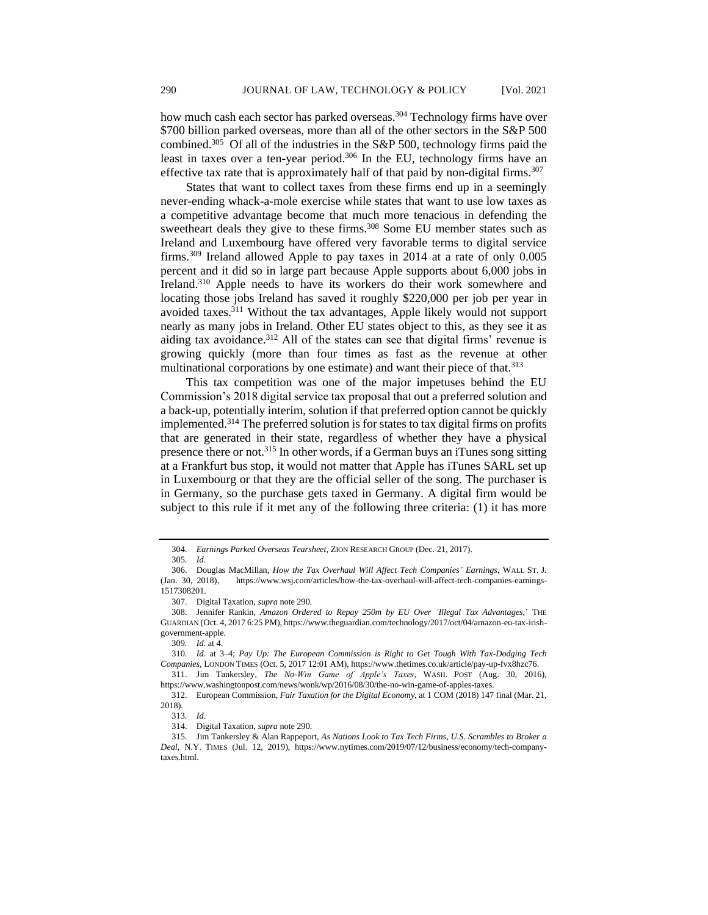how much cash each sector has parked overseas.[304] Technology firms have over $700 billion parked overseas, more than all of the other sectors in the S&P 500 combined.[305] Of all of the industries in the S&P 500, technology firms paid the least in taxes over a ten-year period.[306] In the EU, technology firms have an effective tax rate that is approximately half of that paid by non-digital firms.[307]

States that want to collect taxes from these firms end up in a seemingly never-ending whack-a-mole exercise while states that want to use low taxes as a competitive advantage become that much more tenacious in defending the sweetheart deals they give to these firms.[308] Some EU member states such as Ireland and Luxembourg have offered very favorable terms to digital service firms.[309] Ireland allowed Apple to pay taxes in 2014 at a rate of only 0.005 percent and it did so in large part because Apple supports about 6,000 jobs in Ireland.[310] Apple needs to have its workers do their work somewhere and locating those jobs Ireland has saved it roughly $220,000 per job per year in avoided taxes.[311] Without the tax advantages, Apple likely would not support nearly as many jobs in Ireland. Other EU states object to this, as they see it as aiding tax avoidance.[312] All of the states can see that digital firms' revenue is growing quickly (more than four times as fast as the revenue at other multinational corporations by one estimate) and want their piece of that.[313]

This tax competition was one of the major impetuses behind the EU Commission's 2018 digital service tax proposal that out a preferred solution and a back-up, potentially interim, solution if that preferred option cannot be quickly implemented.[314] The preferred solution is for states to tax digital firms on profits that are generated in their state, regardless of whether they have a physical presence there or not.[315] In other words, if a German buys an iTunes song sitting at a Frankfurt bus stop, it would not matter that Apple has iTunes SARL set up in Luxembourg or that they are the official seller of the song. The purchaser is in Germany, so the purchase gets taxed in Germany. A digital firm would be subject to this rule if it met any of the following three criteria: (1) it has more

---

304. *Earnings Parked Overseas Tearsheet*, ZION RESEARCH GROUP (Dec. 21, 2017).

305. *Id*.

306. Douglas MacMillan, *How the Tax Overhaul Will Affect Tech Companies' Earnings*, WALL ST. J. (Jan. 30, 2018), https://www.wsj.com/articles/how-the-tax-overhaul-will-affect-tech-companies-earnings-1517308201.

307. Digital Taxation, *supra* note 290.

308. Jennifer Rankin, *Amazon Ordered to Repay 250m by EU Over 'Illegal Tax Advantages*,' THE GUARDIAN (Oct. 4, 2017 6:25 PM), https://www.theguardian.com/technology/2017/oct/04/amazon-eu-tax-irish-government-apple.

309. *Id*. at 4.

310. *Id*. at 3–4; *Pay Up: The European Commission is Right to Get Tough With Tax-Dodging Tech Companies*, LONDON TIMES (Oct. 5, 2017 12:01 AM), https://www.thetimes.co.uk/article/pay-up-fvx8hzc76.

311. Jim Tankersley, *The No-Win Game of Apple's Taxes*, WASH. POST (Aug. 30, 2016), https://www.washingtonpost.com/news/wonk/wp/2016/08/30/the-no-win-game-of-apples-taxes.

312. European Commission, *Fair Taxation for the Digital Economy*, at 1 COM (2018) 147 final (Mar. 21, 2018).

313. *Id*.

314. Digital Taxation, *supra* note 290.

315. Jim Tankersley & Alan Rappeport, *As Nations Look to Tax Tech Firms, U.S. Scrambles to Broker a Deal*, N.Y. TIMES (Jul. 12, 2019), https://www.nytimes.com/2019/07/12/business/economy/tech-company-taxes.html.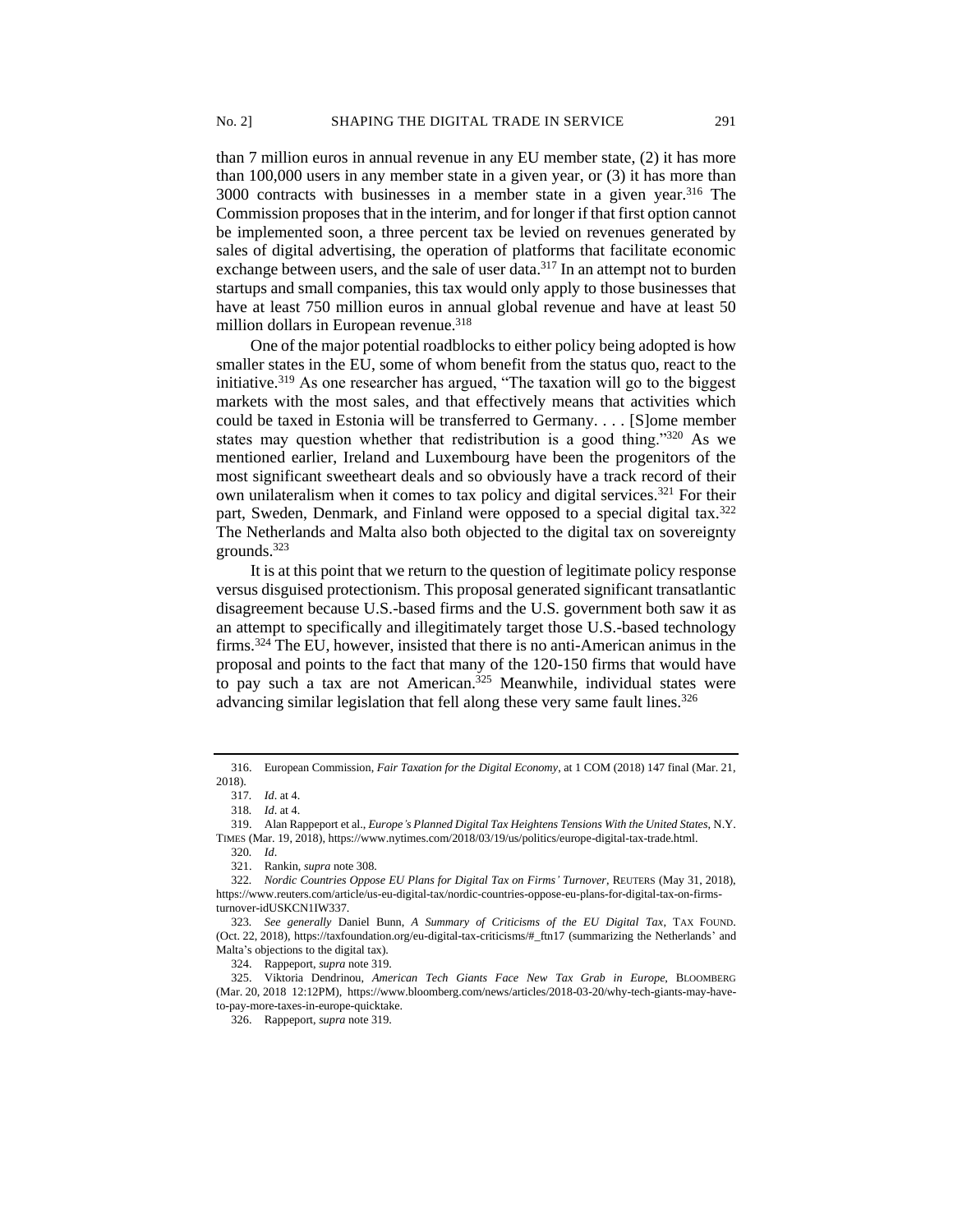than 7 million euros in annual revenue in any EU member state, (2) it has more than 100,000 users in any member state in a given year, or (3) it has more than 3000 contracts with businesses in a member state in a given year.[316] The Commission proposes that in the interim, and for longer if that first option cannot be implemented soon, a three percent tax be levied on revenues generated by sales of digital advertising, the operation of platforms that facilitate economic exchange between users, and the sale of user data.[317] In an attempt not to burden startups and small companies, this tax would only apply to those businesses that have at least 750 million euros in annual global revenue and have at least 50 million dollars in European revenue.[318]

One of the major potential roadblocks to either policy being adopted is how smaller states in the EU, some of whom benefit from the status quo, react to the initiative.[319] As one researcher has argued, "The taxation will go to the biggest markets with the most sales, and that effectively means that activities which could be taxed in Estonia will be transferred to Germany. . . . [S]ome member states may question whether that redistribution is a good thing."[320] As we mentioned earlier, Ireland and Luxembourg have been the progenitors of the most significant sweetheart deals and so obviously have a track record of their own unilateralism when it comes to tax policy and digital services.[321] For their part, Sweden, Denmark, and Finland were opposed to a special digital tax.[322] The Netherlands and Malta also both objected to the digital tax on sovereignty grounds.[323]

It is at this point that we return to the question of legitimate policy response versus disguised protectionism. This proposal generated significant transatlantic disagreement because U.S.-based firms and the U.S. government both saw it as an attempt to specifically and illegitimately target those U.S.-based technology firms.[324] The EU, however, insisted that there is no anti-American animus in the proposal and points to the fact that many of the 120-150 firms that would have to pay such a tax are not American.[325] Meanwhile, individual states were advancing similar legislation that fell along these very same fault lines.[326]

---

316. European Commission, *Fair Taxation for the Digital Economy*, at 1 COM (2018) 147 final (Mar. 21, 2018).

317. *Id*. at 4.

318. *Id*. at 4.

319. Alan Rappeport et al., *Europe's Planned Digital Tax Heightens Tensions With the United States*, N.Y. TIMES (Mar. 19, 2018), https://www.nytimes.com/2018/03/19/us/politics/europe-digital-tax-trade.html.

320. *Id*.

321. Rankin, *supra* note 308.

322. *Nordic Countries Oppose EU Plans for Digital Tax on Firms' Turnover*, REUTERS (May 31, 2018), https://www.reuters.com/article/us-eu-digital-tax/nordic-countries-oppose-eu-plans-for-digital-tax-on-firms-turnover-idUSKCN1IW337.

323. *See generally* Daniel Bunn, *A Summary of Criticisms of the EU Digital Tax*, TAX FOUND. (Oct. 22, 2018), https://taxfoundation.org/eu-digital-tax-criticisms/#_ftn17 (summarizing the Netherlands' and Malta's objections to the digital tax).

324. Rappeport, *supra* note 319.

325. Viktoria Dendrinou, *American Tech Giants Face New Tax Grab in Europe*, BLOOMBERG (Mar. 20, 2018 12:12PM), https://www.bloomberg.com/news/articles/2018-03-20/why-tech-giants-may-have-to-pay-more-taxes-in-europe-quicktake.

326. Rappeport, *supra* note 319.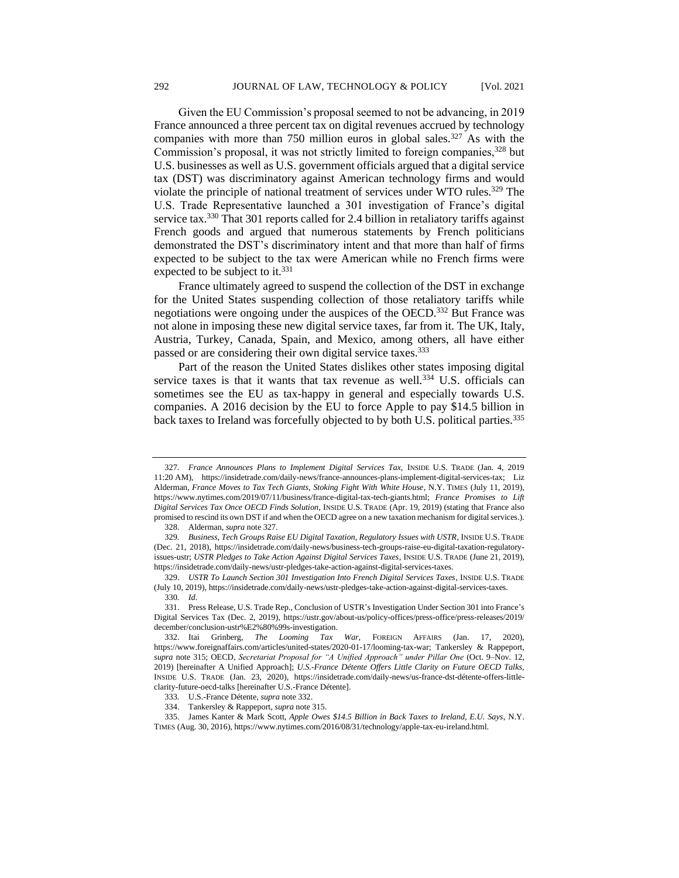Given the EU Commission's proposal seemed to not be advancing, in 2019 France announced a three percent tax on digital revenues accrued by technology companies with more than 750 million euros in global sales.[327] As with the Commission's proposal, it was not strictly limited to foreign companies,[328] but U.S. businesses as well as U.S. government officials argued that a digital service tax (DST) was discriminatory against American technology firms and would violate the principle of national treatment of services under WTO rules.[329] The U.S. Trade Representative launched a 301 investigation of France's digital service tax.[330] That 301 reports called for 2.4 billion in retaliatory tariffs against French goods and argued that numerous statements by French politicians demonstrated the DST's discriminatory intent and that more than half of firms expected to be subject to the tax were American while no French firms were expected to be subject to it.[331]

France ultimately agreed to suspend the collection of the DST in exchange for the United States suspending collection of those retaliatory tariffs while negotiations were ongoing under the auspices of the OECD.[332] But France was not alone in imposing these new digital service taxes, far from it. The UK, Italy, Austria, Turkey, Canada, Spain, and Mexico, among others, all have either passed or are considering their own digital service taxes.[333]

Part of the reason the United States dislikes other states imposing digital service taxes is that it wants that tax revenue as well.[334] U.S. officials can sometimes see the EU as tax-happy in general and especially towards U.S. companies. A 2016 decision by the EU to force Apple to pay $14.5 billion in back taxes to Ireland was forcefully objected to by both U.S. political parties.[335]

---

327. *France Announces Plans to Implement Digital Services Tax*, INSIDE U.S. TRADE (Jan. 4, 2019 11:20 AM), https://insidetrade.com/daily-news/france-announces-plans-implement-digital-services-tax; Liz Alderman, *France Moves to Tax Tech Giants, Stoking Fight With White House*, N.Y. TIMES (July 11, 2019), https://www.nytimes.com/2019/07/11/business/france-digital-tax-tech-giants.html; *France Promises to Lift Digital Services Tax Once OECD Finds Solution*, INSIDE U.S. TRADE (Apr. 19, 2019) (stating that France also promised to rescind its own DST if and when the OECD agree on a new taxation mechanism for digital services.).

328. Alderman, *supra* note 327.

329. *Business, Tech Groups Raise EU Digital Taxation, Regulatory Issues with USTR*, INSIDE U.S. TRADE (Dec. 21, 2018), https://insidetrade.com/daily-news/business-tech-groups-raise-eu-digital-taxation-regulatory-issues-ustr; *USTR Pledges to Take Action Against Digital Services Taxes*, INSIDE U.S. TRADE (June 21, 2019), https://insidetrade.com/daily-news/ustr-pledges-take-action-against-digital-services-taxes.

329. *USTR To Launch Section 301 Investigation Into French Digital Services Taxes*, INSIDE U.S. TRADE (July 10, 2019), https://insidetrade.com/daily-news/ustr-pledges-take-action-against-digital-services-taxes.

330. *Id*.

331. Press Release, U.S. Trade Rep., Conclusion of USTR's Investigation Under Section 301 into France's Digital Services Tax (Dec. 2, 2019), https://ustr.gov/about-us/policy-offices/press-office/press-releases/2019/december/conclusion-ustr%E2%80%99s-investigation.

332. Itai Grinberg, *The Looming Tax War*, FOREIGN AFFAIRS (Jan. 17, 2020), https://www.foreignaffairs.com/articles/united-states/2020-01-17/looming-tax-war; Tankersley & Rappeport, *supra* note 315; OECD, *Secretariat Proposal for "A Unified Approach" under Pillar One* (Oct. 9–Nov. 12, 2019) [hereinafter A Unified Approach]; *U.S.-France Détente Offers Little Clarity on Future OECD Talks*, INSIDE U.S. TRADE (Jan. 23, 2020), https://insidetrade.com/daily-news/us-france-dst-détente-offers-little-clarity-future-oecd-talks [hereinafter U.S.-France Détente].

333. U.S.-France Détente, *supra* note 332.

334. Tankersley & Rappeport, *supra* note 315.

335. James Kanter & Mark Scott, *Apple Owes $14.5 Billion in Back Taxes to Ireland, E.U. Says*, N.Y. TIMES (Aug. 30, 2016), https://www.nytimes.com/2016/08/31/technology/apple-tax-eu-ireland.html.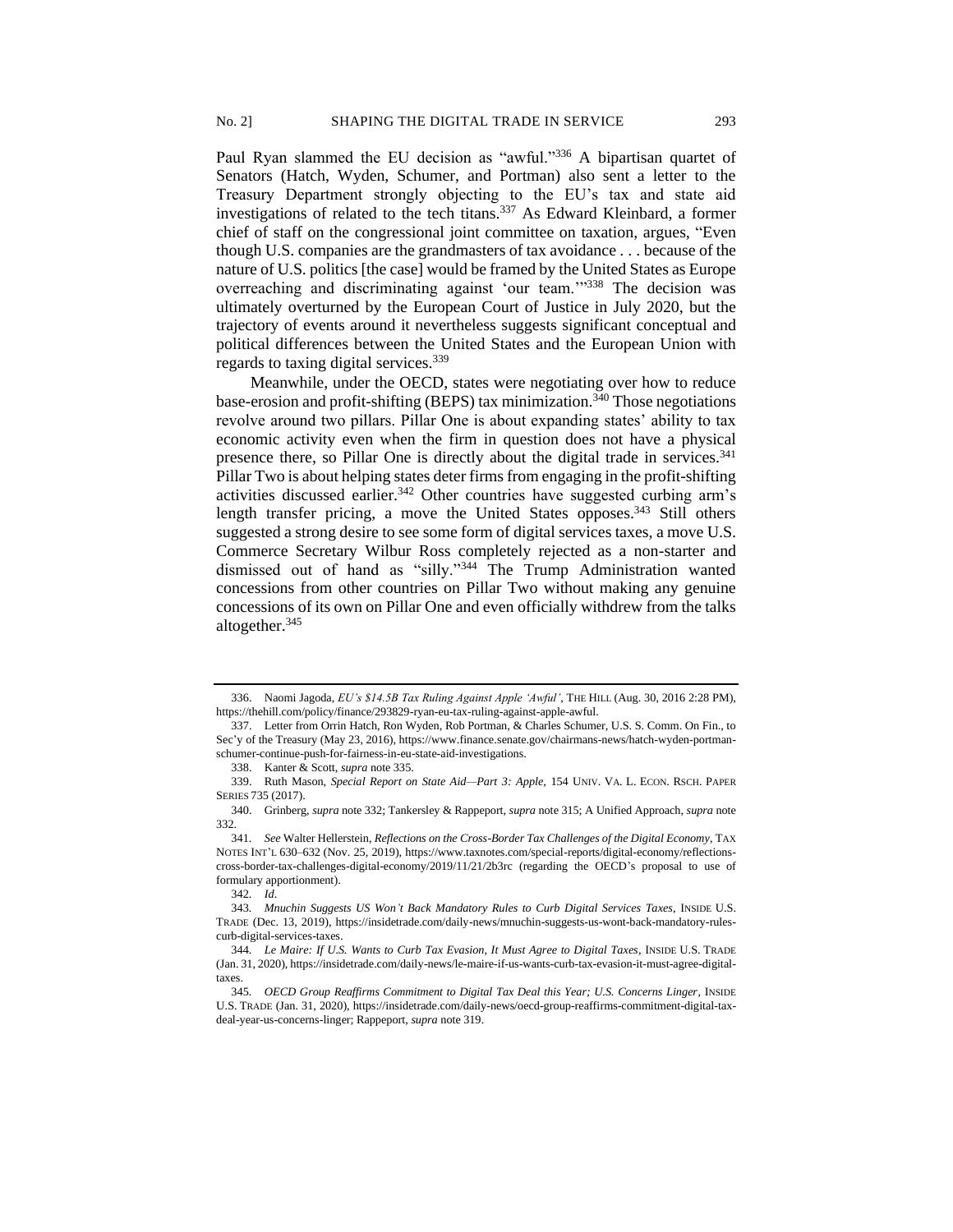Paul Ryan slammed the EU decision as "awful."[336] A bipartisan quartet of Senators (Hatch, Wyden, Schumer, and Portman) also sent a letter to the Treasury Department strongly objecting to the EU's tax and state aid investigations of related to the tech titans.[337] As Edward Kleinbard, a former chief of staff on the congressional joint committee on taxation, argues, "Even though U.S. companies are the grandmasters of tax avoidance . . . because of the nature of U.S. politics [the case] would be framed by the United States as Europe overreaching and discriminating against 'our team.'"[338] The decision was ultimately overturned by the European Court of Justice in July 2020, but the trajectory of events around it nevertheless suggests significant conceptual and political differences between the United States and the European Union with regards to taxing digital services.[339]

Meanwhile, under the OECD, states were negotiating over how to reduce base-erosion and profit-shifting (BEPS) tax minimization.[340] Those negotiations revolve around two pillars. Pillar One is about expanding states' ability to tax economic activity even when the firm in question does not have a physical presence there, so Pillar One is directly about the digital trade in services.[341] Pillar Two is about helping states deter firms from engaging in the profit-shifting activities discussed earlier.[342] Other countries have suggested curbing arm's length transfer pricing, a move the United States opposes.[343] Still others suggested a strong desire to see some form of digital services taxes, a move U.S. Commerce Secretary Wilbur Ross completely rejected as a non-starter and dismissed out of hand as "silly."[344] The Trump Administration wanted concessions from other countries on Pillar Two without making any genuine concessions of its own on Pillar One and even officially withdrew from the talks altogether.[345]

---

336. Naomi Jagoda, *EU's $14.5B Tax Ruling Against Apple 'Awful'*, THE HILL (Aug. 30, 2016 2:28 PM), https://thehill.com/policy/finance/293829-ryan-eu-tax-ruling-against-apple-awful.

337. Letter from Orrin Hatch, Ron Wyden, Rob Portman, & Charles Schumer, U.S. S. Comm. On Fin., to Sec'y of the Treasury (May 23, 2016), https://www.finance.senate.gov/chairmans-news/hatch-wyden-portman-schumer-continue-push-for-fairness-in-eu-state-aid-investigations.

338. Kanter & Scott, *supra* note 335.

339. Ruth Mason, *Special Report on State Aid—Part 3: Apple*, 154 UNIV. VA. L. ECON. RSCH. PAPER SERIES 735 (2017).

340. Grinberg, *supra* note 332; Tankersley & Rappeport, *supra* note 315; A Unified Approach, *supra* note 332.

341. *See* Walter Hellerstein, *Reflections on the Cross-Border Tax Challenges of the Digital Economy*, TAX NOTES INT'L 630–632 (Nov. 25, 2019), https://www.taxnotes.com/special-reports/digital-economy/reflections-cross-border-tax-challenges-digital-economy/2019/11/21/2b3rc (regarding the OECD's proposal to use of formulary apportionment).

342. *Id*.

343. *Mnuchin Suggests US Won't Back Mandatory Rules to Curb Digital Services Taxes*, INSIDE U.S. TRADE (Dec. 13, 2019), https://insidetrade.com/daily-news/mnuchin-suggests-us-wont-back-mandatory-rules-curb-digital-services-taxes.

344. *Le Maire: If U.S. Wants to Curb Tax Evasion, It Must Agree to Digital Taxes*, INSIDE U.S. TRADE (Jan. 31, 2020), https://insidetrade.com/daily-news/le-maire-if-us-wants-curb-tax-evasion-it-must-agree-digital-taxes.

345. *OECD Group Reaffirms Commitment to Digital Tax Deal this Year; U.S. Concerns Linger*, INSIDE U.S. TRADE (Jan. 31, 2020), https://insidetrade.com/daily-news/oecd-group-reaffirms-commitment-digital-tax-deal-year-us-concerns-linger; Rappeport, *supra* note 319.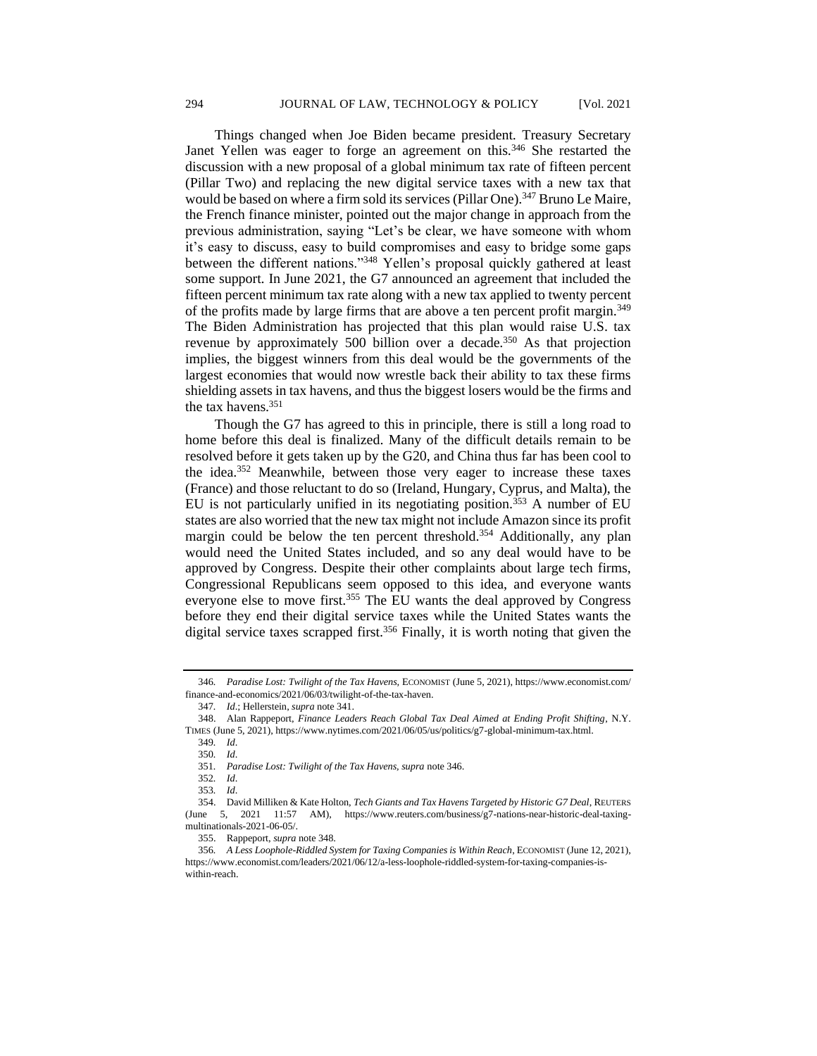Things changed when Joe Biden became president. Treasury Secretary Janet Yellen was eager to forge an agreement on this.[346] She restarted the discussion with a new proposal of a global minimum tax rate of fifteen percent (Pillar Two) and replacing the new digital service taxes with a new tax that would be based on where a firm sold its services (Pillar One).[347] Bruno Le Maire, the French finance minister, pointed out the major change in approach from the previous administration, saying "Let's be clear, we have someone with whom it's easy to discuss, easy to build compromises and easy to bridge some gaps between the different nations."[348] Yellen's proposal quickly gathered at least some support. In June 2021, the G7 announced an agreement that included the fifteen percent minimum tax rate along with a new tax applied to twenty percent of the profits made by large firms that are above a ten percent profit margin.[349] The Biden Administration has projected that this plan would raise U.S. tax revenue by approximately 500 billion over a decade.[350] As that projection implies, the biggest winners from this deal would be the governments of the largest economies that would now wrestle back their ability to tax these firms shielding assets in tax havens, and thus the biggest losers would be the firms and the tax havens.[351]

Though the G7 has agreed to this in principle, there is still a long road to home before this deal is finalized. Many of the difficult details remain to be resolved before it gets taken up by the G20, and China thus far has been cool to the idea.[352] Meanwhile, between those very eager to increase these taxes (France) and those reluctant to do so (Ireland, Hungary, Cyprus, and Malta), the EU is not particularly unified in its negotiating position.[353] A number of EU states are also worried that the new tax might not include Amazon since its profit margin could be below the ten percent threshold.[354] Additionally, any plan would need the United States included, and so any deal would have to be approved by Congress. Despite their other complaints about large tech firms, Congressional Republicans seem opposed to this idea, and everyone wants everyone else to move first.[355] The EU wants the deal approved by Congress before they end their digital service taxes while the United States wants the digital service taxes scrapped first.[356] Finally, it is worth noting that given the

---

346. *Paradise Lost: Twilight of the Tax Havens*, ECONOMIST (June 5, 2021), https://www.economist.com/finance-and-economics/2021/06/03/twilight-of-the-tax-haven.

347. *Id*.; Hellerstein, *supra* note 341.

348. Alan Rappeport, *Finance Leaders Reach Global Tax Deal Aimed at Ending Profit Shifting*, N.Y. TIMES (June 5, 2021), https://www.nytimes.com/2021/06/05/us/politics/g7-global-minimum-tax.html.

349. *Id*.

350. *Id*.

351. *Paradise Lost: Twilight of the Tax Havens*, *supra* note 346.

352. *Id*.

353. *Id*.

354. David Milliken & Kate Holton, *Tech Giants and Tax Havens Targeted by Historic G7 Deal*, REUTERS (June 5, 2021 11:57 AM), https://www.reuters.com/business/g7-nations-near-historic-deal-taxing-multinationals-2021-06-05/.

355. Rappeport, *supra* note 348.

356. *A Less Loophole-Riddled System for Taxing Companies is Within Reach*, ECONOMIST (June 12, 2021), https://www.economist.com/leaders/2021/06/12/a-less-loophole-riddled-system-for-taxing-companies-is-within-reach.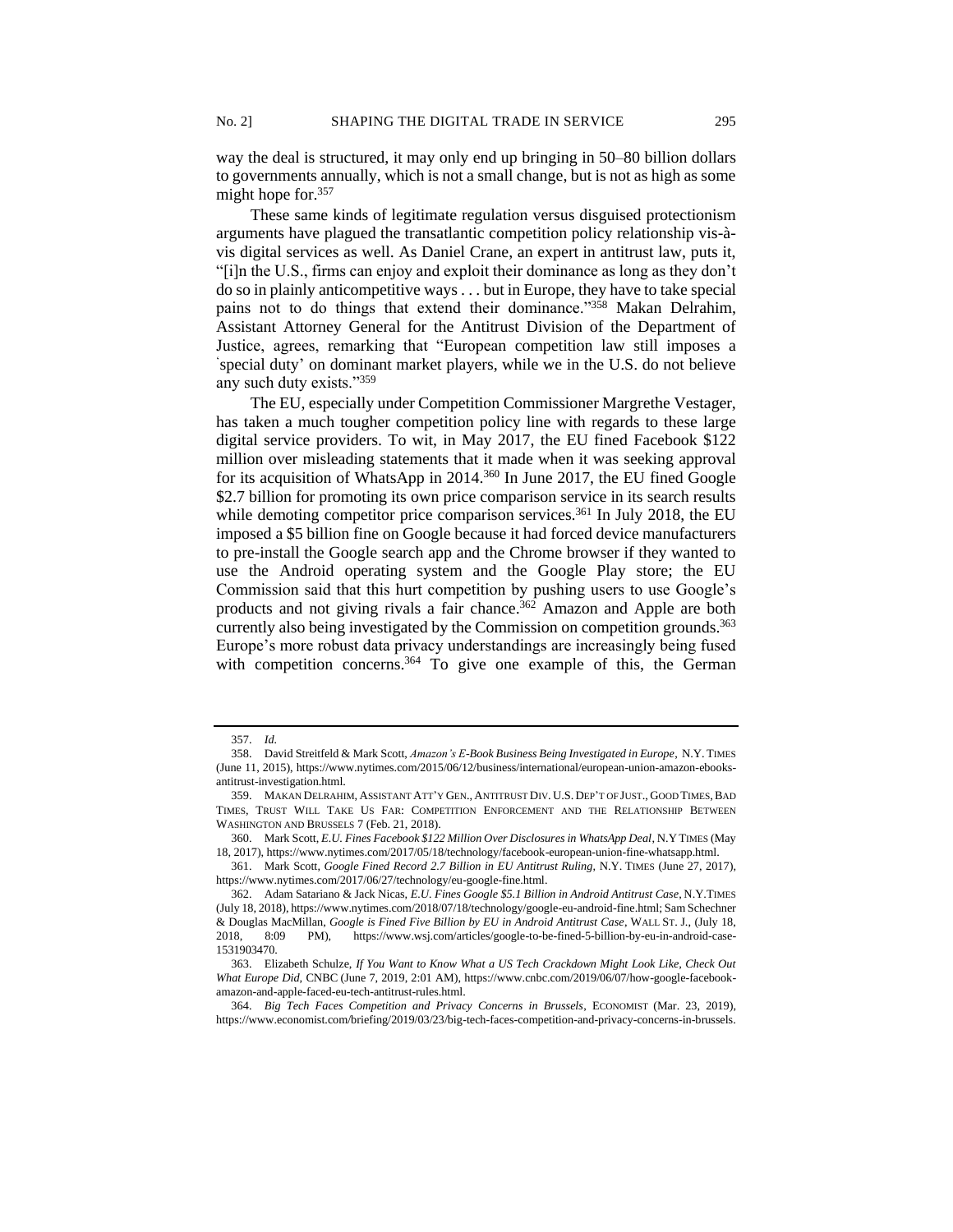way the deal is structured, it may only end up bringing in 50–80 billion dollars to governments annually, which is not a small change, but is not as high as some might hope for.[357]

These same kinds of legitimate regulation versus disguised protectionism arguments have plagued the transatlantic competition policy relationship vis-à-vis digital services as well. As Daniel Crane, an expert in antitrust law, puts it, "[i]n the U.S., firms can enjoy and exploit their dominance as long as they don't do so in plainly anticompetitive ways . . . but in Europe, they have to take special pains not to do things that extend their dominance."[358] Makan Delrahim, Assistant Attorney General for the Antitrust Division of the Department of Justice, agrees, remarking that "European competition law still imposes a 'special duty' on dominant market players, while we in the U.S. do not believe any such duty exists."[359]

The EU, especially under Competition Commissioner Margrethe Vestager, has taken a much tougher competition policy line with regards to these large digital service providers. To wit, in May 2017, the EU fined Facebook $122 million over misleading statements that it made when it was seeking approval for its acquisition of WhatsApp in 2014.[360] In June 2017, the EU fined Google $2.7 billion for promoting its own price comparison service in its search results while demoting competitor price comparison services.[361] In July 2018, the EU imposed a $5 billion fine on Google because it had forced device manufacturers to pre-install the Google search app and the Chrome browser if they wanted to use the Android operating system and the Google Play store; the EU Commission said that this hurt competition by pushing users to use Google's products and not giving rivals a fair chance.[362] Amazon and Apple are both currently also being investigated by the Commission on competition grounds.[363] Europe's more robust data privacy understandings are increasingly being fused with competition concerns.[364] To give one example of this, the German

---

357. *Id.*

358. David Streitfeld & Mark Scott, *Amazon's E-Book Business Being Investigated in Europe*, N.Y. TIMES (June 11, 2015), https://www.nytimes.com/2015/06/12/business/international/european-union-amazon-ebooks-antitrust-investigation.html.

359. MAKAN DELRAHIM, ASSISTANT ATT'Y GEN., ANTITRUST DIV. U.S. DEP'T OF JUST., GOOD TIMES, BAD TIMES, TRUST WILL TAKE US FAR: COMPETITION ENFORCEMENT AND THE RELATIONSHIP BETWEEN WASHINGTON AND BRUSSELS 7 (Feb. 21, 2018).

360. Mark Scott, *E.U. Fines Facebook $122 Million Over Disclosures in WhatsApp Deal*, N.Y TIMES (May 18, 2017), https://www.nytimes.com/2017/05/18/technology/facebook-european-union-fine-whatsapp.html.

361. Mark Scott, *Google Fined Record 2.7 Billion in EU Antitrust Ruling*, N.Y. TIMES (June 27, 2017), https://www.nytimes.com/2017/06/27/technology/eu-google-fine.html.

362. Adam Satariano & Jack Nicas, *E.U. Fines Google $5.1 Billion in Android Antitrust Case*, N.Y.TIMES (July 18, 2018), https://www.nytimes.com/2018/07/18/technology/google-eu-android-fine.html; Sam Schechner & Douglas MacMillan, *Google is Fined Five Billion by EU in Android Antitrust Case*, WALL ST. J., (July 18, 2018, 8:09 PM), https://www.wsj.com/articles/google-to-be-fined-5-billion-by-eu-in-android-case-1531903470.

363. Elizabeth Schulze, *If You Want to Know What a US Tech Crackdown Might Look Like, Check Out What Europe Did*, CNBC (June 7, 2019, 2:01 AM), https://www.cnbc.com/2019/06/07/how-google-facebook-amazon-and-apple-faced-eu-tech-antitrust-rules.html.

364. *Big Tech Faces Competition and Privacy Concerns in Brussels*, ECONOMIST (Mar. 23, 2019), https://www.economist.com/briefing/2019/03/23/big-tech-faces-competition-and-privacy-concerns-in-brussels.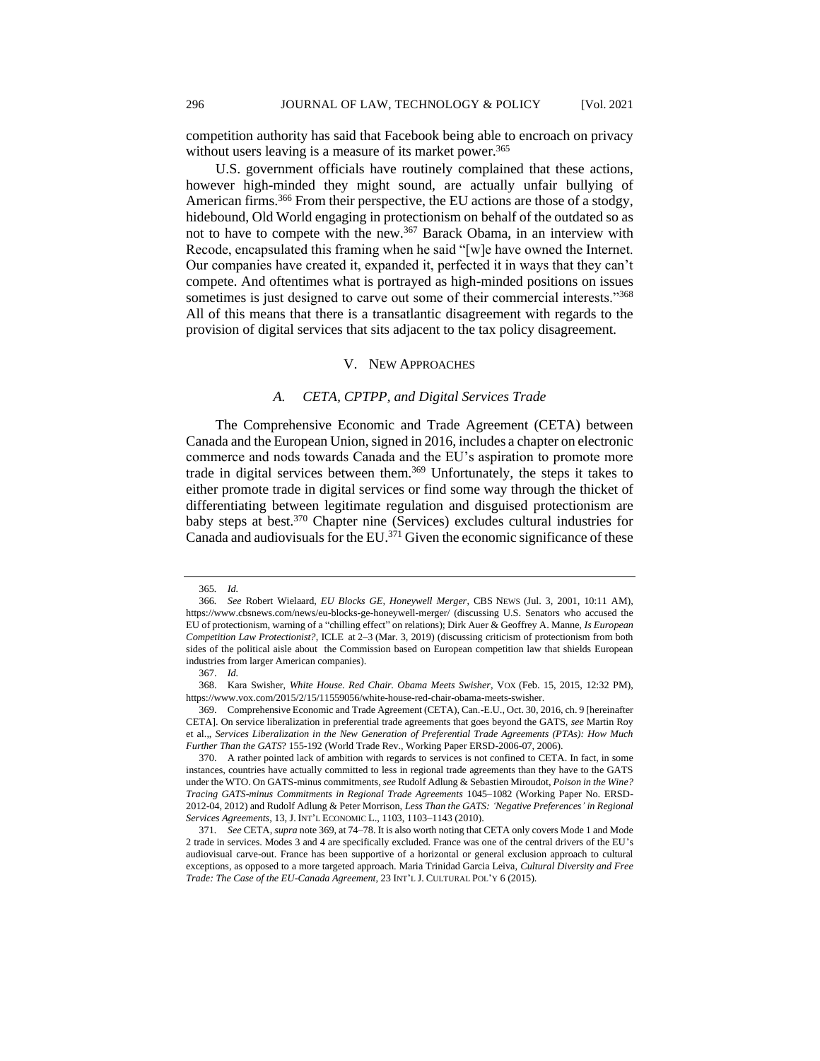competition authority has said that Facebook being able to encroach on privacy without users leaving is a measure of its market power.[365]

U.S. government officials have routinely complained that these actions, however high-minded they might sound, are actually unfair bullying of American firms.[366] From their perspective, the EU actions are those of a stodgy, hidebound, Old World engaging in protectionism on behalf of the outdated so as not to have to compete with the new.[367] Barack Obama, in an interview with Recode, encapsulated this framing when he said "[w]e have owned the Internet. Our companies have created it, expanded it, perfected it in ways that they can't compete. And oftentimes what is portrayed as high-minded positions on issues sometimes is just designed to carve out some of their commercial interests."[368] All of this means that there is a transatlantic disagreement with regards to the provision of digital services that sits adjacent to the tax policy disagreement.

## V. NEW APPROACHES

### *A. CETA, CPTPP, and Digital Services Trade*

The Comprehensive Economic and Trade Agreement (CETA) between Canada and the European Union, signed in 2016, includes a chapter on electronic commerce and nods towards Canada and the EU's aspiration to promote more trade in digital services between them.[369] Unfortunately, the steps it takes to either promote trade in digital services or find some way through the thicket of differentiating between legitimate regulation and disguised protectionism are baby steps at best.[370] Chapter nine (Services) excludes cultural industries for Canada and audiovisuals for the EU.[371] Given the economic significance of these

---

365. *Id.*

366. *See* Robert Wielaard, *EU Blocks GE, Honeywell Merger*, CBS NEWS (Jul. 3, 2001, 10:11 AM), https://www.cbsnews.com/news/eu-blocks-ge-honeywell-merger/ (discussing U.S. Senators who accused the EU of protectionism, warning of a "chilling effect" on relations); Dirk Auer & Geoffrey A. Manne, *Is European Competition Law Protectionist?*, ICLE at 2–3 (Mar. 3, 2019) (discussing criticism of protectionism from both sides of the political aisle about the Commission based on European competition law that shields European industries from larger American companies).

367. *Id.*

368. Kara Swisher, *White House. Red Chair. Obama Meets Swisher*, VOX (Feb. 15, 2015, 12:32 PM), https://www.vox.com/2015/2/15/11559056/white-house-red-chair-obama-meets-swisher.

369. Comprehensive Economic and Trade Agreement (CETA), Can.-E.U., Oct. 30, 2016, ch. 9 [hereinafter CETA]. On service liberalization in preferential trade agreements that goes beyond the GATS, *see* Martin Roy et al.,, *Services Liberalization in the New Generation of Preferential Trade Agreements (PTAs): How Much Further Than the GATS*? 155-192 (World Trade Rev., Working Paper ERSD-2006-07, 2006).

370. A rather pointed lack of ambition with regards to services is not confined to CETA. In fact, in some instances, countries have actually committed to less in regional trade agreements than they have to the GATS under the WTO. On GATS-minus commitments, *see* Rudolf Adlung & Sebastien Miroudot, *Poison in the Wine? Tracing GATS-minus Commitments in Regional Trade Agreements* 1045–1082 (Working Paper No. ERSD-2012-04, 2012) and Rudolf Adlung & Peter Morrison, *Less Than the GATS: 'Negative Preferences' in Regional Services Agreements*, 13, J. INT'L ECONOMIC L., 1103, 1103–1143 (2010).

371. *See* CETA, *supra* note 369, at 74–78. It is also worth noting that CETA only covers Mode 1 and Mode 2 trade in services. Modes 3 and 4 are specifically excluded. France was one of the central drivers of the EU's audiovisual carve-out. France has been supportive of a horizontal or general exclusion approach to cultural exceptions, as opposed to a more targeted approach. Maria Trinidad Garcia Leiva, *Cultural Diversity and Free Trade: The Case of the EU-Canada Agreement*, 23 INT'L J. CULTURAL POL'Y 6 (2015).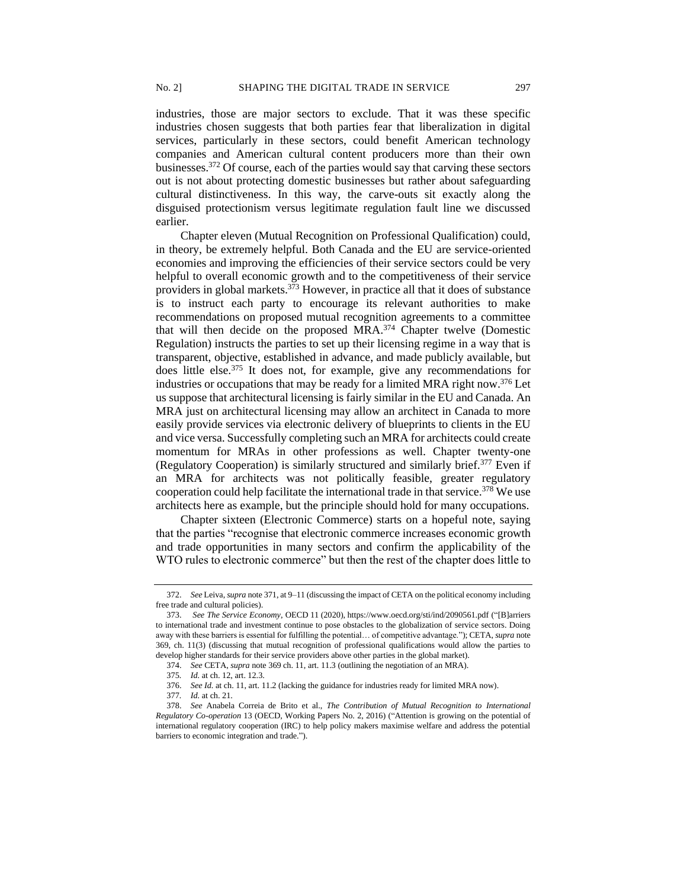industries, those are major sectors to exclude. That it was these specific industries chosen suggests that both parties fear that liberalization in digital services, particularly in these sectors, could benefit American technology companies and American cultural content producers more than their own businesses.[372] Of course, each of the parties would say that carving these sectors out is not about protecting domestic businesses but rather about safeguarding cultural distinctiveness. In this way, the carve-outs sit exactly along the disguised protectionism versus legitimate regulation fault line we discussed earlier.

Chapter eleven (Mutual Recognition on Professional Qualification) could, in theory, be extremely helpful. Both Canada and the EU are service-oriented economies and improving the efficiencies of their service sectors could be very helpful to overall economic growth and to the competitiveness of their service providers in global markets.[373] However, in practice all that it does of substance is to instruct each party to encourage its relevant authorities to make recommendations on proposed mutual recognition agreements to a committee that will then decide on the proposed MRA.[374] Chapter twelve (Domestic Regulation) instructs the parties to set up their licensing regime in a way that is transparent, objective, established in advance, and made publicly available, but does little else.[375] It does not, for example, give any recommendations for industries or occupations that may be ready for a limited MRA right now.[376] Let us suppose that architectural licensing is fairly similar in the EU and Canada. An MRA just on architectural licensing may allow an architect in Canada to more easily provide services via electronic delivery of blueprints to clients in the EU and vice versa. Successfully completing such an MRA for architects could create momentum for MRAs in other professions as well. Chapter twenty-one (Regulatory Cooperation) is similarly structured and similarly brief.[377] Even if an MRA for architects was not politically feasible, greater regulatory cooperation could help facilitate the international trade in that service.[378] We use architects here as example, but the principle should hold for many occupations.

Chapter sixteen (Electronic Commerce) starts on a hopeful note, saying that the parties "recognise that electronic commerce increases economic growth and trade opportunities in many sectors and confirm the applicability of the WTO rules to electronic commerce" but then the rest of the chapter does little to

---

372. *See* Leiva, *supra* note 371, at 9–11 (discussing the impact of CETA on the political economy including free trade and cultural policies).

373. *See The Service Economy*, OECD 11 (2020), https://www.oecd.org/sti/ind/2090561.pdf ("[B]arriers to international trade and investment continue to pose obstacles to the globalization of service sectors. Doing away with these barriers is essential for fulfilling the potential… of competitive advantage."); CETA, *supra* note 369, ch. 11(3) (discussing that mutual recognition of professional qualifications would allow the parties to develop higher standards for their service providers above other parties in the global market).

374. *See* CETA, *supra* note 369 ch. 11, art. 11.3 (outlining the negotiation of an MRA).

375. *Id.* at ch. 12, art. 12.3.

376. *See Id.* at ch. 11, art. 11.2 (lacking the guidance for industries ready for limited MRA now).

377. *Id.* at ch. 21.

378. *See* Anabela Correia de Brito et al., *The Contribution of Mutual Recognition to International Regulatory Co-operation* 13 (OECD, Working Papers No. 2, 2016) ("Attention is growing on the potential of international regulatory cooperation (IRC) to help policy makers maximise welfare and address the potential barriers to economic integration and trade.").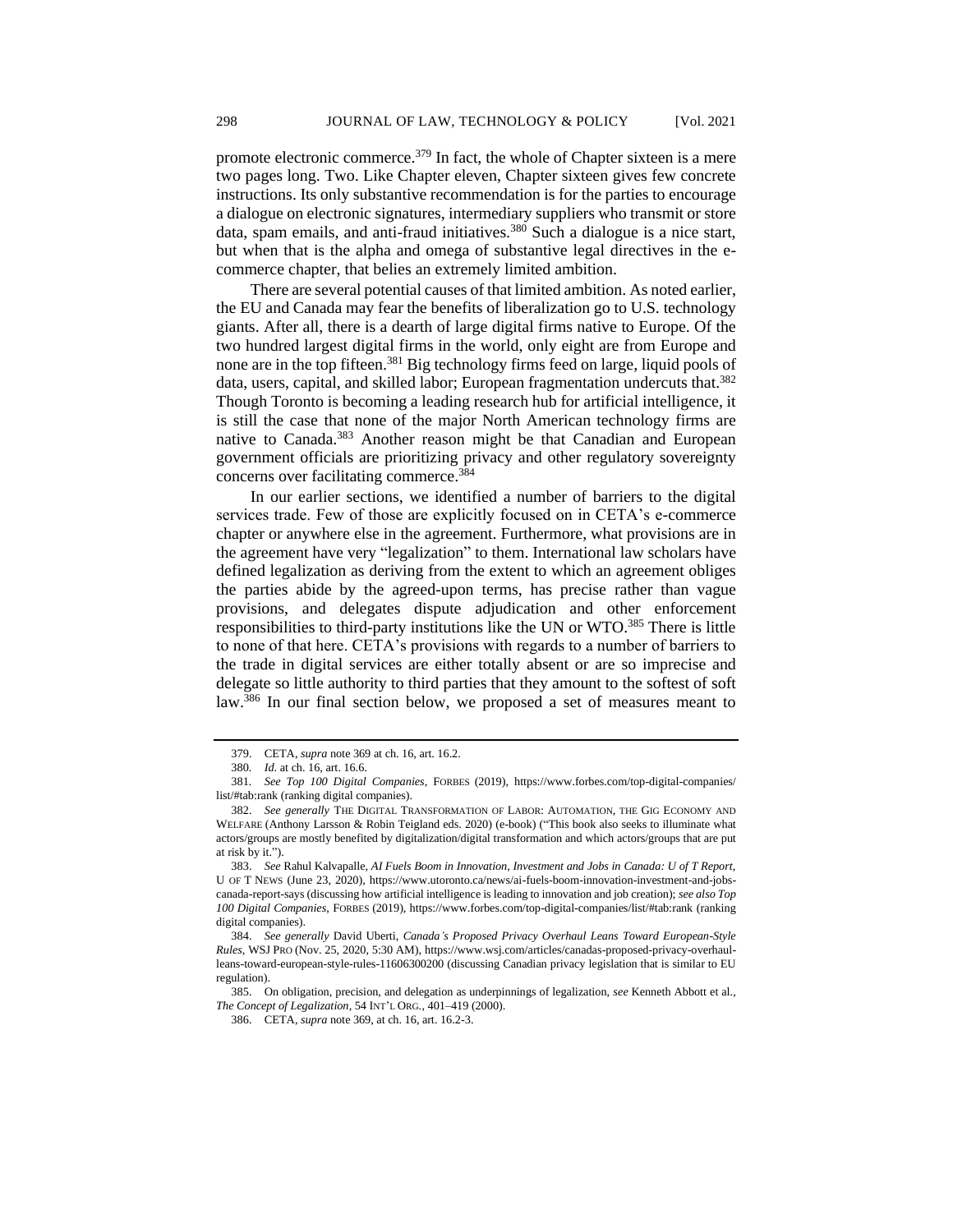promote electronic commerce.[379] In fact, the whole of Chapter sixteen is a mere two pages long. Two. Like Chapter eleven, Chapter sixteen gives few concrete instructions. Its only substantive recommendation is for the parties to encourage a dialogue on electronic signatures, intermediary suppliers who transmit or store data, spam emails, and anti-fraud initiatives.[380] Such a dialogue is a nice start, but when that is the alpha and omega of substantive legal directives in the e-commerce chapter, that belies an extremely limited ambition.

There are several potential causes of that limited ambition. As noted earlier, the EU and Canada may fear the benefits of liberalization go to U.S. technology giants. After all, there is a dearth of large digital firms native to Europe. Of the two hundred largest digital firms in the world, only eight are from Europe and none are in the top fifteen.[381] Big technology firms feed on large, liquid pools of data, users, capital, and skilled labor; European fragmentation undercuts that.[382] Though Toronto is becoming a leading research hub for artificial intelligence, it is still the case that none of the major North American technology firms are native to Canada.[383] Another reason might be that Canadian and European government officials are prioritizing privacy and other regulatory sovereignty concerns over facilitating commerce.[384]

In our earlier sections, we identified a number of barriers to the digital services trade. Few of those are explicitly focused on in CETA's e-commerce chapter or anywhere else in the agreement. Furthermore, what provisions are in the agreement have very "legalization" to them. International law scholars have defined legalization as deriving from the extent to which an agreement obliges the parties abide by the agreed-upon terms, has precise rather than vague provisions, and delegates dispute adjudication and other enforcement responsibilities to third-party institutions like the UN or WTO.[385] There is little to none of that here. CETA's provisions with regards to a number of barriers to the trade in digital services are either totally absent or are so imprecise and delegate so little authority to third parties that they amount to the softest of soft law.[386] In our final section below, we proposed a set of measures meant to

---

379. CETA, *supra* note 369 at ch. 16, art. 16.2.

380. *Id.* at ch. 16, art. 16.6.

381. *See Top 100 Digital Companies*, FORBES (2019), https://www.forbes.com/top-digital-companies/list/#tab:rank (ranking digital companies).

382. *See generally* THE DIGITAL TRANSFORMATION OF LABOR: AUTOMATION, THE GIG ECONOMY AND WELFARE (Anthony Larsson & Robin Teigland eds. 2020) (e-book) ("This book also seeks to illuminate what actors/groups are mostly benefited by digitalization/digital transformation and which actors/groups that are put at risk by it.").

383. *See* Rahul Kalvapalle, *AI Fuels Boom in Innovation, Investment and Jobs in Canada: U of T Report*, U OF T NEWS (June 23, 2020), https://www.utoronto.ca/news/ai-fuels-boom-innovation-investment-and-jobs-canada-report-says (discussing how artificial intelligence is leading to innovation and job creation); *see also Top 100 Digital Companies*, FORBES (2019), https://www.forbes.com/top-digital-companies/list/#tab:rank (ranking digital companies).

384. *See generally* David Uberti, *Canada's Proposed Privacy Overhaul Leans Toward European-Style Rules*, WSJ PRO (Nov. 25, 2020, 5:30 AM), https://www.wsj.com/articles/canadas-proposed-privacy-overhaul-leans-toward-european-style-rules-11606300200 (discussing Canadian privacy legislation that is similar to EU regulation).

385. On obligation, precision, and delegation as underpinnings of legalization, *see* Kenneth Abbott et al., *The Concept of Legalization*, 54 INT'L ORG., 401–419 (2000).

386. CETA, *supra* note 369, at ch. 16, art. 16.2-3.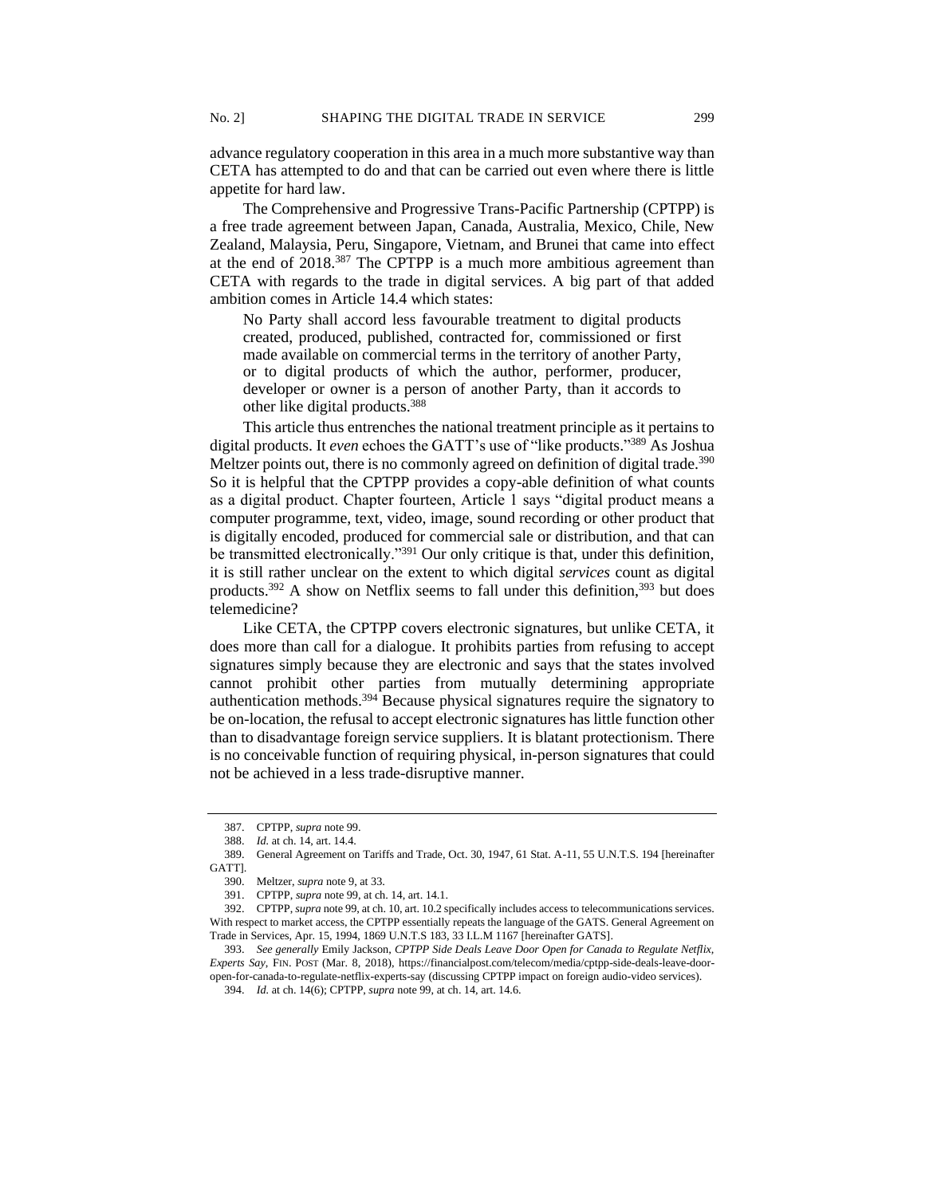advance regulatory cooperation in this area in a much more substantive way than CETA has attempted to do and that can be carried out even where there is little appetite for hard law.

The Comprehensive and Progressive Trans-Pacific Partnership (CPTPP) is a free trade agreement between Japan, Canada, Australia, Mexico, Chile, New Zealand, Malaysia, Peru, Singapore, Vietnam, and Brunei that came into effect at the end of 2018.[387] The CPTPP is a much more ambitious agreement than CETA with regards to the trade in digital services. A big part of that added ambition comes in Article 14.4 which states:

> No Party shall accord less favourable treatment to digital products created, produced, published, contracted for, commissioned or first made available on commercial terms in the territory of another Party, or to digital products of which the author, performer, producer, developer or owner is a person of another Party, than it accords to other like digital products.[388]

This article thus entrenches the national treatment principle as it pertains to digital products. It *even* echoes the GATT's use of "like products."[389] As Joshua Meltzer points out, there is no commonly agreed on definition of digital trade.[390] So it is helpful that the CPTPP provides a copy-able definition of what counts as a digital product. Chapter fourteen, Article 1 says "digital product means a computer programme, text, video, image, sound recording or other product that is digitally encoded, produced for commercial sale or distribution, and that can be transmitted electronically."[391] Our only critique is that, under this definition, it is still rather unclear on the extent to which digital *services* count as digital products.[392] A show on Netflix seems to fall under this definition,[393] but does telemedicine?

Like CETA, the CPTPP covers electronic signatures, but unlike CETA, it does more than call for a dialogue. It prohibits parties from refusing to accept signatures simply because they are electronic and says that the states involved cannot prohibit other parties from mutually determining appropriate authentication methods.[394] Because physical signatures require the signatory to be on-location, the refusal to accept electronic signatures has little function other than to disadvantage foreign service suppliers. It is blatant protectionism. There is no conceivable function of requiring physical, in-person signatures that could not be achieved in a less trade-disruptive manner.

---

387. CPTPP, *supra* note 99.

388. *Id.* at ch. 14, art. 14.4.

389. General Agreement on Tariffs and Trade, Oct. 30, 1947, 61 Stat. A-11, 55 U.N.T.S. 194 [hereinafter GATT].

390. Meltzer, *supra* note 9, at 33.

391. CPTPP, *supra* note 99, at ch. 14, art. 14.1.

392. CPTPP, *supra* note 99, at ch. 10, art. 10.2 specifically includes access to telecommunications services. With respect to market access, the CPTPP essentially repeats the language of the GATS. General Agreement on Trade in Services, Apr. 15, 1994, 1869 U.N.T.S 183, 33 I.L.M 1167 [hereinafter GATS].

393. *See generally* Emily Jackson, *CPTPP Side Deals Leave Door Open for Canada to Regulate Netflix, Experts Say*, FIN. POST (Mar. 8, 2018), https://financialpost.com/telecom/media/cptpp-side-deals-leave-door-open-for-canada-to-regulate-netflix-experts-say (discussing CPTPP impact on foreign audio-video services).

394. *Id.* at ch. 14(6); CPTPP, *supra* note 99, at ch. 14, art. 14.6.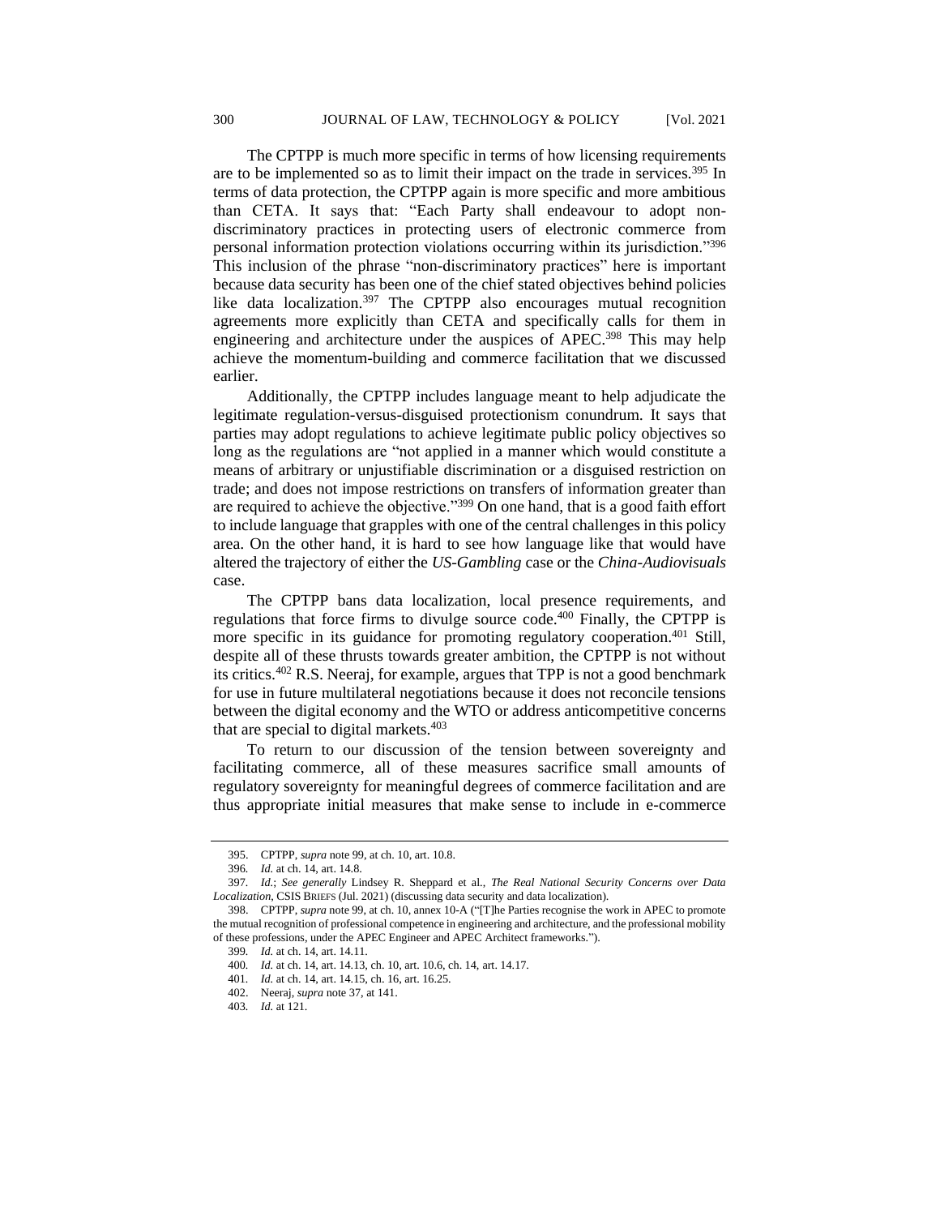The CPTPP is much more specific in terms of how licensing requirements are to be implemented so as to limit their impact on the trade in services.[395] In terms of data protection, the CPTPP again is more specific and more ambitious than CETA. It says that: "Each Party shall endeavour to adopt non-discriminatory practices in protecting users of electronic commerce from personal information protection violations occurring within its jurisdiction."[396] This inclusion of the phrase "non-discriminatory practices" here is important because data security has been one of the chief stated objectives behind policies like data localization.[397] The CPTPP also encourages mutual recognition agreements more explicitly than CETA and specifically calls for them in engineering and architecture under the auspices of APEC.[398] This may help achieve the momentum-building and commerce facilitation that we discussed earlier.

Additionally, the CPTPP includes language meant to help adjudicate the legitimate regulation-versus-disguised protectionism conundrum. It says that parties may adopt regulations to achieve legitimate public policy objectives so long as the regulations are "not applied in a manner which would constitute a means of arbitrary or unjustifiable discrimination or a disguised restriction on trade; and does not impose restrictions on transfers of information greater than are required to achieve the objective."[399] On one hand, that is a good faith effort to include language that grapples with one of the central challenges in this policy area. On the other hand, it is hard to see how language like that would have altered the trajectory of either the *US-Gambling* case or the *China-Audiovisuals* case.

The CPTPP bans data localization, local presence requirements, and regulations that force firms to divulge source code.[400] Finally, the CPTPP is more specific in its guidance for promoting regulatory cooperation.[401] Still, despite all of these thrusts towards greater ambition, the CPTPP is not without its critics.[402] R.S. Neeraj, for example, argues that TPP is not a good benchmark for use in future multilateral negotiations because it does not reconcile tensions between the digital economy and the WTO or address anticompetitive concerns that are special to digital markets.[403]

To return to our discussion of the tension between sovereignty and facilitating commerce, all of these measures sacrifice small amounts of regulatory sovereignty for meaningful degrees of commerce facilitation and are thus appropriate initial measures that make sense to include in e-commerce

---

395. CPTPP, *supra* note 99, at ch. 10, art. 10.8.

396. *Id.* at ch. 14, art. 14.8.

397. *Id.*; *See generally* Lindsey R. Sheppard et al., *The Real National Security Concerns over Data Localization*, CSIS BRIEFS (Jul. 2021) (discussing data security and data localization).

398. CPTPP, *supra* note 99, at ch. 10, annex 10-A ("[T]he Parties recognise the work in APEC to promote the mutual recognition of professional competence in engineering and architecture, and the professional mobility of these professions, under the APEC Engineer and APEC Architect frameworks.").

399. *Id.* at ch. 14, art. 14.11.

400. *Id.* at ch. 14, art. 14.13, ch. 10, art. 10.6, ch. 14, art. 14.17.

401. *Id.* at ch. 14, art. 14.15, ch. 16, art. 16.25.

402. Neeraj, *supra* note 37, at 141.

403. *Id.* at 121.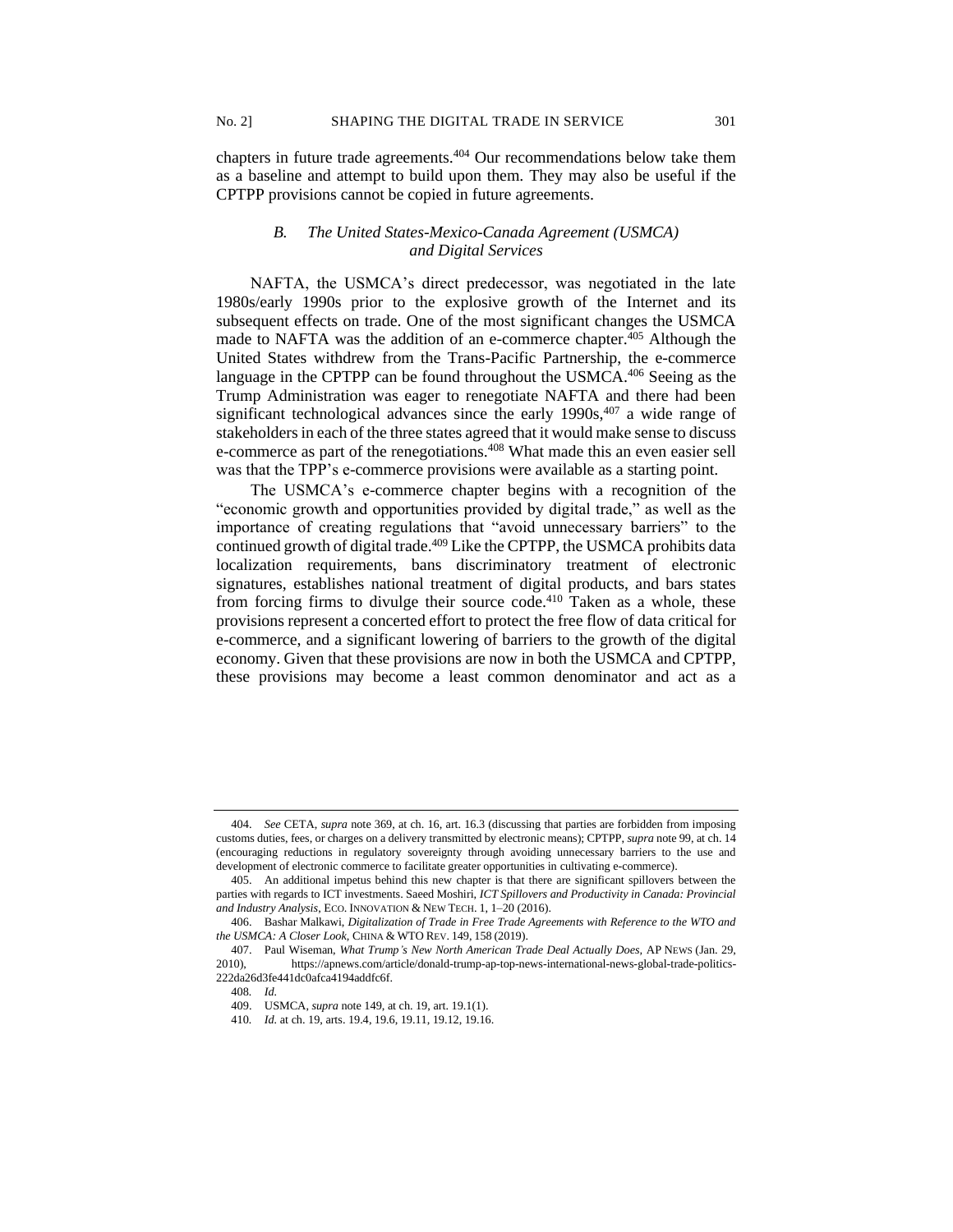chapters in future trade agreements.[404] Our recommendations below take them as a baseline and attempt to build upon them. They may also be useful if the CPTPP provisions cannot be copied in future agreements.

### *B. The United States-Mexico-Canada Agreement (USMCA) and Digital Services*

NAFTA, the USMCA's direct predecessor, was negotiated in the late 1980s/early 1990s prior to the explosive growth of the Internet and its subsequent effects on trade. One of the most significant changes the USMCA made to NAFTA was the addition of an e-commerce chapter.[405] Although the United States withdrew from the Trans-Pacific Partnership, the e-commerce language in the CPTPP can be found throughout the USMCA.[406] Seeing as the Trump Administration was eager to renegotiate NAFTA and there had been significant technological advances since the early 1990s,[407] a wide range of stakeholders in each of the three states agreed that it would make sense to discuss e-commerce as part of the renegotiations.[408] What made this an even easier sell was that the TPP's e-commerce provisions were available as a starting point.

The USMCA's e-commerce chapter begins with a recognition of the "economic growth and opportunities provided by digital trade," as well as the importance of creating regulations that "avoid unnecessary barriers" to the continued growth of digital trade.[409] Like the CPTPP, the USMCA prohibits data localization requirements, bans discriminatory treatment of electronic signatures, establishes national treatment of digital products, and bars states from forcing firms to divulge their source code.[410] Taken as a whole, these provisions represent a concerted effort to protect the free flow of data critical for e-commerce, and a significant lowering of barriers to the growth of the digital economy. Given that these provisions are now in both the USMCA and CPTPP, these provisions may become a least common denominator and act as a

---

404. *See* CETA, *supra* note 369, at ch. 16, art. 16.3 (discussing that parties are forbidden from imposing customs duties, fees, or charges on a delivery transmitted by electronic means); CPTPP, *supra* note 99, at ch. 14 (encouraging reductions in regulatory sovereignty through avoiding unnecessary barriers to the use and development of electronic commerce to facilitate greater opportunities in cultivating e-commerce).

405. An additional impetus behind this new chapter is that there are significant spillovers between the parties with regards to ICT investments. Saeed Moshiri, *ICT Spillovers and Productivity in Canada: Provincial and Industry Analysis*, ECO. INNOVATION & NEW TECH. 1, 1–20 (2016).

406. Bashar Malkawi, *Digitalization of Trade in Free Trade Agreements with Reference to the WTO and the USMCA: A Closer Look*, CHINA & WTO REV. 149, 158 (2019).

407. Paul Wiseman, *What Trump's New North American Trade Deal Actually Does*, AP NEWS (Jan. 29, 2010), https://apnews.com/article/donald-trump-ap-top-news-international-news-global-trade-politics-222da26d3fe441dc0afca4194addfc6f.

408. *Id.*

409. USMCA, *supra* note 149, at ch. 19, art. 19.1(1).

410. *Id.* at ch. 19, arts. 19.4, 19.6, 19.11, 19.12, 19.16.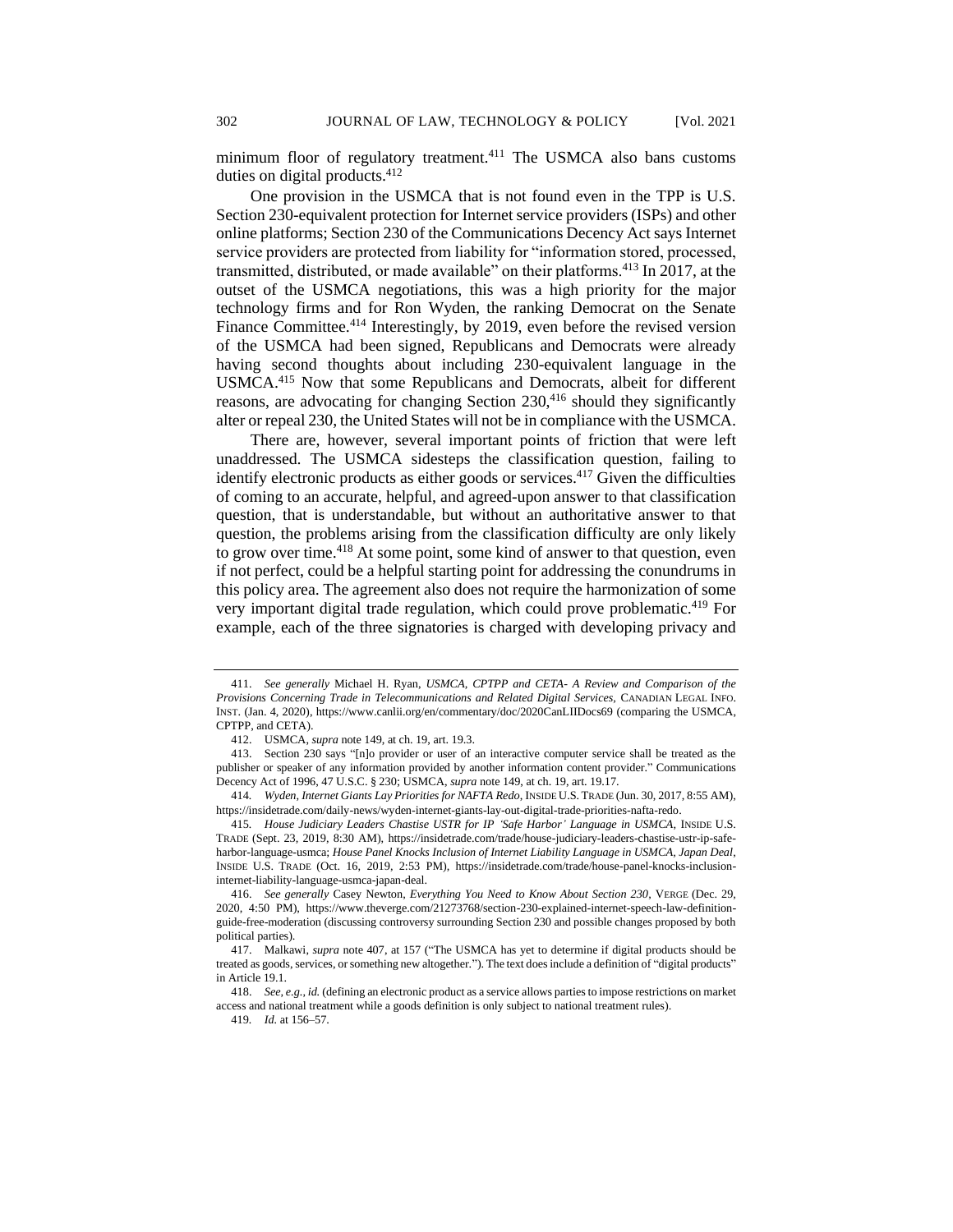minimum floor of regulatory treatment.[411] The USMCA also bans customs duties on digital products.[412]

One provision in the USMCA that is not found even in the TPP is U.S. Section 230-equivalent protection for Internet service providers (ISPs) and other online platforms; Section 230 of the Communications Decency Act says Internet service providers are protected from liability for "information stored, processed, transmitted, distributed, or made available" on their platforms.[413] In 2017, at the outset of the USMCA negotiations, this was a high priority for the major technology firms and for Ron Wyden, the ranking Democrat on the Senate Finance Committee.[414] Interestingly, by 2019, even before the revised version of the USMCA had been signed, Republicans and Democrats were already having second thoughts about including 230-equivalent language in the USMCA.[415] Now that some Republicans and Democrats, albeit for different reasons, are advocating for changing Section 230,[416] should they significantly alter or repeal 230, the United States will not be in compliance with the USMCA.

There are, however, several important points of friction that were left unaddressed. The USMCA sidesteps the classification question, failing to identify electronic products as either goods or services.[417] Given the difficulties of coming to an accurate, helpful, and agreed-upon answer to that classification question, that is understandable, but without an authoritative answer to that question, the problems arising from the classification difficulty are only likely to grow over time.[418] At some point, some kind of answer to that question, even if not perfect, could be a helpful starting point for addressing the conundrums in this policy area. The agreement also does not require the harmonization of some very important digital trade regulation, which could prove problematic.[419] For example, each of the three signatories is charged with developing privacy and

---

411. *See generally* Michael H. Ryan, *USMCA, CPTPP and CETA- A Review and Comparison of the Provisions Concerning Trade in Telecommunications and Related Digital Services*, CANADIAN LEGAL INFO. INST. (Jan. 4, 2020), https://www.canlii.org/en/commentary/doc/2020CanLIIDocs69 (comparing the USMCA, CPTPP, and CETA).

412. USMCA, *supra* note 149, at ch. 19, art. 19.3.

413. Section 230 says "[n]o provider or user of an interactive computer service shall be treated as the publisher or speaker of any information provided by another information content provider." Communications Decency Act of 1996, 47 U.S.C. § 230; USMCA, *supra* note 149, at ch. 19, art. 19.17.

414. *Wyden, Internet Giants Lay Priorities for NAFTA Redo*, INSIDE U.S. TRADE (Jun. 30, 2017, 8:55 AM), https://insidetrade.com/daily-news/wyden-internet-giants-lay-out-digital-trade-priorities-nafta-redo.

415. *House Judiciary Leaders Chastise USTR for IP 'Safe Harbor' Language in USMCA*, INSIDE U.S. TRADE (Sept. 23, 2019, 8:30 AM), https://insidetrade.com/trade/house-judiciary-leaders-chastise-ustr-ip-safe-harbor-language-usmca; *House Panel Knocks Inclusion of Internet Liability Language in USMCA, Japan Deal*, INSIDE U.S. TRADE (Oct. 16, 2019, 2:53 PM), https://insidetrade.com/trade/house-panel-knocks-inclusion-internet-liability-language-usmca-japan-deal.

416. *See generally* Casey Newton, *Everything You Need to Know About Section 230*, VERGE (Dec. 29, 2020, 4:50 PM), https://www.theverge.com/21273768/section-230-explained-internet-speech-law-definition-guide-free-moderation (discussing controversy surrounding Section 230 and possible changes proposed by both political parties).

417. Malkawi, *supra* note 407, at 157 ("The USMCA has yet to determine if digital products should be treated as goods, services, or something new altogether."). The text does include a definition of "digital products" in Article 19.1.

418. *See, e.g.*, *id.* (defining an electronic product as a service allows parties to impose restrictions on market access and national treatment while a goods definition is only subject to national treatment rules).

419. *Id.* at 156–57.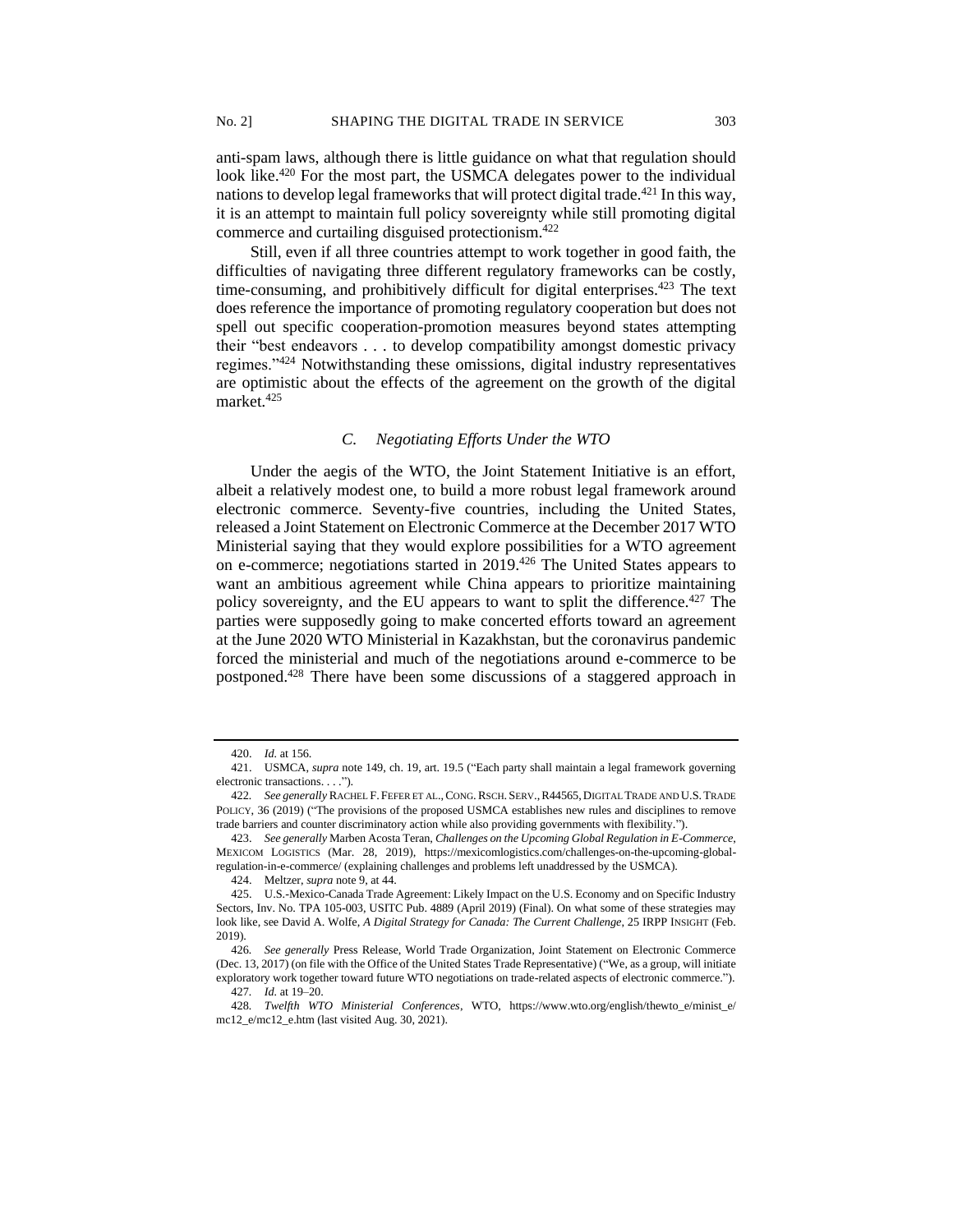anti-spam laws, although there is little guidance on what that regulation should look like.[420] For the most part, the USMCA delegates power to the individual nations to develop legal frameworks that will protect digital trade.[421] In this way, it is an attempt to maintain full policy sovereignty while still promoting digital commerce and curtailing disguised protectionism.[422]

Still, even if all three countries attempt to work together in good faith, the difficulties of navigating three different regulatory frameworks can be costly, time-consuming, and prohibitively difficult for digital enterprises.[423] The text does reference the importance of promoting regulatory cooperation but does not spell out specific cooperation-promotion measures beyond states attempting their "best endeavors . . . to develop compatibility amongst domestic privacy regimes."[424] Notwithstanding these omissions, digital industry representatives are optimistic about the effects of the agreement on the growth of the digital market.[425]

### *C. Negotiating Efforts Under the WTO*

Under the aegis of the WTO, the Joint Statement Initiative is an effort, albeit a relatively modest one, to build a more robust legal framework around electronic commerce. Seventy-five countries, including the United States, released a Joint Statement on Electronic Commerce at the December 2017 WTO Ministerial saying that they would explore possibilities for a WTO agreement on e-commerce; negotiations started in 2019.[426] The United States appears to want an ambitious agreement while China appears to prioritize maintaining policy sovereignty, and the EU appears to want to split the difference.[427] The parties were supposedly going to make concerted efforts toward an agreement at the June 2020 WTO Ministerial in Kazakhstan, but the coronavirus pandemic forced the ministerial and much of the negotiations around e-commerce to be postponed.[428] There have been some discussions of a staggered approach in

---

420. *Id.* at 156.

421. USMCA, *supra* note 149, ch. 19, art. 19.5 ("Each party shall maintain a legal framework governing electronic transactions. . . .").

422. *See generally* RACHEL F. FEFER ET AL., CONG. RSCH. SERV., R44565, DIGITAL TRADE AND U.S. TRADE POLICY, 36 (2019) ("The provisions of the proposed USMCA establishes new rules and disciplines to remove trade barriers and counter discriminatory action while also providing governments with flexibility.").

423. *See generally* Marben Acosta Teran, *Challenges on the Upcoming Global Regulation in E-Commerce*, MEXICOM LOGISTICS (Mar. 28, 2019), https://mexicomlogistics.com/challenges-on-the-upcoming-global-regulation-in-e-commerce/ (explaining challenges and problems left unaddressed by the USMCA).

424. Meltzer, *supra* note 9, at 44.

425. U.S.-Mexico-Canada Trade Agreement: Likely Impact on the U.S. Economy and on Specific Industry Sectors, Inv. No. TPA 105-003, USITC Pub. 4889 (April 2019) (Final). On what some of these strategies may look like, see David A. Wolfe, *A Digital Strategy for Canada: The Current Challenge*, 25 IRPP INSIGHT (Feb. 2019).

426. *See generally* Press Release, World Trade Organization, Joint Statement on Electronic Commerce (Dec. 13, 2017) (on file with the Office of the United States Trade Representative) ("We, as a group, will initiate exploratory work together toward future WTO negotiations on trade-related aspects of electronic commerce.").

427. *Id.* at 19–20.

428. *Twelfth WTO Ministerial Conferences*, WTO, https://www.wto.org/english/thewto_e/minist_e/mc12_e/mc12_e.htm (last visited Aug. 30, 2021).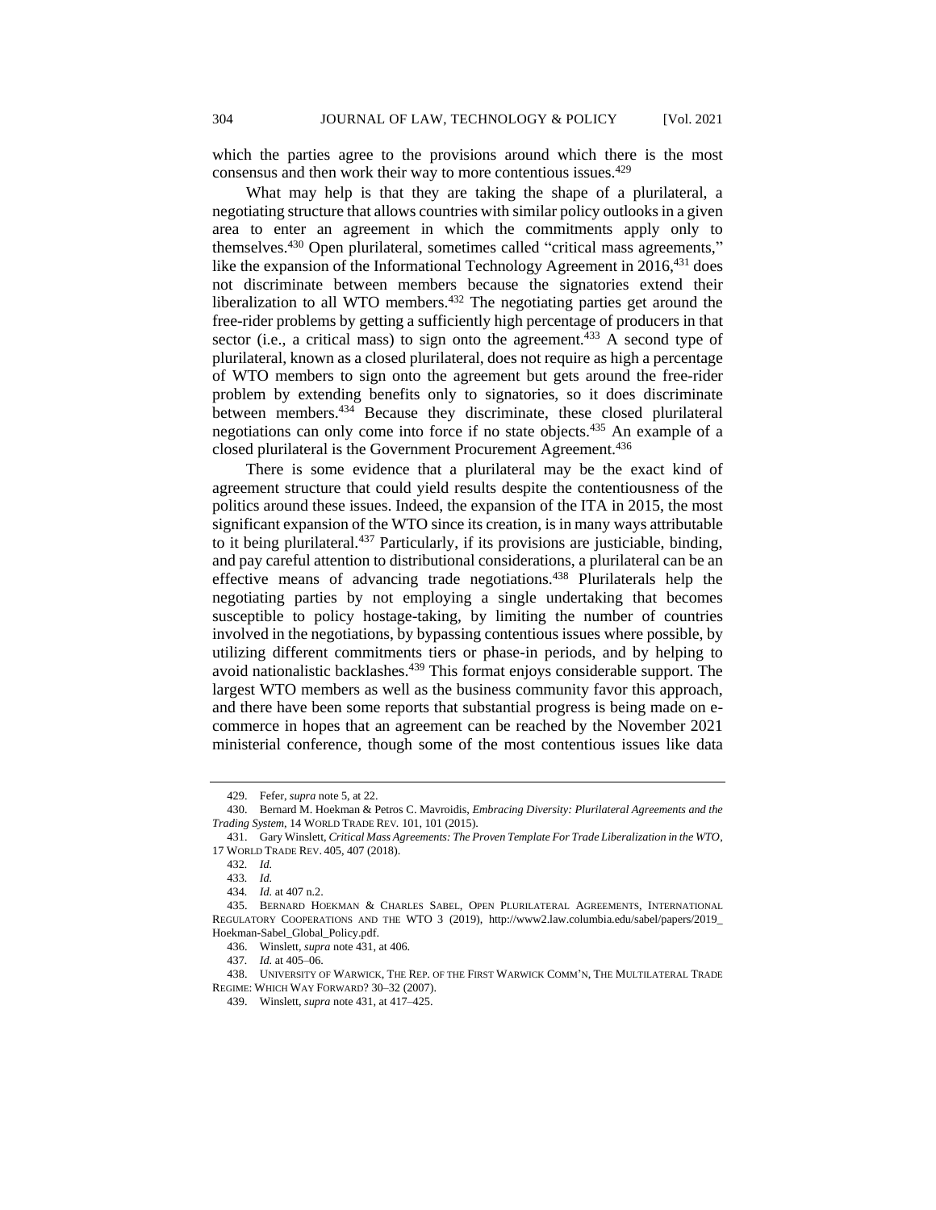which the parties agree to the provisions around which there is the most consensus and then work their way to more contentious issues.[429]

What may help is that they are taking the shape of a plurilateral, a negotiating structure that allows countries with similar policy outlooks in a given area to enter an agreement in which the commitments apply only to themselves.[430] Open plurilateral, sometimes called "critical mass agreements," like the expansion of the Informational Technology Agreement in 2016,[431] does not discriminate between members because the signatories extend their liberalization to all WTO members.[432] The negotiating parties get around the free-rider problems by getting a sufficiently high percentage of producers in that sector (i.e., a critical mass) to sign onto the agreement.[433] A second type of plurilateral, known as a closed plurilateral, does not require as high a percentage of WTO members to sign onto the agreement but gets around the free-rider problem by extending benefits only to signatories, so it does discriminate between members.[434] Because they discriminate, these closed plurilateral negotiations can only come into force if no state objects.[435] An example of a closed plurilateral is the Government Procurement Agreement.[436]

There is some evidence that a plurilateral may be the exact kind of agreement structure that could yield results despite the contentiousness of the politics around these issues. Indeed, the expansion of the ITA in 2015, the most significant expansion of the WTO since its creation, is in many ways attributable to it being plurilateral.[437] Particularly, if its provisions are justiciable, binding, and pay careful attention to distributional considerations, a plurilateral can be an effective means of advancing trade negotiations.[438] Plurilaterals help the negotiating parties by not employing a single undertaking that becomes susceptible to policy hostage-taking, by limiting the number of countries involved in the negotiations, by bypassing contentious issues where possible, by utilizing different commitments tiers or phase-in periods, and by helping to avoid nationalistic backlashes.[439] This format enjoys considerable support. The largest WTO members as well as the business community favor this approach, and there have been some reports that substantial progress is being made on e-commerce in hopes that an agreement can be reached by the November 2021 ministerial conference, though some of the most contentious issues like data

---

429. Fefer, *supra* note 5, at 22.

430. Bernard M. Hoekman & Petros C. Mavroidis, *Embracing Diversity: Plurilateral Agreements and the Trading System*, 14 WORLD TRADE REV. 101, 101 (2015).

431. Gary Winslett, *Critical Mass Agreements: The Proven Template For Trade Liberalization in the WTO*, 17 WORLD TRADE REV. 405, 407 (2018).

432. *Id.*

433. *Id.*

434. *Id.* at 407 n.2.

435. BERNARD HOEKMAN & CHARLES SABEL, OPEN PLURILATERAL AGREEMENTS, INTERNATIONAL REGULATORY COOPERATIONS AND THE WTO 3 (2019), http://www2.law.columbia.edu/sabel/papers/2019_Hoekman-Sabel_Global_Policy.pdf.

436. Winslett, *supra* note 431, at 406.

437. *Id.* at 405–06.

438. UNIVERSITY OF WARWICK, THE REP. OF THE FIRST WARWICK COMM'N, THE MULTILATERAL TRADE REGIME: WHICH WAY FORWARD? 30–32 (2007).

439. Winslett, *supra* note 431, at 417–425.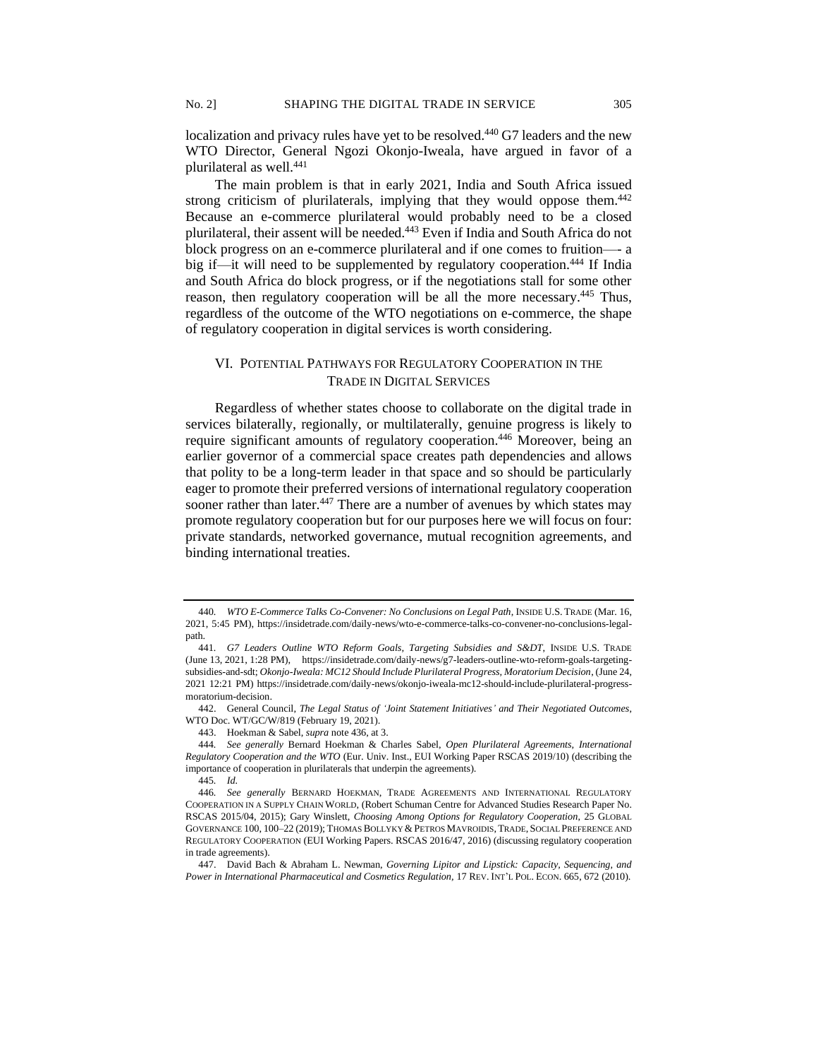localization and privacy rules have yet to be resolved.[440] G7 leaders and the new WTO Director, General Ngozi Okonjo-Iweala, have argued in favor of a plurilateral as well.[441]

The main problem is that in early 2021, India and South Africa issued strong criticism of plurilaterals, implying that they would oppose them.[442] Because an e-commerce plurilateral would probably need to be a closed plurilateral, their assent will be needed.[443] Even if India and South Africa do not block progress on an e-commerce plurilateral and if one comes to fruition—- a big if—it will need to be supplemented by regulatory cooperation.[444] If India and South Africa do block progress, or if the negotiations stall for some other reason, then regulatory cooperation will be all the more necessary.[445] Thus, regardless of the outcome of the WTO negotiations on e-commerce, the shape of regulatory cooperation in digital services is worth considering.

## VI. Potential Pathways for Regulatory Cooperation in the Trade in Digital Services

Regardless of whether states choose to collaborate on the digital trade in services bilaterally, regionally, or multilaterally, genuine progress is likely to require significant amounts of regulatory cooperation.[446] Moreover, being an earlier governor of a commercial space creates path dependencies and allows that polity to be a long-term leader in that space and so should be particularly eager to promote their preferred versions of international regulatory cooperation sooner rather than later.[447] There are a number of avenues by which states may promote regulatory cooperation but for our purposes here we will focus on four: private standards, networked governance, mutual recognition agreements, and binding international treaties.

---

440. *WTO E-Commerce Talks Co-Convener: No Conclusions on Legal Path*, INSIDE U.S. TRADE (Mar. 16, 2021, 5:45 PM), https://insidetrade.com/daily-news/wto-e-commerce-talks-co-convener-no-conclusions-legal-path.

441. *G7 Leaders Outline WTO Reform Goals, Targeting Subsidies and S&DT*, INSIDE U.S. TRADE (June 13, 2021, 1:28 PM), https://insidetrade.com/daily-news/g7-leaders-outline-wto-reform-goals-targeting-subsidies-and-sdt; *Okonjo-Iweala: MC12 Should Include Plurilateral Progress, Moratorium Decision*, (June 24, 2021 12:21 PM) https://insidetrade.com/daily-news/okonjo-iweala-mc12-should-include-plurilateral-progress-moratorium-decision.

442. General Council, *The Legal Status of 'Joint Statement Initiatives' and Their Negotiated Outcomes*, WTO Doc. WT/GC/W/819 (February 19, 2021).

443. Hoekman & Sabel, *supra* note 436, at 3.

444. *See generally* Bernard Hoekman & Charles Sabel, *Open Plurilateral Agreements, International Regulatory Cooperation and the WTO* (Eur. Univ. Inst., EUI Working Paper RSCAS 2019/10) (describing the importance of cooperation in plurilaterals that underpin the agreements).

445. *Id.*

446. *See generally* BERNARD HOEKMAN, TRADE AGREEMENTS AND INTERNATIONAL REGULATORY COOPERATION IN A SUPPLY CHAIN WORLD, (Robert Schuman Centre for Advanced Studies Research Paper No. RSCAS 2015/04, 2015); Gary Winslett, *Choosing Among Options for Regulatory Cooperation*, 25 GLOBAL GOVERNANCE 100, 100–22 (2019); THOMAS BOLLYKY & PETROS MAVROIDIS, TRADE, SOCIAL PREFERENCE AND REGULATORY COOPERATION (EUI Working Papers. RSCAS 2016/47, 2016) (discussing regulatory cooperation in trade agreements).

447. David Bach & Abraham L. Newman, *Governing Lipitor and Lipstick: Capacity, Sequencing, and Power in International Pharmaceutical and Cosmetics Regulation*, 17 REV. INT'L POL. ECON. 665, 672 (2010).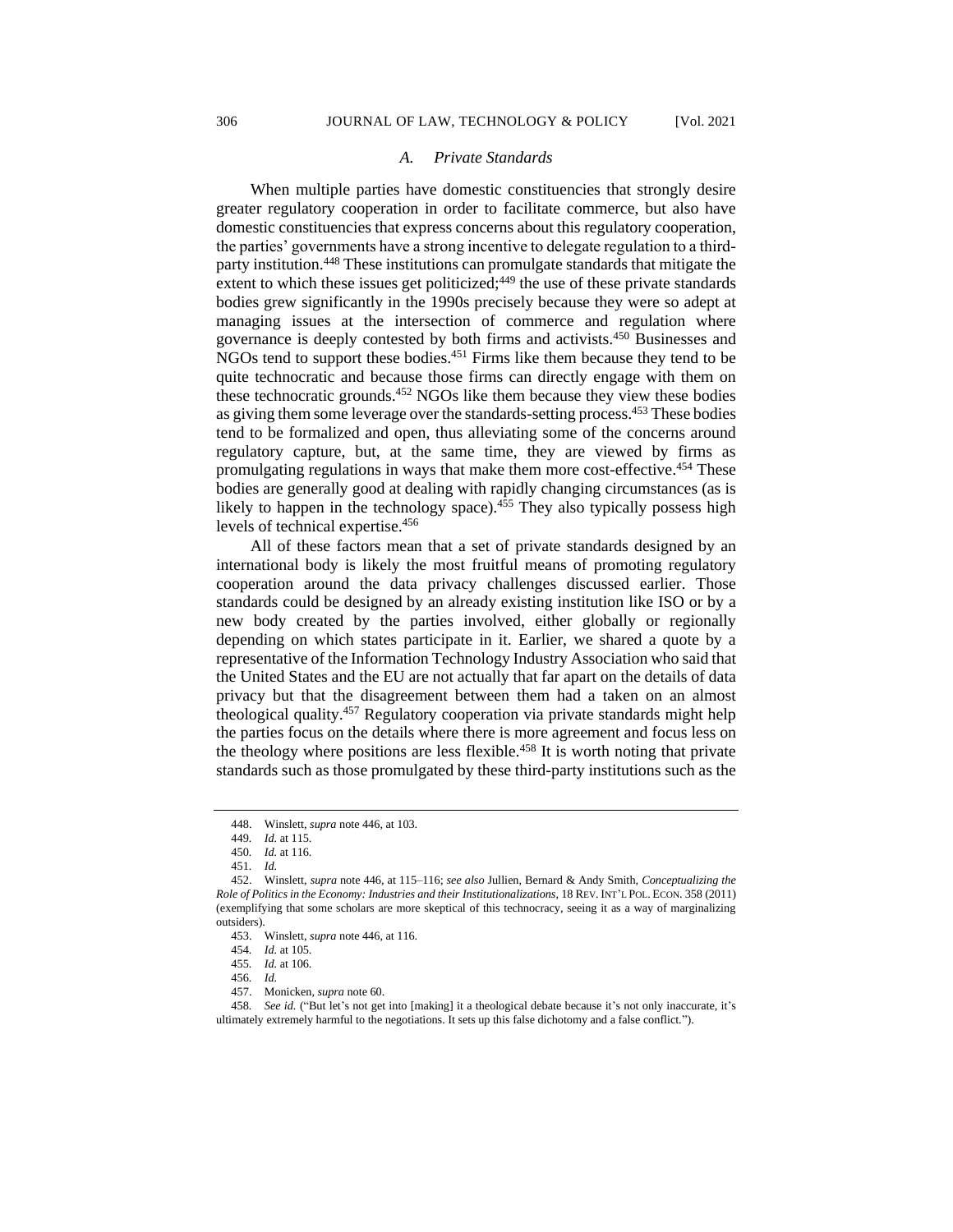### *A. Private Standards*

When multiple parties have domestic constituencies that strongly desire greater regulatory cooperation in order to facilitate commerce, but also have domestic constituencies that express concerns about this regulatory cooperation, the parties' governments have a strong incentive to delegate regulation to a third-party institution.[448] These institutions can promulgate standards that mitigate the extent to which these issues get politicized;[449] the use of these private standards bodies grew significantly in the 1990s precisely because they were so adept at managing issues at the intersection of commerce and regulation where governance is deeply contested by both firms and activists.[450] Businesses and NGOs tend to support these bodies.[451] Firms like them because they tend to be quite technocratic and because those firms can directly engage with them on these technocratic grounds.[452] NGOs like them because they view these bodies as giving them some leverage over the standards-setting process.[453] These bodies tend to be formalized and open, thus alleviating some of the concerns around regulatory capture, but, at the same time, they are viewed by firms as promulgating regulations in ways that make them more cost-effective.[454] These bodies are generally good at dealing with rapidly changing circumstances (as is likely to happen in the technology space).[455] They also typically possess high levels of technical expertise.[456]

All of these factors mean that a set of private standards designed by an international body is likely the most fruitful means of promoting regulatory cooperation around the data privacy challenges discussed earlier. Those standards could be designed by an already existing institution like ISO or by a new body created by the parties involved, either globally or regionally depending on which states participate in it. Earlier, we shared a quote by a representative of the Information Technology Industry Association who said that the United States and the EU are not actually that far apart on the details of data privacy but that the disagreement between them had a taken on an almost theological quality.[457] Regulatory cooperation via private standards might help the parties focus on the details where there is more agreement and focus less on the theology where positions are less flexible.[458] It is worth noting that private standards such as those promulgated by these third-party institutions such as the

---

448. Winslett, *supra* note 446, at 103.

449. *Id.* at 115.

450. *Id.* at 116.

451. *Id.*

452. Winslett, *supra* note 446, at 115–116; *see also* Jullien, Bernard & Andy Smith, *Conceptualizing the Role of Politics in the Economy: Industries and their Institutionalizations*, 18 REV. INT'L POL. ECON. 358 (2011) (exemplifying that some scholars are more skeptical of this technocracy, seeing it as a way of marginalizing outsiders).

453. Winslett, *supra* note 446, at 116.

454. *Id.* at 105.

455. *Id.* at 106.

456. *Id.*

457. Monicken, *supra* note 60.

458. *See id.* ("But let's not get into [making] it a theological debate because it's not only inaccurate, it's ultimately extremely harmful to the negotiations. It sets up this false dichotomy and a false conflict.").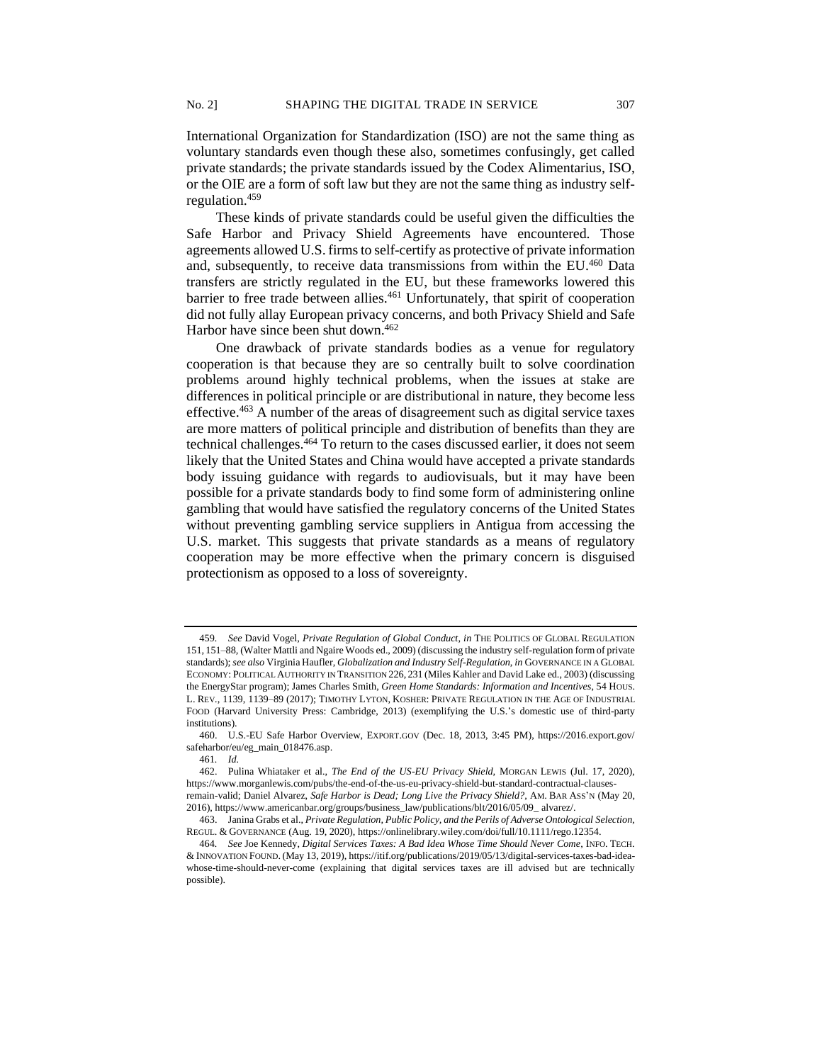International Organization for Standardization (ISO) are not the same thing as voluntary standards even though these also, sometimes confusingly, get called private standards; the private standards issued by the Codex Alimentarius, ISO, or the OIE are a form of soft law but they are not the same thing as industry self-regulation.[459]

These kinds of private standards could be useful given the difficulties the Safe Harbor and Privacy Shield Agreements have encountered. Those agreements allowed U.S. firms to self-certify as protective of private information and, subsequently, to receive data transmissions from within the EU.[460] Data transfers are strictly regulated in the EU, but these frameworks lowered this barrier to free trade between allies.[461] Unfortunately, that spirit of cooperation did not fully allay European privacy concerns, and both Privacy Shield and Safe Harbor have since been shut down.[462]

One drawback of private standards bodies as a venue for regulatory cooperation is that because they are so centrally built to solve coordination problems around highly technical problems, when the issues at stake are differences in political principle or are distributional in nature, they become less effective.[463] A number of the areas of disagreement such as digital service taxes are more matters of political principle and distribution of benefits than they are technical challenges.[464] To return to the cases discussed earlier, it does not seem likely that the United States and China would have accepted a private standards body issuing guidance with regards to audiovisuals, but it may have been possible for a private standards body to find some form of administering online gambling that would have satisfied the regulatory concerns of the United States without preventing gambling service suppliers in Antigua from accessing the U.S. market. This suggests that private standards as a means of regulatory cooperation may be more effective when the primary concern is disguised protectionism as opposed to a loss of sovereignty.

---

459. *See* David Vogel, *Private Regulation of Global Conduct*, *in* THE POLITICS OF GLOBAL REGULATION 151, 151–88, (Walter Mattli and Ngaire Woods ed., 2009) (discussing the industry self-regulation form of private standards); *see also* Virginia Haufler, *Globalization and Industry Self-Regulation*, *in* GOVERNANCE IN A GLOBAL ECONOMY: POLITICAL AUTHORITY IN TRANSITION 226, 231 (Miles Kahler and David Lake ed., 2003) (discussing the EnergyStar program); James Charles Smith, *Green Home Standards: Information and Incentives*, 54 HOUS. L. REV., 1139, 1139–89 (2017); TIMOTHY LYTON, KOSHER: PRIVATE REGULATION IN THE AGE OF INDUSTRIAL FOOD (Harvard University Press: Cambridge, 2013) (exemplifying the U.S.'s domestic use of third-party institutions).

460. U.S.-EU Safe Harbor Overview, EXPORT.GOV (Dec. 18, 2013, 3:45 PM), https://2016.export.gov/safeharbor/eu/eg_main_018476.asp.

461. *Id.*

462. Pulina Whiataker et al., *The End of the US-EU Privacy Shield*, MORGAN LEWIS (Jul. 17, 2020), https://www.morganlewis.com/pubs/the-end-of-the-us-eu-privacy-shield-but-standard-contractual-clauses-remain-valid; Daniel Alvarez, *Safe Harbor is Dead; Long Live the Privacy Shield?*, AM. BAR ASS'N (May 20, 2016), https://www.americanbar.org/groups/business_law/publications/blt/2016/05/09_ alvarez/.

463. Janina Grabs et al., *Private Regulation, Public Policy, and the Perils of Adverse Ontological Selection*, REGUL. & GOVERNANCE (Aug. 19, 2020), https://onlinelibrary.wiley.com/doi/full/10.1111/rego.12354.

464. *See* Joe Kennedy, *Digital Services Taxes: A Bad Idea Whose Time Should Never Come*, INFO. TECH. & INNOVATION FOUND. (May 13, 2019), https://itif.org/publications/2019/05/13/digital-services-taxes-bad-idea-whose-time-should-never-come (explaining that digital services taxes are ill advised but are technically possible).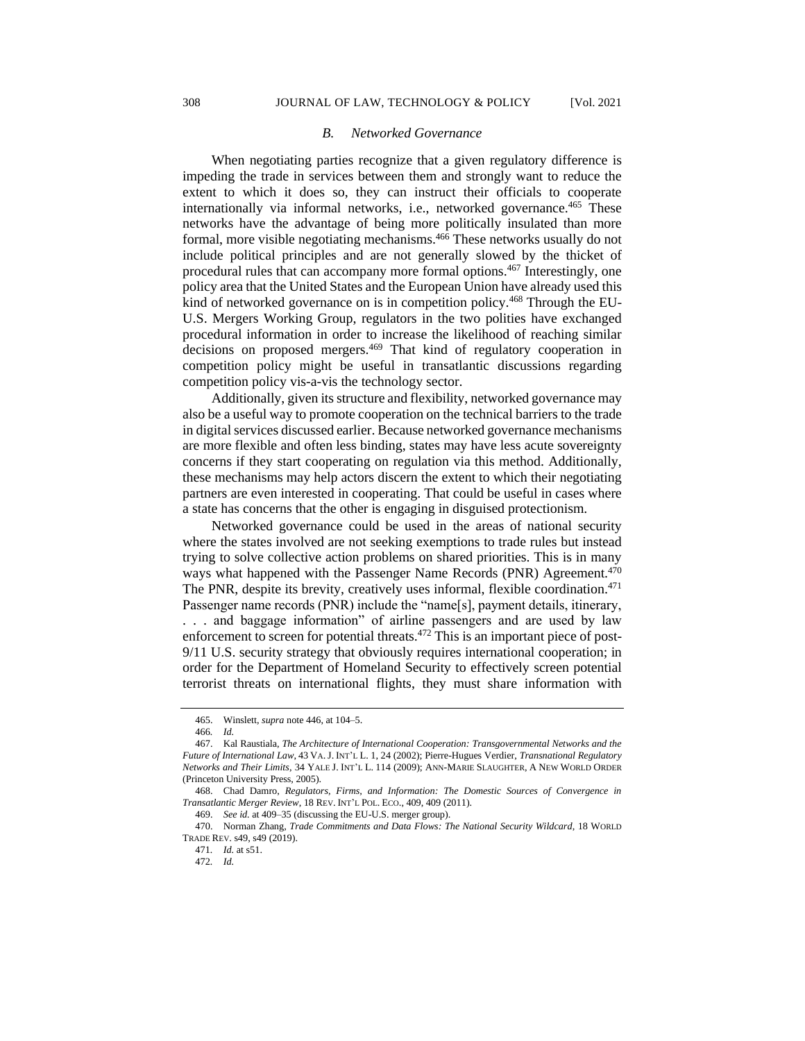### *B. Networked Governance*

When negotiating parties recognize that a given regulatory difference is impeding the trade in services between them and strongly want to reduce the extent to which it does so, they can instruct their officials to cooperate internationally via informal networks, i.e., networked governance.[465] These networks have the advantage of being more politically insulated than more formal, more visible negotiating mechanisms.[466] These networks usually do not include political principles and are not generally slowed by the thicket of procedural rules that can accompany more formal options.[467] Interestingly, one policy area that the United States and the European Union have already used this kind of networked governance on is in competition policy.[468] Through the EU-U.S. Mergers Working Group, regulators in the two polities have exchanged procedural information in order to increase the likelihood of reaching similar decisions on proposed mergers.[469] That kind of regulatory cooperation in competition policy might be useful in transatlantic discussions regarding competition policy vis-a-vis the technology sector.

Additionally, given its structure and flexibility, networked governance may also be a useful way to promote cooperation on the technical barriers to the trade in digital services discussed earlier. Because networked governance mechanisms are more flexible and often less binding, states may have less acute sovereignty concerns if they start cooperating on regulation via this method. Additionally, these mechanisms may help actors discern the extent to which their negotiating partners are even interested in cooperating. That could be useful in cases where a state has concerns that the other is engaging in disguised protectionism.

Networked governance could be used in the areas of national security where the states involved are not seeking exemptions to trade rules but instead trying to solve collective action problems on shared priorities. This is in many ways what happened with the Passenger Name Records (PNR) Agreement.[470] The PNR, despite its brevity, creatively uses informal, flexible coordination.[471] Passenger name records (PNR) include the "name[s], payment details, itinerary, . . . and baggage information" of airline passengers and are used by law enforcement to screen for potential threats.[472] This is an important piece of post-9/11 U.S. security strategy that obviously requires international cooperation; in order for the Department of Homeland Security to effectively screen potential terrorist threats on international flights, they must share information with

---

465. Winslett, *supra* note 446, at 104–5.

466. *Id.*

467. Kal Raustiala, *The Architecture of International Cooperation: Transgovernmental Networks and the Future of International Law*, 43 VA. J. INT'L L. 1, 24 (2002); Pierre-Hugues Verdier, *Transnational Regulatory Networks and Their Limits*, 34 YALE J. INT'L L. 114 (2009); ANN-MARIE SLAUGHTER, A NEW WORLD ORDER (Princeton University Press, 2005).

468. Chad Damro, *Regulators, Firms, and Information: The Domestic Sources of Convergence in Transatlantic Merger Review*, 18 REV. INT'L POL. ECO., 409, 409 (2011).

469. *See id.* at 409–35 (discussing the EU-U.S. merger group).

470. Norman Zhang, *Trade Commitments and Data Flows: The National Security Wildcard*, 18 WORLD TRADE REV. s49, s49 (2019).

471. *Id.* at s51.

472. *Id.*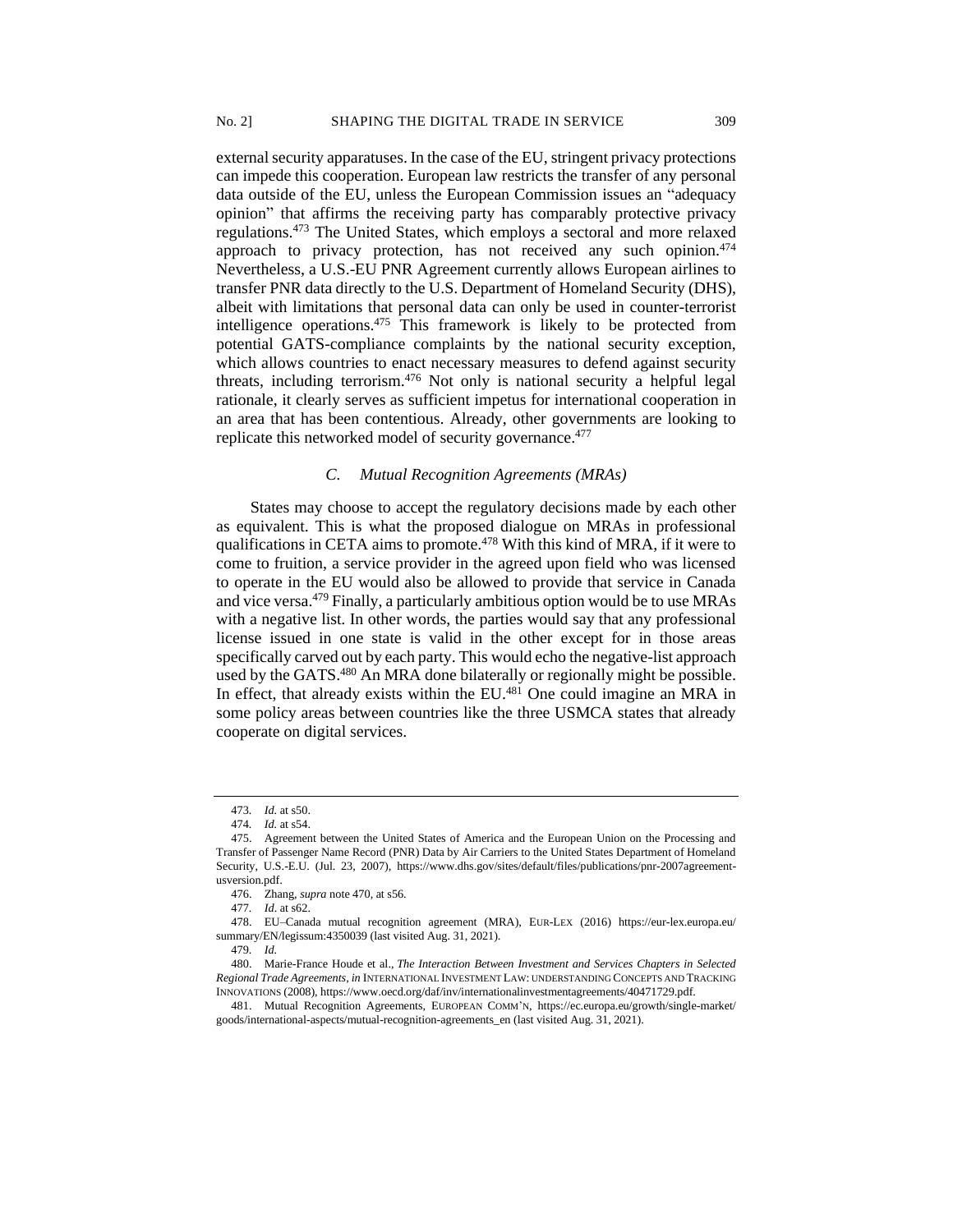external security apparatuses. In the case of the EU, stringent privacy protections can impede this cooperation. European law restricts the transfer of any personal data outside of the EU, unless the European Commission issues an "adequacy opinion" that affirms the receiving party has comparably protective privacy regulations.[473] The United States, which employs a sectoral and more relaxed approach to privacy protection, has not received any such opinion.[474] Nevertheless, a U.S.-EU PNR Agreement currently allows European airlines to transfer PNR data directly to the U.S. Department of Homeland Security (DHS), albeit with limitations that personal data can only be used in counter-terrorist intelligence operations.[475] This framework is likely to be protected from potential GATS-compliance complaints by the national security exception, which allows countries to enact necessary measures to defend against security threats, including terrorism.[476] Not only is national security a helpful legal rationale, it clearly serves as sufficient impetus for international cooperation in an area that has been contentious. Already, other governments are looking to replicate this networked model of security governance.[477]

### *C. Mutual Recognition Agreements (MRAs)*

States may choose to accept the regulatory decisions made by each other as equivalent. This is what the proposed dialogue on MRAs in professional qualifications in CETA aims to promote.[478] With this kind of MRA, if it were to come to fruition, a service provider in the agreed upon field who was licensed to operate in the EU would also be allowed to provide that service in Canada and vice versa.[479] Finally, a particularly ambitious option would be to use MRAs with a negative list. In other words, the parties would say that any professional license issued in one state is valid in the other except for in those areas specifically carved out by each party. This would echo the negative-list approach used by the GATS.[480] An MRA done bilaterally or regionally might be possible. In effect, that already exists within the EU.[481] One could imagine an MRA in some policy areas between countries like the three USMCA states that already cooperate on digital services.

---

473. *Id.* at s50.

474. *Id.* at s54.

475. Agreement between the United States of America and the European Union on the Processing and Transfer of Passenger Name Record (PNR) Data by Air Carriers to the United States Department of Homeland Security, U.S.-E.U. (Jul. 23, 2007), https://www.dhs.gov/sites/default/files/publications/pnr-2007agreement-usversion.pdf.

476. Zhang, *supra* note 470, at s56.

477. *Id*. at s62.

478. EU–Canada mutual recognition agreement (MRA), EUR-LEX (2016) https://eur-lex.europa.eu/summary/EN/legissum:4350039 (last visited Aug. 31, 2021).

479. *Id.*

480. Marie-France Houde et al., *The Interaction Between Investment and Services Chapters in Selected Regional Trade Agreements*, *in* INTERNATIONAL INVESTMENT LAW: UNDERSTANDING CONCEPTS AND TRACKING INNOVATIONS (2008), https://www.oecd.org/daf/inv/internationalinvestmentagreements/40471729.pdf.

481. Mutual Recognition Agreements, EUROPEAN COMM'N, https://ec.europa.eu/growth/single-market/goods/international-aspects/mutual-recognition-agreements_en (last visited Aug. 31, 2021).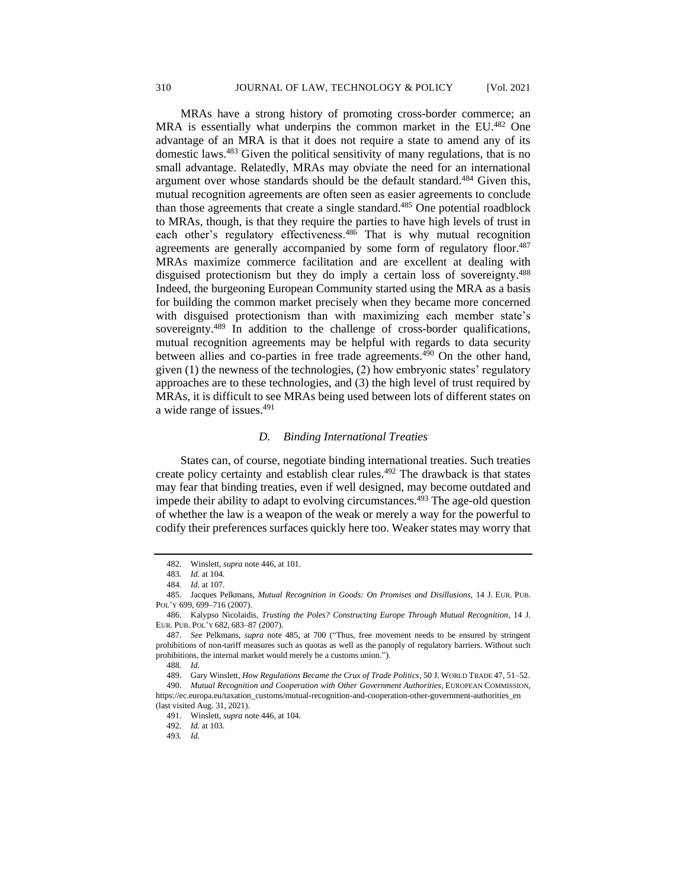MRAs have a strong history of promoting cross-border commerce; an MRA is essentially what underpins the common market in the EU.[482] One advantage of an MRA is that it does not require a state to amend any of its domestic laws.[483] Given the political sensitivity of many regulations, that is no small advantage. Relatedly, MRAs may obviate the need for an international argument over whose standards should be the default standard.[484] Given this, mutual recognition agreements are often seen as easier agreements to conclude than those agreements that create a single standard.[485] One potential roadblock to MRAs, though, is that they require the parties to have high levels of trust in each other's regulatory effectiveness.[486] That is why mutual recognition agreements are generally accompanied by some form of regulatory floor.[487] MRAs maximize commerce facilitation and are excellent at dealing with disguised protectionism but they do imply a certain loss of sovereignty.[488] Indeed, the burgeoning European Community started using the MRA as a basis for building the common market precisely when they became more concerned with disguised protectionism than with maximizing each member state's sovereignty.[489] In addition to the challenge of cross-border qualifications, mutual recognition agreements may be helpful with regards to data security between allies and co-parties in free trade agreements.[490] On the other hand, given (1) the newness of the technologies, (2) how embryonic states' regulatory approaches are to these technologies, and (3) the high level of trust required by MRAs, it is difficult to see MRAs being used between lots of different states on a wide range of issues.[491]

### *D. Binding International Treaties*

States can, of course, negotiate binding international treaties. Such treaties create policy certainty and establish clear rules.[492] The drawback is that states may fear that binding treaties, even if well designed, may become outdated and impede their ability to adapt to evolving circumstances.[493] The age-old question of whether the law is a weapon of the weak or merely a way for the powerful to codify their preferences surfaces quickly here too. Weaker states may worry that

---

482. Winslett, *supra* note 446, at 101.

483. *Id.* at 104.

484. *Id.* at 107.

485. Jacques Pelkmans, *Mutual Recognition in Goods: On Promises and Disillusions*, 14 J. EUR. PUB. POL'Y 699, 699–716 (2007).

486. Kalypso Nicolaidis, *Trusting the Poles? Constructing Europe Through Mutual Recognition*, 14 J. EUR. PUB. POL'Y 682, 683–87 (2007).

487. *See* Pelkmans, *supra* note 485, at 700 ("Thus, free movement needs to be ensured by stringent prohibitions of non-tariff measures such as quotas as well as the panoply of regulatory barriers. Without such prohibitions, the internal market would merely be a customs union.").

488. *Id.*

489. Gary Winslett, *How Regulations Became the Crux of Trade Politics*, 50 J. WORLD TRADE 47, 51–52.

490. *Mutual Recognition and Cooperation with Other Government Authorities*, EUROPEAN COMMISSION, https://ec.europa.eu/taxation_customs/mutual-recognition-and-cooperation-other-government-authorities_en (last visited Aug. 31, 2021).

491. Winslett, *supra* note 446, at 104.

492. *Id.* at 103.

493. *Id.*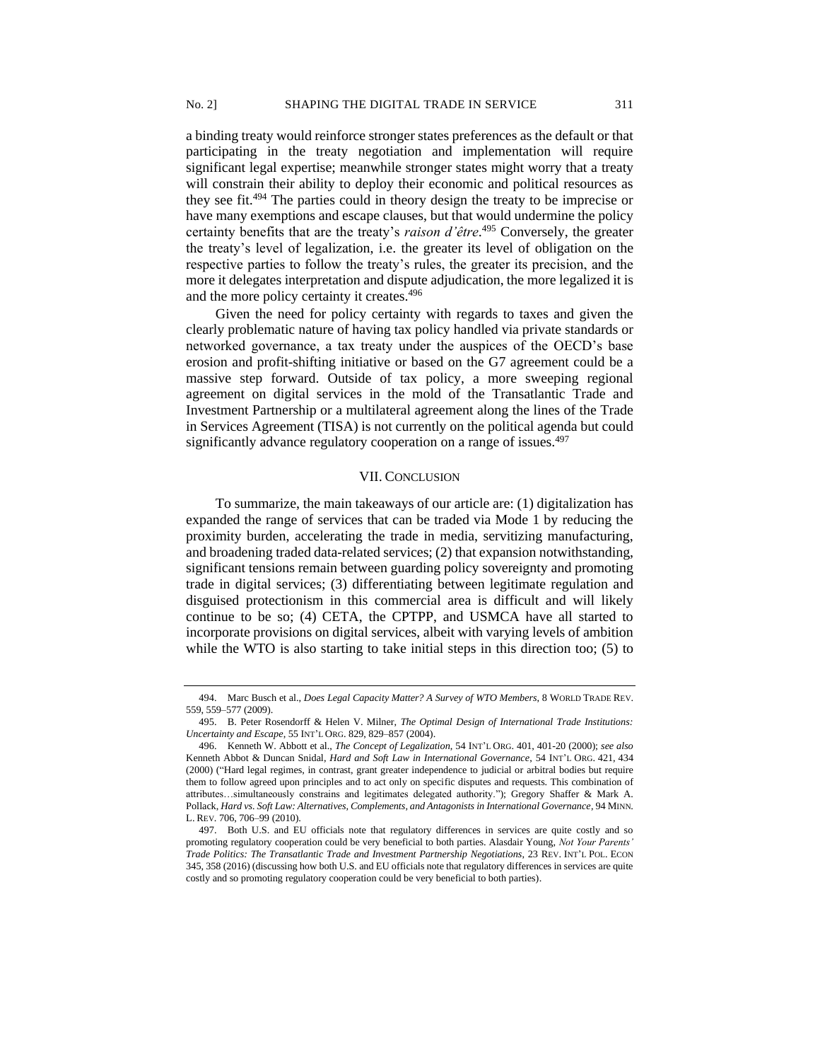a binding treaty would reinforce stronger states preferences as the default or that participating in the treaty negotiation and implementation will require significant legal expertise; meanwhile stronger states might worry that a treaty will constrain their ability to deploy their economic and political resources as they see fit.[494] The parties could in theory design the treaty to be imprecise or have many exemptions and escape clauses, but that would undermine the policy certainty benefits that are the treaty's *raison d'être*.[495] Conversely, the greater the treaty's level of legalization, i.e. the greater its level of obligation on the respective parties to follow the treaty's rules, the greater its precision, and the more it delegates interpretation and dispute adjudication, the more legalized it is and the more policy certainty it creates.[496]

Given the need for policy certainty with regards to taxes and given the clearly problematic nature of having tax policy handled via private standards or networked governance, a tax treaty under the auspices of the OECD's base erosion and profit-shifting initiative or based on the G7 agreement could be a massive step forward. Outside of tax policy, a more sweeping regional agreement on digital services in the mold of the Transatlantic Trade and Investment Partnership or a multilateral agreement along the lines of the Trade in Services Agreement (TISA) is not currently on the political agenda but could significantly advance regulatory cooperation on a range of issues.[497]

## VII. CONCLUSION

To summarize, the main takeaways of our article are: (1) digitalization has expanded the range of services that can be traded via Mode 1 by reducing the proximity burden, accelerating the trade in media, servitizing manufacturing, and broadening traded data-related services; (2) that expansion notwithstanding, significant tensions remain between guarding policy sovereignty and promoting trade in digital services; (3) differentiating between legitimate regulation and disguised protectionism in this commercial area is difficult and will likely continue to be so; (4) CETA, the CPTPP, and USMCA have all started to incorporate provisions on digital services, albeit with varying levels of ambition while the WTO is also starting to take initial steps in this direction too; (5) to

---

494. Marc Busch et al., *Does Legal Capacity Matter? A Survey of WTO Members*, 8 WORLD TRADE REV. 559, 559–577 (2009).

495. B. Peter Rosendorff & Helen V. Milner, *The Optimal Design of International Trade Institutions: Uncertainty and Escape*, 55 INT'L ORG. 829, 829–857 (2004).

496. Kenneth W. Abbott et al., *The Concept of Legalization*, 54 INT'L ORG. 401, 401-20 (2000); *see also* Kenneth Abbot & Duncan Snidal, *Hard and Soft Law in International Governance*, 54 INT'L ORG. 421, 434 (2000) ("Hard legal regimes, in contrast, grant greater independence to judicial or arbitral bodies but require them to follow agreed upon principles and to act only on specific disputes and requests. This combination of attributes…simultaneously constrains and legitimates delegated authority."); Gregory Shaffer & Mark A. Pollack, *Hard vs. Soft Law: Alternatives, Complements, and Antagonists in International Governance*, 94 MINN. L. REV. 706, 706–99 (2010).

497. Both U.S. and EU officials note that regulatory differences in services are quite costly and so promoting regulatory cooperation could be very beneficial to both parties. Alasdair Young, *Not Your Parents' Trade Politics: The Transatlantic Trade and Investment Partnership Negotiations*, 23 REV. INT'L POL. ECON 345, 358 (2016) (discussing how both U.S. and EU officials note that regulatory differences in services are quite costly and so promoting regulatory cooperation could be very beneficial to both parties).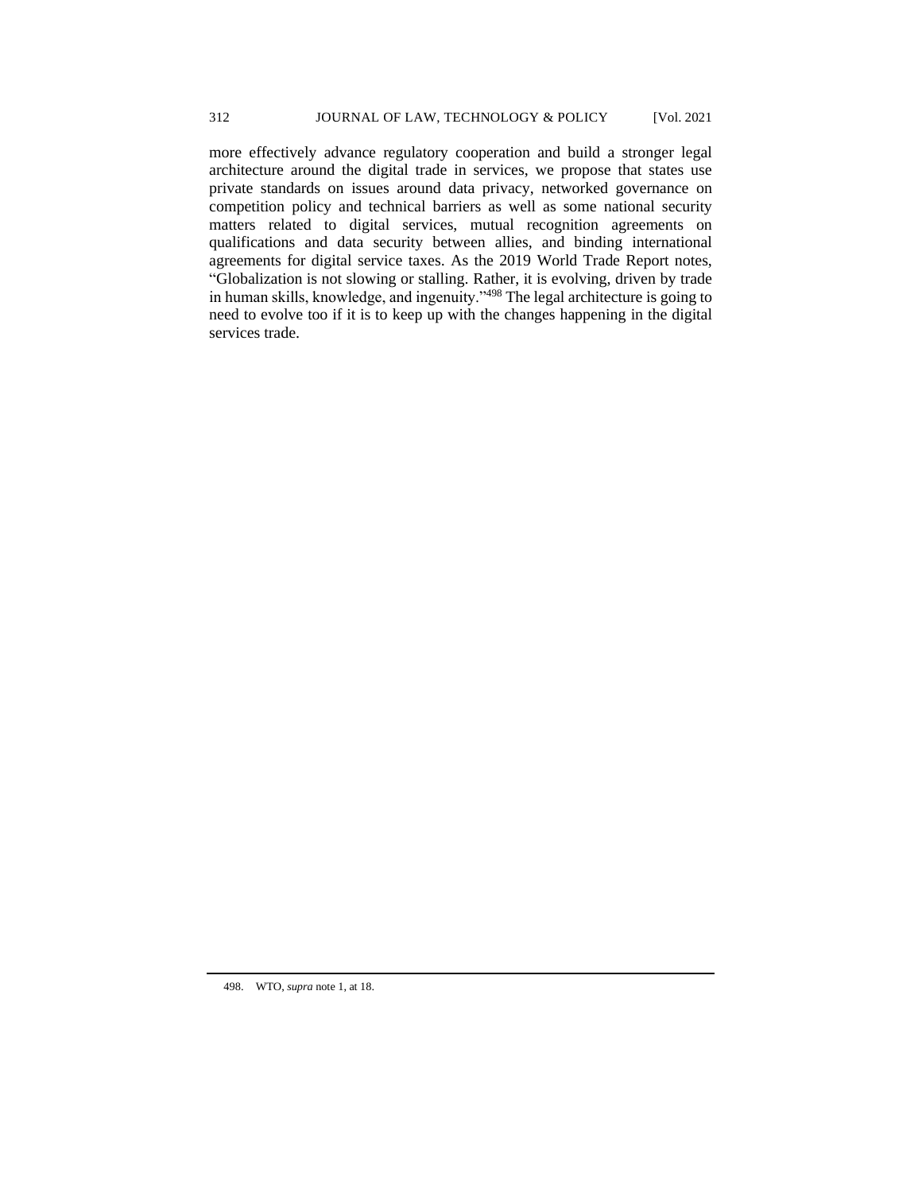more effectively advance regulatory cooperation and build a stronger legal architecture around the digital trade in services, we propose that states use private standards on issues around data privacy, networked governance on competition policy and technical barriers as well as some national security matters related to digital services, mutual recognition agreements on qualifications and data security between allies, and binding international agreements for digital service taxes. As the 2019 World Trade Report notes, "Globalization is not slowing or stalling. Rather, it is evolving, driven by trade in human skills, knowledge, and ingenuity."[498] The legal architecture is going to need to evolve too if it is to keep up with the changes happening in the digital services trade.

---

498. WTO, *supra* note 1, at 18.